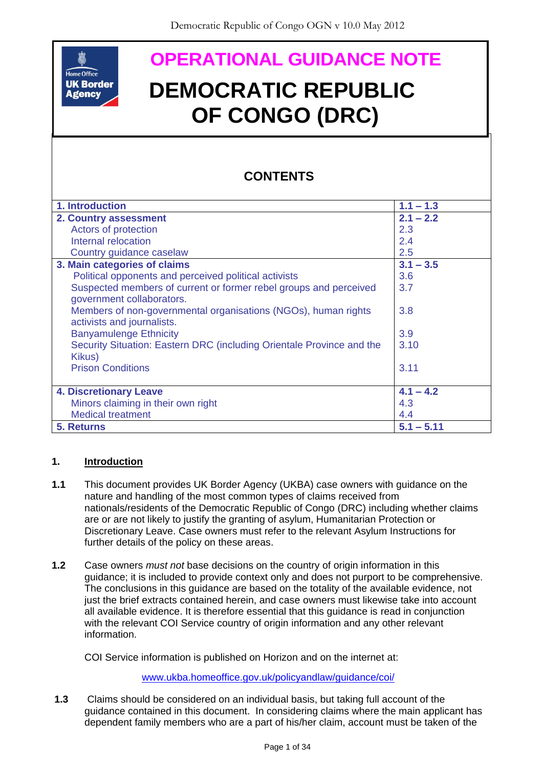# OPERATIONAL GUIDANCE NOTE

# DEMOCRATIC REPUBLIC OF CONGO (DRC)

## CONTENTS

| | |
|---|---|
| **1. Introduction** | **1.1 – 1.3** |
| **2. Country assessment** | **2.1 – 2.2** |
| Actors of protection | 2.3 |
| Internal relocation | 2.4 |
| Country guidance caselaw | 2.5 |
| **3. Main categories of claims** | **3.1 – 3.5** |
| Political opponents and perceived political activists | 3.6 |
| Suspected members of current or former rebel groups and perceived government collaborators. | 3.7 |
| Members of non-governmental organisations (NGOs), human rights activists and journalists. | 3.8 |
| Banyamulenge Ethnicity | 3.9 |
| Security Situation: Eastern DRC (including Orientale Province and the Kikus) | 3.10 |
| Prison Conditions | 3.11 |
| **4. Discretionary Leave** | **4.1 – 4.2** |
| Minors claiming in their own right | 4.3 |
| Medical treatment | 4.4 |
| **5. Returns** | **5.1 – 5.11** |

## 1. Introduction

**1.1** This document provides UK Border Agency (UKBA) case owners with guidance on the nature and handling of the most common types of claims received from nationals/residents of the Democratic Republic of Congo (DRC) including whether claims are or are not likely to justify the granting of asylum, Humanitarian Protection or Discretionary Leave. Case owners must refer to the relevant Asylum Instructions for further details of the policy on these areas.

**1.2** Case owners *must not* base decisions on the country of origin information in this guidance; it is included to provide context only and does not purport to be comprehensive. The conclusions in this guidance are based on the totality of the available evidence, not just the brief extracts contained herein, and case owners must likewise take into account all available evidence. It is therefore essential that this guidance is read in conjunction with the relevant COI Service country of origin information and any other relevant information.

COI Service information is published on Horizon and on the internet at:

www.ukba.homeoffice.gov.uk/policyandlaw/guidance/coi/

**1.3** Claims should be considered on an individual basis, but taking full account of the guidance contained in this document. In considering claims where the main applicant has dependent family members who are a part of his/her claim, account must be taken of the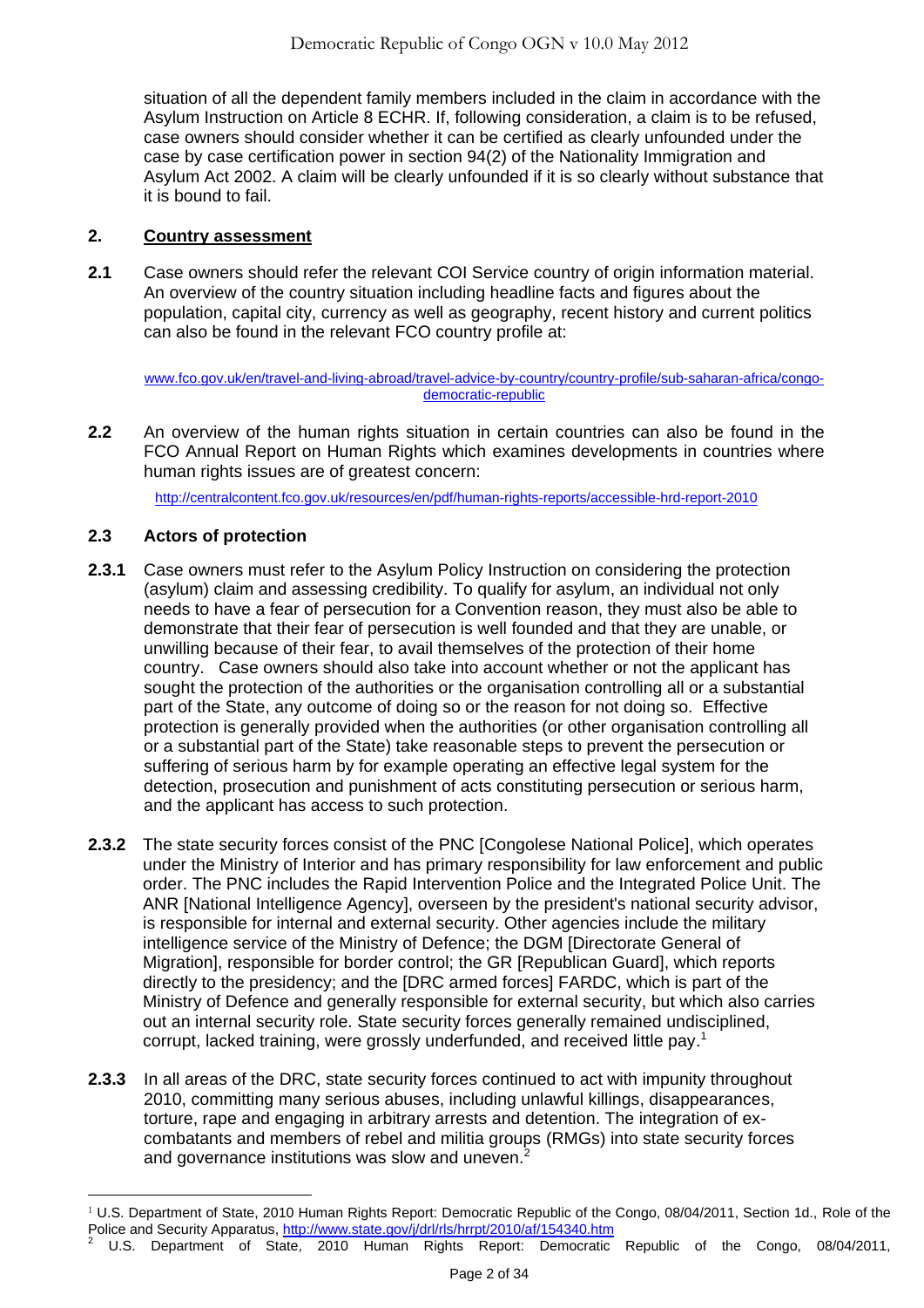situation of all the dependent family members included in the claim in accordance with the Asylum Instruction on Article 8 ECHR. If, following consideration, a claim is to be refused, case owners should consider whether it can be certified as clearly unfounded under the case by case certification power in section 94(2) of the Nationality Immigration and Asylum Act 2002. A claim will be clearly unfounded if it is so clearly without substance that it is bound to fail.

## 2. Country assessment

**2.1** Case owners should refer the relevant COI Service country of origin information material. An overview of the country situation including headline facts and figures about the population, capital city, currency as well as geography, recent history and current politics can also be found in the relevant FCO country profile at:

www.fco.gov.uk/en/travel-and-living-abroad/travel-advice-by-country/country-profile/sub-saharan-africa/congo-democratic-republic

**2.2** An overview of the human rights situation in certain countries can also be found in the FCO Annual Report on Human Rights which examines developments in countries where human rights issues are of greatest concern:

http://centralcontent.fco.gov.uk/resources/en/pdf/human-rights-reports/accessible-hrd-report-2010

### 2.3 Actors of protection

**2.3.1** Case owners must refer to the Asylum Policy Instruction on considering the protection (asylum) claim and assessing credibility. To qualify for asylum, an individual not only needs to have a fear of persecution for a Convention reason, they must also be able to demonstrate that their fear of persecution is well founded and that they are unable, or unwilling because of their fear, to avail themselves of the protection of their home country. Case owners should also take into account whether or not the applicant has sought the protection of the authorities or the organisation controlling all or a substantial part of the State, any outcome of doing so or the reason for not doing so. Effective protection is generally provided when the authorities (or other organisation controlling all or a substantial part of the State) take reasonable steps to prevent the persecution or suffering of serious harm by for example operating an effective legal system for the detection, prosecution and punishment of acts constituting persecution or serious harm, and the applicant has access to such protection.

**2.3.2** The state security forces consist of the PNC [Congolese National Police], which operates under the Ministry of Interior and has primary responsibility for law enforcement and public order. The PNC includes the Rapid Intervention Police and the Integrated Police Unit. The ANR [National Intelligence Agency], overseen by the president's national security advisor, is responsible for internal and external security. Other agencies include the military intelligence service of the Ministry of Defence; the DGM [Directorate General of Migration], responsible for border control; the GR [Republican Guard], which reports directly to the presidency; and the [DRC armed forces] FARDC, which is part of the Ministry of Defence and generally responsible for external security, but which also carries out an internal security role. State security forces generally remained undisciplined, corrupt, lacked training, were grossly underfunded, and received little pay.[1]

**2.3.3** In all areas of the DRC, state security forces continued to act with impunity throughout 2010, committing many serious abuses, including unlawful killings, disappearances, torture, rape and engaging in arbitrary arrests and detention. The integration of ex-combatants and members of rebel and militia groups (RMGs) into state security forces and governance institutions was slow and uneven.[2]

---

[1] U.S. Department of State, 2010 Human Rights Report: Democratic Republic of the Congo, 08/04/2011, Section 1d., Role of the Police and Security Apparatus, http://www.state.gov/j/drl/rls/hrrpt/2010/af/154340.htm

[2] U.S. Department of State, 2010 Human Rights Report: Democratic Republic of the Congo, 08/04/2011,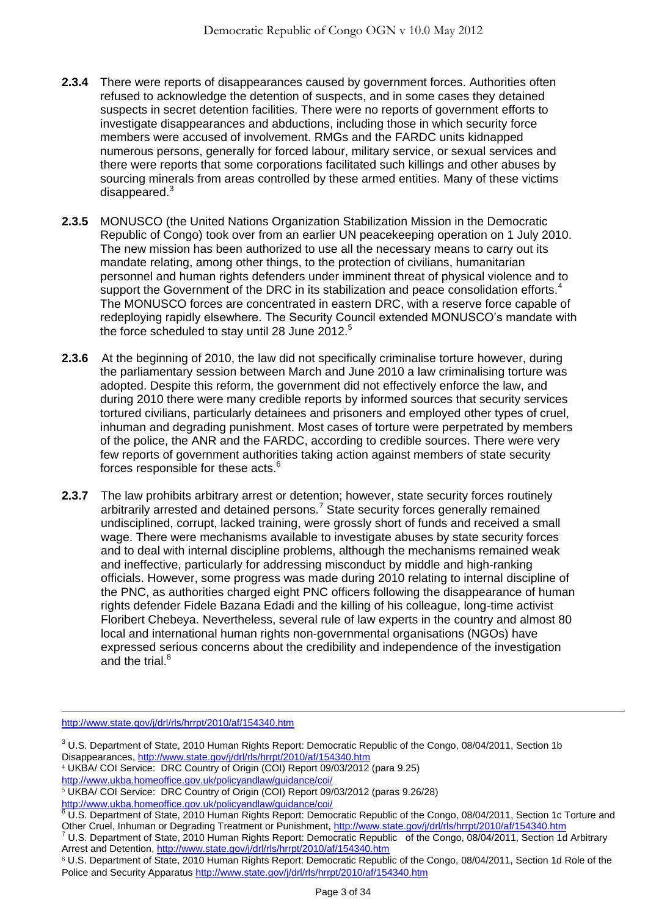**2.3.4** There were reports of disappearances caused by government forces. Authorities often refused to acknowledge the detention of suspects, and in some cases they detained suspects in secret detention facilities. There were no reports of government efforts to investigate disappearances and abductions, including those in which security force members were accused of involvement. RMGs and the FARDC units kidnapped numerous persons, generally for forced labour, military service, or sexual services and there were reports that some corporations facilitated such killings and other abuses by sourcing minerals from areas controlled by these armed entities. Many of these victims disappeared.[3]

**2.3.5** MONUSCO (the United Nations Organization Stabilization Mission in the Democratic Republic of Congo) took over from an earlier UN peacekeeping operation on 1 July 2010. The new mission has been authorized to use all the necessary means to carry out its mandate relating, among other things, to the protection of civilians, humanitarian personnel and human rights defenders under imminent threat of physical violence and to support the Government of the DRC in its stabilization and peace consolidation efforts.[4] The MONUSCO forces are concentrated in eastern DRC, with a reserve force capable of redeploying rapidly elsewhere. The Security Council extended MONUSCO's mandate with the force scheduled to stay until 28 June 2012.[5]

**2.3.6** At the beginning of 2010, the law did not specifically criminalise torture however, during the parliamentary session between March and June 2010 a law criminalising torture was adopted. Despite this reform, the government did not effectively enforce the law, and during 2010 there were many credible reports by informed sources that security services tortured civilians, particularly detainees and prisoners and employed other types of cruel, inhuman and degrading punishment. Most cases of torture were perpetrated by members of the police, the ANR and the FARDC, according to credible sources. There were very few reports of government authorities taking action against members of state security forces responsible for these acts.[6]

**2.3.7** The law prohibits arbitrary arrest or detention; however, state security forces routinely arbitrarily arrested and detained persons.[7] State security forces generally remained undisciplined, corrupt, lacked training, were grossly short of funds and received a small wage. There were mechanisms available to investigate abuses by state security forces and to deal with internal discipline problems, although the mechanisms remained weak and ineffective, particularly for addressing misconduct by middle and high-ranking officials. However, some progress was made during 2010 relating to internal discipline of the PNC, as authorities charged eight PNC officers following the disappearance of human rights defender Fidele Bazana Edadi and the killing of his colleague, long-time activist Floribert Chebeya. Nevertheless, several rule of law experts in the country and almost 80 local and international human rights non-governmental organisations (NGOs) have expressed serious concerns about the credibility and independence of the investigation and the trial.[8]

---

http://www.state.gov/j/drl/rls/hrrpt/2010/af/154340.htm

[3] U.S. Department of State, 2010 Human Rights Report: Democratic Republic of the Congo, 08/04/2011, Section 1b Disappearances, http://www.state.gov/j/drl/rls/hrrpt/2010/af/154340.htm

[4] UKBA/ COI Service: DRC Country of Origin (COI) Report 09/03/2012 (para 9.25) http://www.ukba.homeoffice.gov.uk/policyandlaw/guidance/coi/

[5] UKBA/ COI Service: DRC Country of Origin (COI) Report 09/03/2012 (paras 9.26/28) http://www.ukba.homeoffice.gov.uk/policyandlaw/guidance/coi/

[6] U.S. Department of State, 2010 Human Rights Report: Democratic Republic of the Congo, 08/04/2011, Section 1c Torture and Other Cruel, Inhuman or Degrading Treatment or Punishment, http://www.state.gov/j/drl/rls/hrrpt/2010/af/154340.htm

[7] U.S. Department of State, 2010 Human Rights Report: Democratic Republic of the Congo, 08/04/2011, Section 1d Arbitrary Arrest and Detention, http://www.state.gov/j/drl/rls/hrrpt/2010/af/154340.htm

[8] U.S. Department of State, 2010 Human Rights Report: Democratic Republic of the Congo, 08/04/2011, Section 1d Role of the Police and Security Apparatus http://www.state.gov/j/drl/rls/hrrpt/2010/af/154340.htm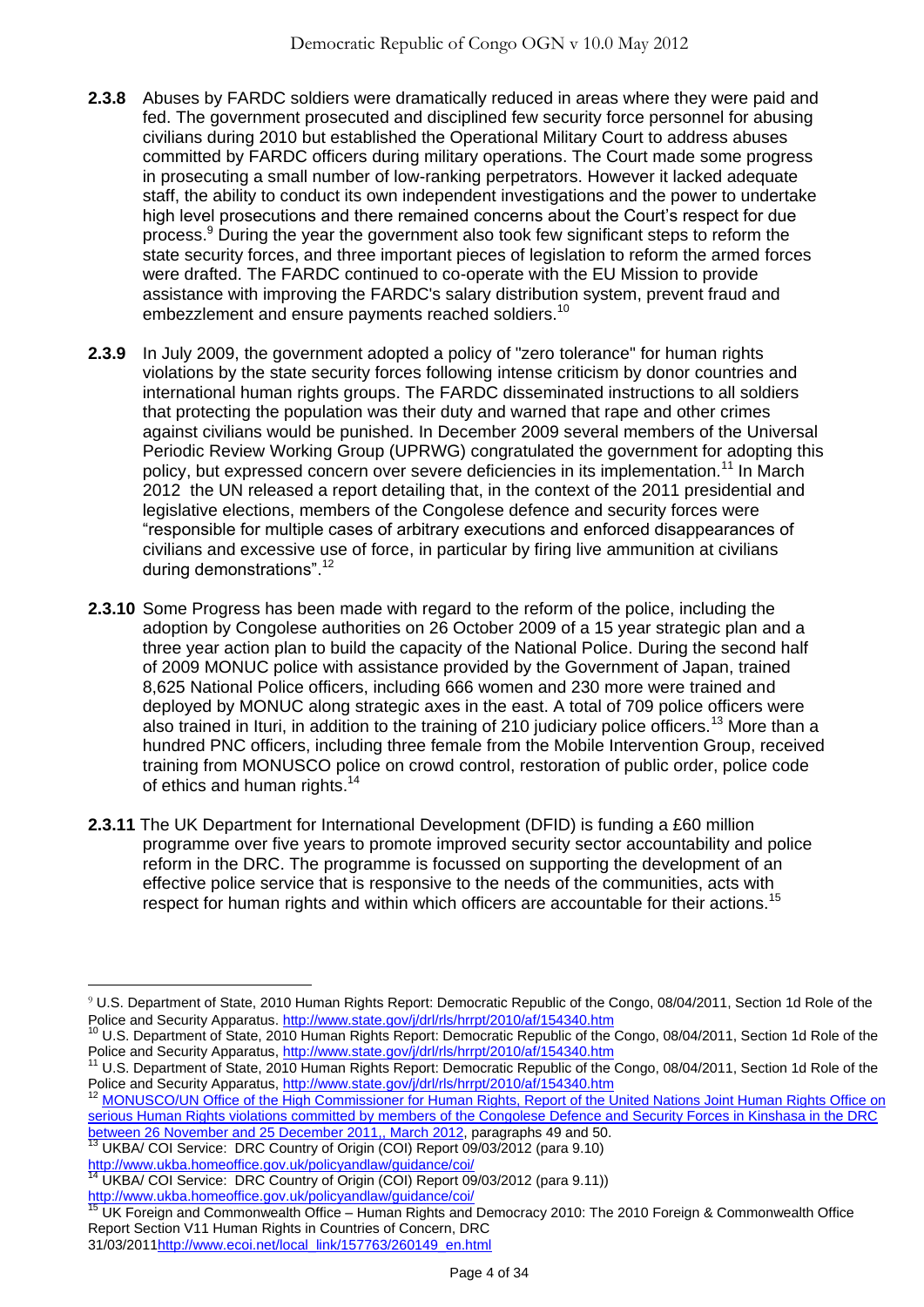**2.3.8** Abuses by FARDC soldiers were dramatically reduced in areas where they were paid and fed. The government prosecuted and disciplined few security force personnel for abusing civilians during 2010 but established the Operational Military Court to address abuses committed by FARDC officers during military operations. The Court made some progress in prosecuting a small number of low-ranking perpetrators. However it lacked adequate staff, the ability to conduct its own independent investigations and the power to undertake high level prosecutions and there remained concerns about the Court's respect for due process.[9] During the year the government also took few significant steps to reform the state security forces, and three important pieces of legislation to reform the armed forces were drafted. The FARDC continued to co-operate with the EU Mission to provide assistance with improving the FARDC's salary distribution system, prevent fraud and embezzlement and ensure payments reached soldiers.[10]

**2.3.9** In July 2009, the government adopted a policy of "zero tolerance" for human rights violations by the state security forces following intense criticism by donor countries and international human rights groups. The FARDC disseminated instructions to all soldiers that protecting the population was their duty and warned that rape and other crimes against civilians would be punished. In December 2009 several members of the Universal Periodic Review Working Group (UPRWG) congratulated the government for adopting this policy, but expressed concern over severe deficiencies in its implementation.[11] In March 2012 the UN released a report detailing that, in the context of the 2011 presidential and legislative elections, members of the Congolese defence and security forces were "responsible for multiple cases of arbitrary executions and enforced disappearances of civilians and excessive use of force, in particular by firing live ammunition at civilians during demonstrations".[12]

**2.3.10** Some Progress has been made with regard to the reform of the police, including the adoption by Congolese authorities on 26 October 2009 of a 15 year strategic plan and a three year action plan to build the capacity of the National Police. During the second half of 2009 MONUC police with assistance provided by the Government of Japan, trained 8,625 National Police officers, including 666 women and 230 more were trained and deployed by MONUC along strategic axes in the east. A total of 709 police officers were also trained in Ituri, in addition to the training of 210 judiciary police officers.[13] More than a hundred PNC officers, including three female from the Mobile Intervention Group, received training from MONUSCO police on crowd control, restoration of public order, police code of ethics and human rights.[14]

**2.3.11** The UK Department for International Development (DFID) is funding a £60 million programme over five years to promote improved security sector accountability and police reform in the DRC. The programme is focussed on supporting the development of an effective police service that is responsive to the needs of the communities, acts with respect for human rights and within which officers are accountable for their actions.[15]

---

[9] U.S. Department of State, 2010 Human Rights Report: Democratic Republic of the Congo, 08/04/2011, Section 1d Role of the Police and Security Apparatus. http://www.state.gov/j/drl/rls/hrrpt/2010/af/154340.htm

[10] U.S. Department of State, 2010 Human Rights Report: Democratic Republic of the Congo, 08/04/2011, Section 1d Role of the Police and Security Apparatus, http://www.state.gov/j/drl/rls/hrrpt/2010/af/154340.htm

[11] U.S. Department of State, 2010 Human Rights Report: Democratic Republic of the Congo, 08/04/2011, Section 1d Role of the Police and Security Apparatus, http://www.state.gov/j/drl/rls/hrrpt/2010/af/154340.htm

[12] MONUSCO/UN Office of the High Commissioner for Human Rights, Report of the United Nations Joint Human Rights Office on serious Human Rights violations committed by members of the Congolese Defence and Security Forces in Kinshasa in the DRC between 26 November and 25 December 2011,, March 2012, paragraphs 49 and 50.

[13] UKBA/ COI Service: DRC Country of Origin (COI) Report 09/03/2012 (para 9.10) http://www.ukba.homeoffice.gov.uk/policyandlaw/guidance/coi/

[14] UKBA/ COI Service: DRC Country of Origin (COI) Report 09/03/2012 (para 9.11)) http://www.ukba.homeoffice.gov.uk/policyandlaw/guidance/coi/

[15] UK Foreign and Commonwealth Office – Human Rights and Democracy 2010: The 2010 Foreign & Commonwealth Office Report Section V11 Human Rights in Countries of Concern, DRC 31/03/2011http://www.ecoi.net/local_link/157763/260149_en.html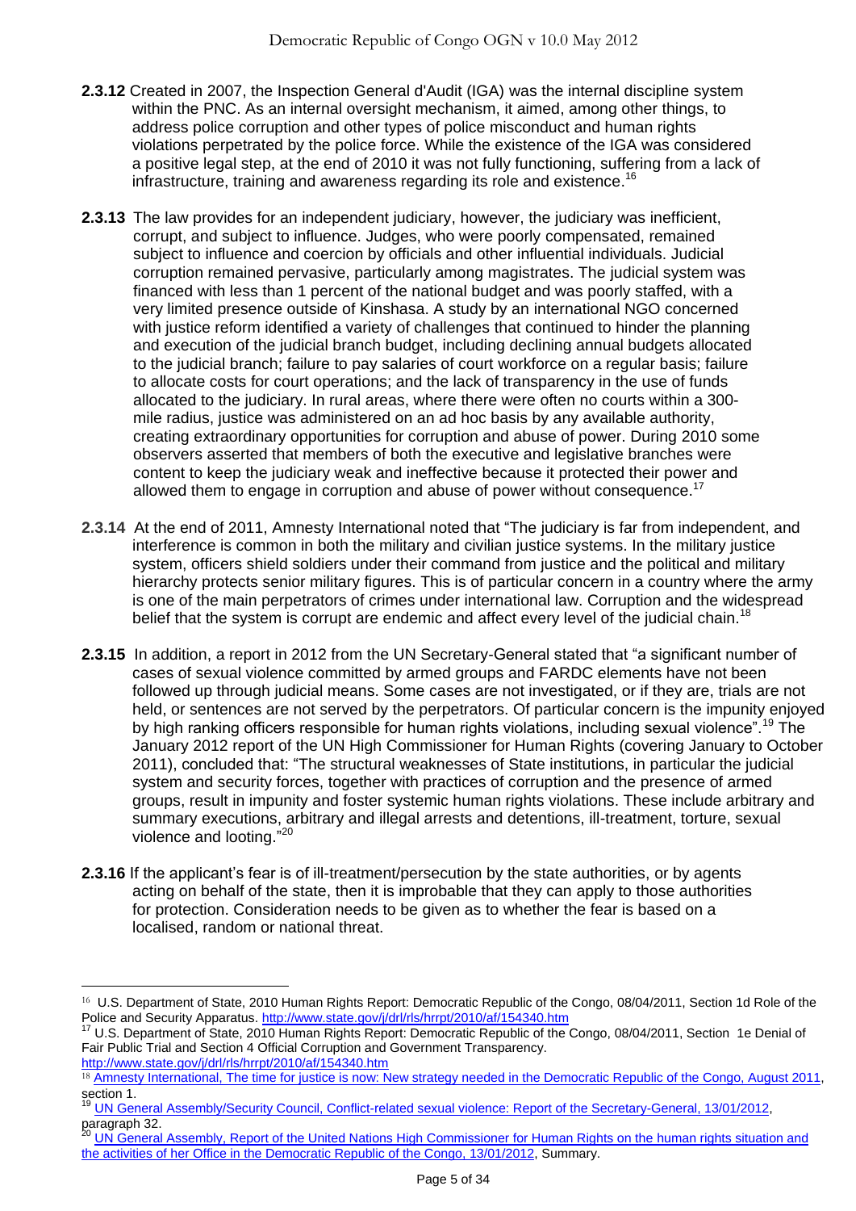**2.3.12** Created in 2007, the Inspection General d'Audit (IGA) was the internal discipline system within the PNC. As an internal oversight mechanism, it aimed, among other things, to address police corruption and other types of police misconduct and human rights violations perpetrated by the police force. While the existence of the IGA was considered a positive legal step, at the end of 2010 it was not fully functioning, suffering from a lack of infrastructure, training and awareness regarding its role and existence.[16]

**2.3.13** The law provides for an independent judiciary, however, the judiciary was inefficient, corrupt, and subject to influence. Judges, who were poorly compensated, remained subject to influence and coercion by officials and other influential individuals. Judicial corruption remained pervasive, particularly among magistrates. The judicial system was financed with less than 1 percent of the national budget and was poorly staffed, with a very limited presence outside of Kinshasa. A study by an international NGO concerned with justice reform identified a variety of challenges that continued to hinder the planning and execution of the judicial branch budget, including declining annual budgets allocated to the judicial branch; failure to pay salaries of court workforce on a regular basis; failure to allocate costs for court operations; and the lack of transparency in the use of funds allocated to the judiciary. In rural areas, where there were often no courts within a 300-mile radius, justice was administered on an ad hoc basis by any available authority, creating extraordinary opportunities for corruption and abuse of power. During 2010 some observers asserted that members of both the executive and legislative branches were content to keep the judiciary weak and ineffective because it protected their power and allowed them to engage in corruption and abuse of power without consequence.[17]

**2.3.14** At the end of 2011, Amnesty International noted that "The judiciary is far from independent, and interference is common in both the military and civilian justice systems. In the military justice system, officers shield soldiers under their command from justice and the political and military hierarchy protects senior military figures. This is of particular concern in a country where the army is one of the main perpetrators of crimes under international law. Corruption and the widespread belief that the system is corrupt are endemic and affect every level of the judicial chain.[18]

**2.3.15** In addition, a report in 2012 from the UN Secretary-General stated that "a significant number of cases of sexual violence committed by armed groups and FARDC elements have not been followed up through judicial means. Some cases are not investigated, or if they are, trials are not held, or sentences are not served by the perpetrators. Of particular concern is the impunity enjoyed by high ranking officers responsible for human rights violations, including sexual violence".[19] The January 2012 report of the UN High Commissioner for Human Rights (covering January to October 2011), concluded that: "The structural weaknesses of State institutions, in particular the judicial system and security forces, together with practices of corruption and the presence of armed groups, result in impunity and foster systemic human rights violations. These include arbitrary and summary executions, arbitrary and illegal arrests and detentions, ill-treatment, torture, sexual violence and looting."[20]

**2.3.16** If the applicant's fear is of ill-treatment/persecution by the state authorities, or by agents acting on behalf of the state, then it is improbable that they can apply to those authorities for protection. Consideration needs to be given as to whether the fear is based on a localised, random or national threat.

---

[16] U.S. Department of State, 2010 Human Rights Report: Democratic Republic of the Congo, 08/04/2011, Section 1d Role of the Police and Security Apparatus. http://www.state.gov/j/drl/rls/hrrpt/2010/af/154340.htm

[17] U.S. Department of State, 2010 Human Rights Report: Democratic Republic of the Congo, 08/04/2011, Section 1e Denial of Fair Public Trial and Section 4 Official Corruption and Government Transparency. http://www.state.gov/j/drl/rls/hrrpt/2010/af/154340.htm

[18] Amnesty International, The time for justice is now: New strategy needed in the Democratic Republic of the Congo, August 2011, section 1.

[19] UN General Assembly/Security Council, Conflict-related sexual violence: Report of the Secretary-General, 13/01/2012, paragraph 32.

[20] UN General Assembly, Report of the United Nations High Commissioner for Human Rights on the human rights situation and the activities of her Office in the Democratic Republic of the Congo, 13/01/2012, Summary.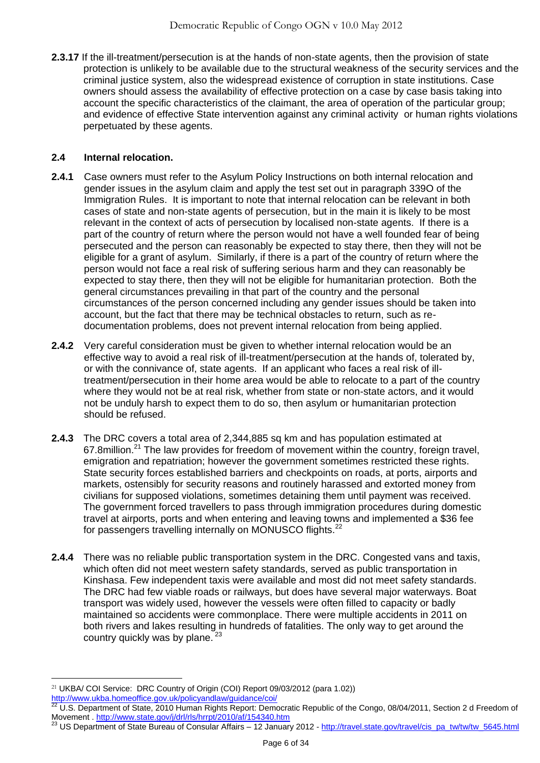**2.3.17** If the ill-treatment/persecution is at the hands of non-state agents, then the provision of state protection is unlikely to be available due to the structural weakness of the security services and the criminal justice system, also the widespread existence of corruption in state institutions. Case owners should assess the availability of effective protection on a case by case basis taking into account the specific characteristics of the claimant, the area of operation of the particular group; and evidence of effective State intervention against any criminal activity or human rights violations perpetuated by these agents.

### 2.4 Internal relocation.

**2.4.1** Case owners must refer to the Asylum Policy Instructions on both internal relocation and gender issues in the asylum claim and apply the test set out in paragraph 339O of the Immigration Rules. It is important to note that internal relocation can be relevant in both cases of state and non-state agents of persecution, but in the main it is likely to be most relevant in the context of acts of persecution by localised non-state agents. If there is a part of the country of return where the person would not have a well founded fear of being persecuted and the person can reasonably be expected to stay there, then they will not be eligible for a grant of asylum. Similarly, if there is a part of the country of return where the person would not face a real risk of suffering serious harm and they can reasonably be expected to stay there, then they will not be eligible for humanitarian protection. Both the general circumstances prevailing in that part of the country and the personal circumstances of the person concerned including any gender issues should be taken into account, but the fact that there may be technical obstacles to return, such as re-documentation problems, does not prevent internal relocation from being applied.

**2.4.2** Very careful consideration must be given to whether internal relocation would be an effective way to avoid a real risk of ill-treatment/persecution at the hands of, tolerated by, or with the connivance of, state agents. If an applicant who faces a real risk of ill-treatment/persecution in their home area would be able to relocate to a part of the country where they would not be at real risk, whether from state or non-state actors, and it would not be unduly harsh to expect them to do so, then asylum or humanitarian protection should be refused.

**2.4.3** The DRC covers a total area of 2,344,885 sq km and has population estimated at 67.8million.[21] The law provides for freedom of movement within the country, foreign travel, emigration and repatriation; however the government sometimes restricted these rights. State security forces established barriers and checkpoints on roads, at ports, airports and markets, ostensibly for security reasons and routinely harassed and extorted money from civilians for supposed violations, sometimes detaining them until payment was received. The government forced travellers to pass through immigration procedures during domestic travel at airports, ports and when entering and leaving towns and implemented a $36 fee for passengers travelling internally on MONUSCO flights.[22]

**2.4.4** There was no reliable public transportation system in the DRC. Congested vans and taxis, which often did not meet western safety standards, served as public transportation in Kinshasa. Few independent taxis were available and most did not meet safety standards. The DRC had few viable roads or railways, but does have several major waterways. Boat transport was widely used, however the vessels were often filled to capacity or badly maintained so accidents were commonplace. There were multiple accidents in 2011 on both rivers and lakes resulting in hundreds of fatalities. The only way to get around the country quickly was by plane.[23]

---

[21] UKBA/ COI Service: DRC Country of Origin (COI) Report 09/03/2012 (para 1.02)) http://www.ukba.homeoffice.gov.uk/policyandlaw/guidance/coi/

[22] U.S. Department of State, 2010 Human Rights Report: Democratic Republic of the Congo, 08/04/2011, Section 2 d Freedom of Movement . http://www.state.gov/j/drl/rls/hrrpt/2010/af/154340.htm

[23] US Department of State Bureau of Consular Affairs – 12 January 2012 - http://travel.state.gov/travel/cis_pa_tw/tw/tw_5645.html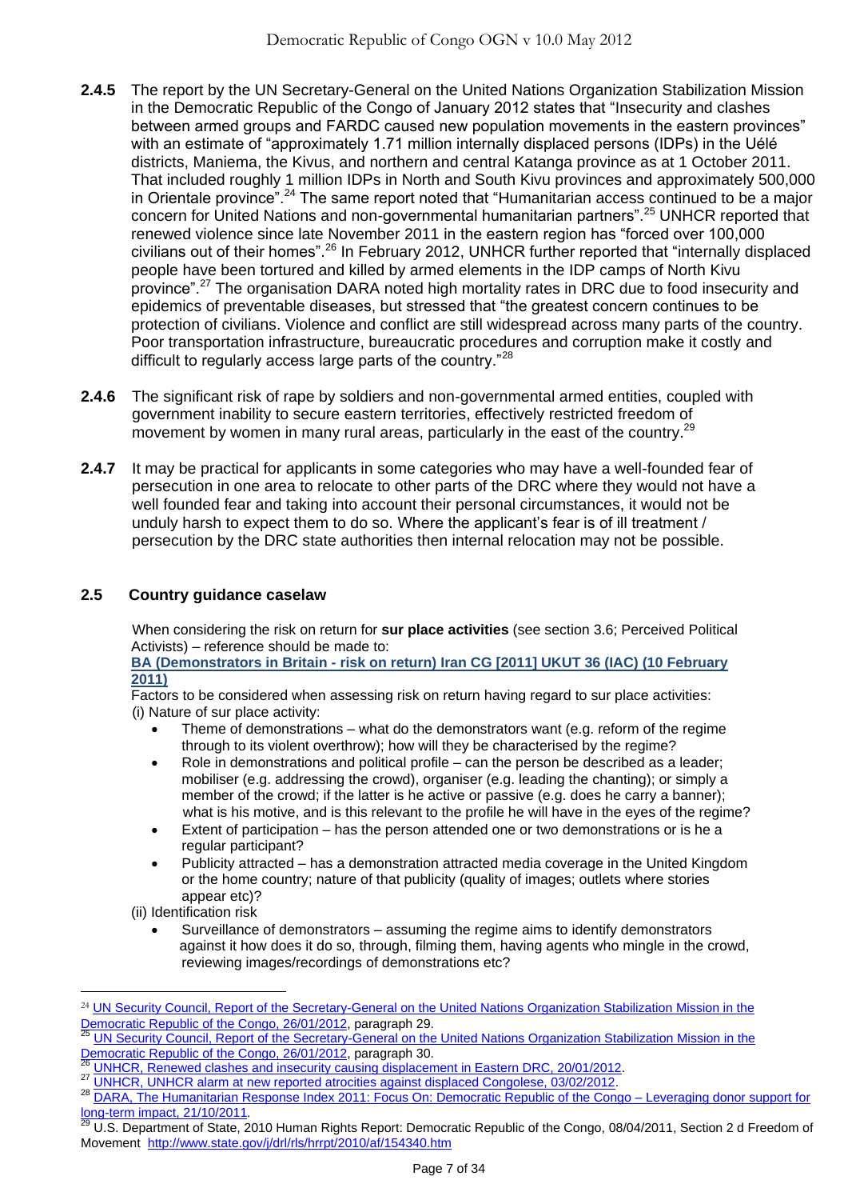**2.4.5** The report by the UN Secretary-General on the United Nations Organization Stabilization Mission in the Democratic Republic of the Congo of January 2012 states that "Insecurity and clashes between armed groups and FARDC caused new population movements in the eastern provinces" with an estimate of "approximately 1.71 million internally displaced persons (IDPs) in the Uélé districts, Maniema, the Kivus, and northern and central Katanga province as at 1 October 2011. That included roughly 1 million IDPs in North and South Kivu provinces and approximately 500,000 in Orientale province".[24] The same report noted that "Humanitarian access continued to be a major concern for United Nations and non-governmental humanitarian partners".[25] UNHCR reported that renewed violence since late November 2011 in the eastern region has "forced over 100,000 civilians out of their homes".[26] In February 2012, UNHCR further reported that "internally displaced people have been tortured and killed by armed elements in the IDP camps of North Kivu province".[27] The organisation DARA noted high mortality rates in DRC due to food insecurity and epidemics of preventable diseases, but stressed that "the greatest concern continues to be protection of civilians. Violence and conflict are still widespread across many parts of the country. Poor transportation infrastructure, bureaucratic procedures and corruption make it costly and difficult to regularly access large parts of the country."[28]

**2.4.6** The significant risk of rape by soldiers and non-governmental armed entities, coupled with government inability to secure eastern territories, effectively restricted freedom of movement by women in many rural areas, particularly in the east of the country.[29]

**2.4.7** It may be practical for applicants in some categories who may have a well-founded fear of persecution in one area to relocate to other parts of the DRC where they would not have a well founded fear and taking into account their personal circumstances, it would not be unduly harsh to expect them to do so. Where the applicant's fear is of ill treatment / persecution by the DRC state authorities then internal relocation may not be possible.

## 2.5 Country guidance caselaw

When considering the risk on return for **sur place activities** (see section 3.6; Perceived Political Activists) – reference should be made to:

**BA (Demonstrators in Britain - risk on return) Iran CG [2011] UKUT 36 (IAC) (10 February 2011)**

Factors to be considered when assessing risk on return having regard to sur place activities:

(i) Nature of sur place activity:

- Theme of demonstrations – what do the demonstrators want (e.g. reform of the regime through to its violent overthrow); how will they be characterised by the regime?
- Role in demonstrations and political profile – can the person be described as a leader; mobiliser (e.g. addressing the crowd), organiser (e.g. leading the chanting); or simply a member of the crowd; if the latter is he active or passive (e.g. does he carry a banner); what is his motive, and is this relevant to the profile he will have in the eyes of the regime?
- Extent of participation – has the person attended one or two demonstrations or is he a regular participant?
- Publicity attracted – has a demonstration attracted media coverage in the United Kingdom or the home country; nature of that publicity (quality of images; outlets where stories appear etc)?

(ii) Identification risk

- Surveillance of demonstrators – assuming the regime aims to identify demonstrators against it how does it do so, through, filming them, having agents who mingle in the crowd, reviewing images/recordings of demonstrations etc?

---

[24] UN Security Council, Report of the Secretary-General on the United Nations Organization Stabilization Mission in the Democratic Republic of the Congo, 26/01/2012, paragraph 29.

[25] UN Security Council, Report of the Secretary-General on the United Nations Organization Stabilization Mission in the Democratic Republic of the Congo, 26/01/2012, paragraph 30.

[26] UNHCR, Renewed clashes and insecurity causing displacement in Eastern DRC, 20/01/2012.

[27] UNHCR, UNHCR alarm at new reported atrocities against displaced Congolese, 03/02/2012.

[28] DARA, The Humanitarian Response Index 2011: Focus On: Democratic Republic of the Congo – Leveraging donor support for long-term impact, 21/10/2011.

[29] U.S. Department of State, 2010 Human Rights Report: Democratic Republic of the Congo, 08/04/2011, Section 2 d Freedom of Movement http://www.state.gov/j/drl/rls/hrrpt/2010/af/154340.htm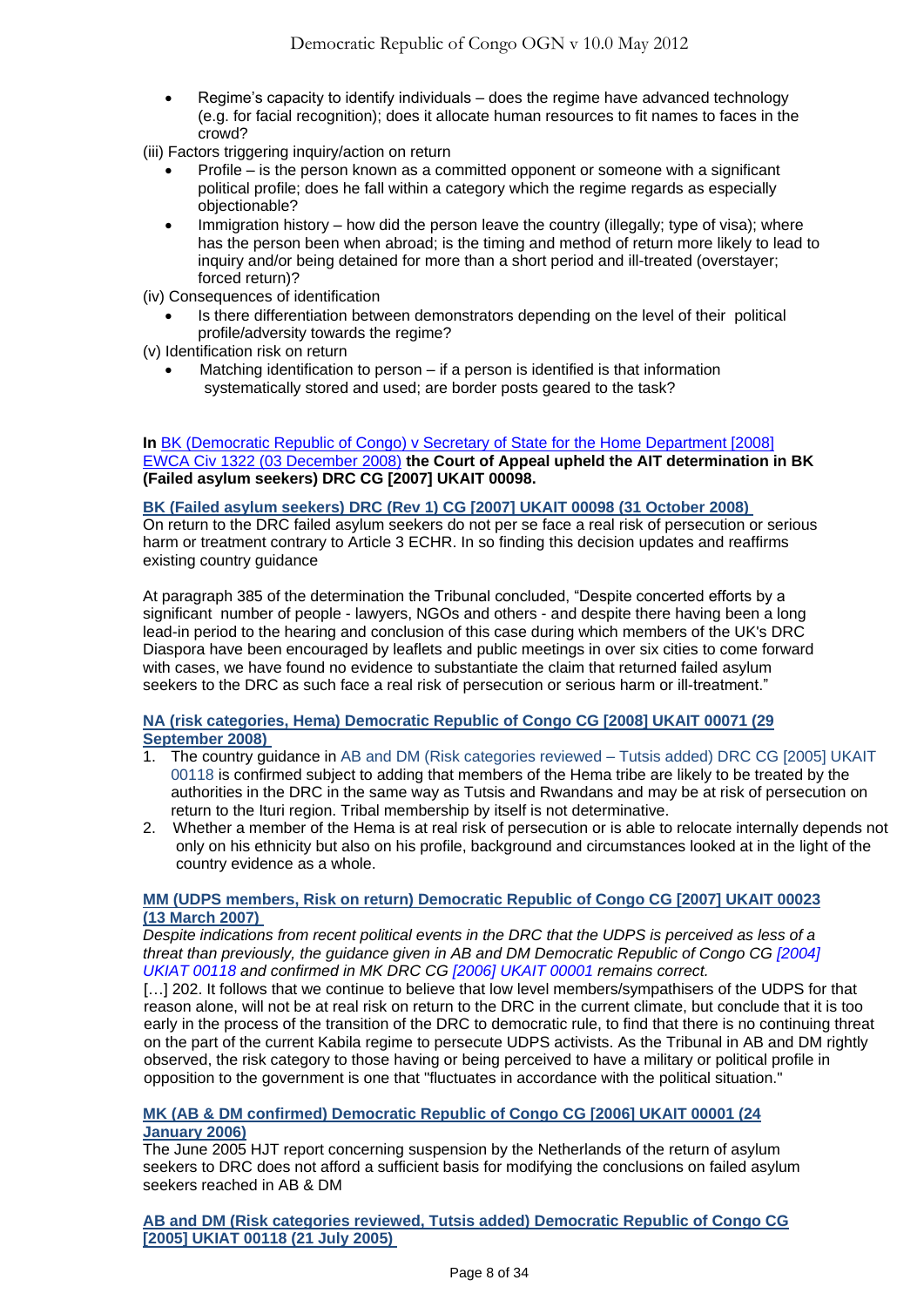- Regime's capacity to identify individuals – does the regime have advanced technology (e.g. for facial recognition); does it allocate human resources to fit names to faces in the crowd?

(iii) Factors triggering inquiry/action on return

- Profile – is the person known as a committed opponent or someone with a significant political profile; does he fall within a category which the regime regards as especially objectionable?
- Immigration history – how did the person leave the country (illegally; type of visa); where has the person been when abroad; is the timing and method of return more likely to lead to inquiry and/or being detained for more than a short period and ill-treated (overstayer; forced return)?

(iv) Consequences of identification

- Is there differentiation between demonstrators depending on the level of their political profile/adversity towards the regime?

(v) Identification risk on return

- Matching identification to person – if a person is identified is that information systematically stored and used; are border posts geared to the task?

**In** BK (Democratic Republic of Congo) v Secretary of State for the Home Department [2008] EWCA Civ 1322 (03 December 2008) **the Court of Appeal upheld the AIT determination in BK (Failed asylum seekers) DRC CG [2007] UKAIT 00098.**

**BK (Failed asylum seekers) DRC (Rev 1) CG [2007] UKAIT 00098 (31 October 2008)**

On return to the DRC failed asylum seekers do not per se face a real risk of persecution or serious harm or treatment contrary to Article 3 ECHR. In so finding this decision updates and reaffirms existing country guidance

At paragraph 385 of the determination the Tribunal concluded, "Despite concerted efforts by a significant number of people - lawyers, NGOs and others - and despite there having been a long lead-in period to the hearing and conclusion of this case during which members of the UK's DRC Diaspora have been encouraged by leaflets and public meetings in over six cities to come forward with cases, we have found no evidence to substantiate the claim that returned failed asylum seekers to the DRC as such face a real risk of persecution or serious harm or ill-treatment."

**NA (risk categories, Hema) Democratic Republic of Congo CG [2008] UKAIT 00071 (29 September 2008)**

1. The country guidance in AB and DM (Risk categories reviewed – Tutsis added) DRC CG [2005] UKAIT 00118 is confirmed subject to adding that members of the Hema tribe are likely to be treated by the authorities in the DRC in the same way as Tutsis and Rwandans and may be at risk of persecution on return to the Ituri region. Tribal membership by itself is not determinative.
2. Whether a member of the Hema is at real risk of persecution or is able to relocate internally depends not only on his ethnicity but also on his profile, background and circumstances looked at in the light of the country evidence as a whole.

**MM (UDPS members, Risk on return) Democratic Republic of Congo CG [2007] UKAIT 00023 (13 March 2007)**

*Despite indications from recent political events in the DRC that the UDPS is perceived as less of a threat than previously, the guidance given in AB and DM Democratic Republic of Congo CG [2004] UKIAT 00118 and confirmed in MK DRC CG [2006] UKAIT 00001 remains correct.*

[…] 202. It follows that we continue to believe that low level members/sympathisers of the UDPS for that reason alone, will not be at real risk on return to the DRC in the current climate, but conclude that it is too early in the process of the transition of the DRC to democratic rule, to find that there is no continuing threat on the part of the current Kabila regime to persecute UDPS activists. As the Tribunal in AB and DM rightly observed, the risk category to those having or being perceived to have a military or political profile in opposition to the government is one that "fluctuates in accordance with the political situation."

**MK (AB & DM confirmed) Democratic Republic of Congo CG [2006] UKAIT 00001 (24 January 2006)**

The June 2005 HJT report concerning suspension by the Netherlands of the return of asylum seekers to DRC does not afford a sufficient basis for modifying the conclusions on failed asylum seekers reached in AB & DM

**AB and DM (Risk categories reviewed, Tutsis added) Democratic Republic of Congo CG [2005] UKIAT 00118 (21 July 2005)**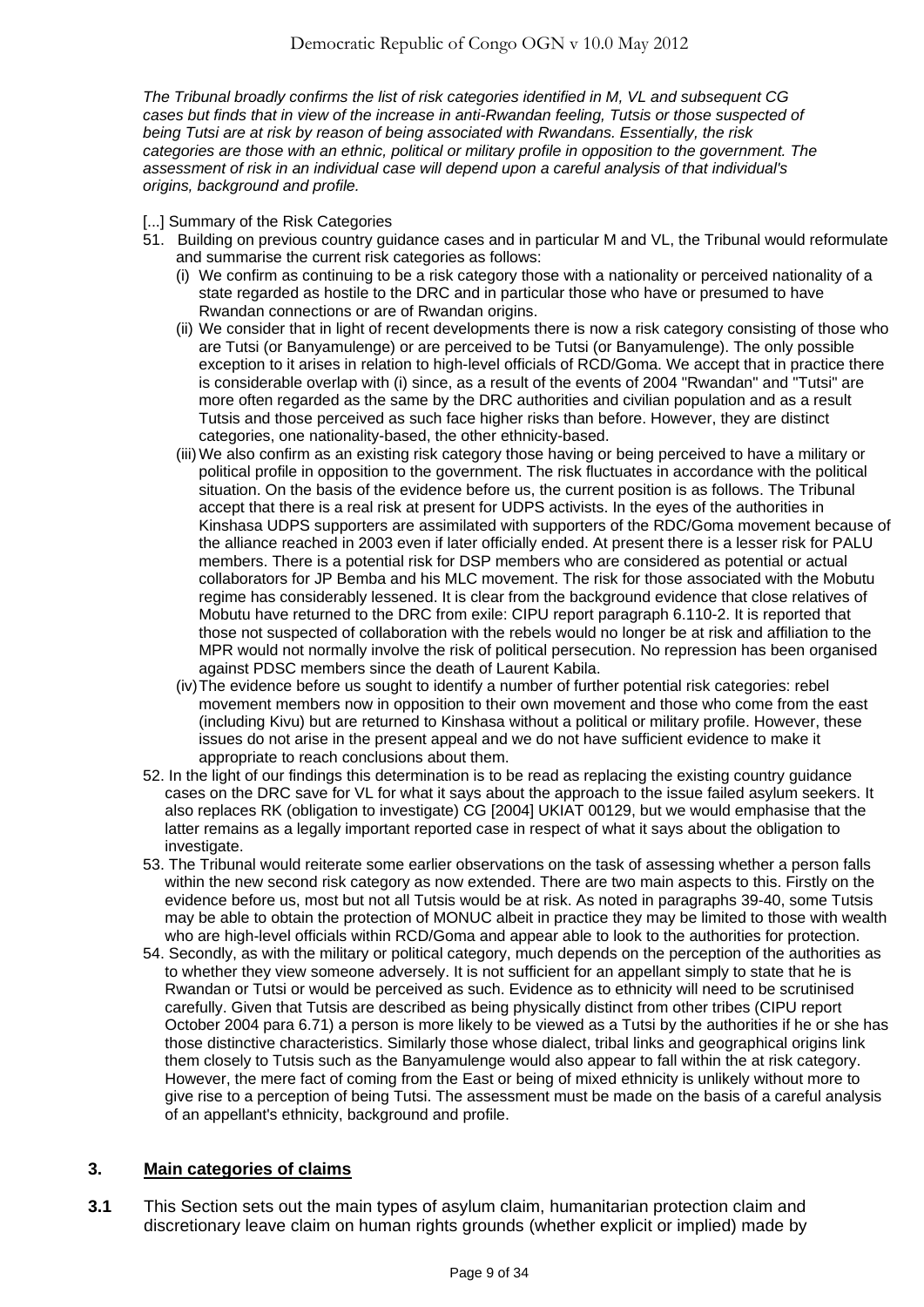*The Tribunal broadly confirms the list of risk categories identified in M, VL and subsequent CG cases but finds that in view of the increase in anti-Rwandan feeling, Tutsis or those suspected of being Tutsi are at risk by reason of being associated with Rwandans. Essentially, the risk categories are those with an ethnic, political or military profile in opposition to the government. The assessment of risk in an individual case will depend upon a careful analysis of that individual's origins, background and profile.*

[...] Summary of the Risk Categories

51. Building on previous country guidance cases and in particular M and VL, the Tribunal would reformulate and summarise the current risk categories as follows:
    (i) We confirm as continuing to be a risk category those with a nationality or perceived nationality of a state regarded as hostile to the DRC and in particular those who have or presumed to have Rwandan connections or are of Rwandan origins.
    (ii) We consider that in light of recent developments there is now a risk category consisting of those who are Tutsi (or Banyamulenge) or are perceived to be Tutsi (or Banyamulenge). The only possible exception to it arises in relation to high-level officials of RCD/Goma. We accept that in practice there is considerable overlap with (i) since, as a result of the events of 2004 "Rwandan" and "Tutsi" are more often regarded as the same by the DRC authorities and civilian population and as a result Tutsis and those perceived as such face higher risks than before. However, they are distinct categories, one nationality-based, the other ethnicity-based.
    (iii) We also confirm as an existing risk category those having or being perceived to have a military or political profile in opposition to the government. The risk fluctuates in accordance with the political situation. On the basis of the evidence before us, the current position is as follows. The Tribunal accept that there is a real risk at present for UDPS activists. In the eyes of the authorities in Kinshasa UDPS supporters are assimilated with supporters of the RDC/Goma movement because of the alliance reached in 2003 even if later officially ended. At present there is a lesser risk for PALU members. There is a potential risk for DSP members who are considered as potential or actual collaborators for JP Bemba and his MLC movement. The risk for those associated with the Mobutu regime has considerably lessened. It is clear from the background evidence that close relatives of Mobutu have returned to the DRC from exile: CIPU report paragraph 6.110-2. It is reported that those not suspected of collaboration with the rebels would no longer be at risk and affiliation to the MPR would not normally involve the risk of political persecution. No repression has been organised against PDSC members since the death of Laurent Kabila.
    (iv) The evidence before us sought to identify a number of further potential risk categories: rebel movement members now in opposition to their own movement and those who come from the east (including Kivu) but are returned to Kinshasa without a political or military profile. However, these issues do not arise in the present appeal and we do not have sufficient evidence to make it appropriate to reach conclusions about them.

52. In the light of our findings this determination is to be read as replacing the existing country guidance cases on the DRC save for VL for what it says about the approach to the issue failed asylum seekers. It also replaces RK (obligation to investigate) CG [2004] UKIAT 00129, but we would emphasise that the latter remains as a legally important reported case in respect of what it says about the obligation to investigate.

53. The Tribunal would reiterate some earlier observations on the task of assessing whether a person falls within the new second risk category as now extended. There are two main aspects to this. Firstly on the evidence before us, most but not all Tutsis would be at risk. As noted in paragraphs 39-40, some Tutsis may be able to obtain the protection of MONUC albeit in practice they may be limited to those with wealth who are high-level officials within RCD/Goma and appear able to look to the authorities for protection.

54. Secondly, as with the military or political category, much depends on the perception of the authorities as to whether they view someone adversely. It is not sufficient for an appellant simply to state that he is Rwandan or Tutsi or would be perceived as such. Evidence as to ethnicity will need to be scrutinised carefully. Given that Tutsis are described as being physically distinct from other tribes (CIPU report October 2004 para 6.71) a person is more likely to be viewed as a Tutsi by the authorities if he or she has those distinctive characteristics. Similarly those whose dialect, tribal links and geographical origins link them closely to Tutsis such as the Banyamulenge would also appear to fall within the at risk category. However, the mere fact of coming from the East or being of mixed ethnicity is unlikely without more to give rise to a perception of being Tutsi. The assessment must be made on the basis of a careful analysis of an appellant's ethnicity, background and profile.

## 3. Main categories of claims

**3.1** This Section sets out the main types of asylum claim, humanitarian protection claim and discretionary leave claim on human rights grounds (whether explicit or implied) made by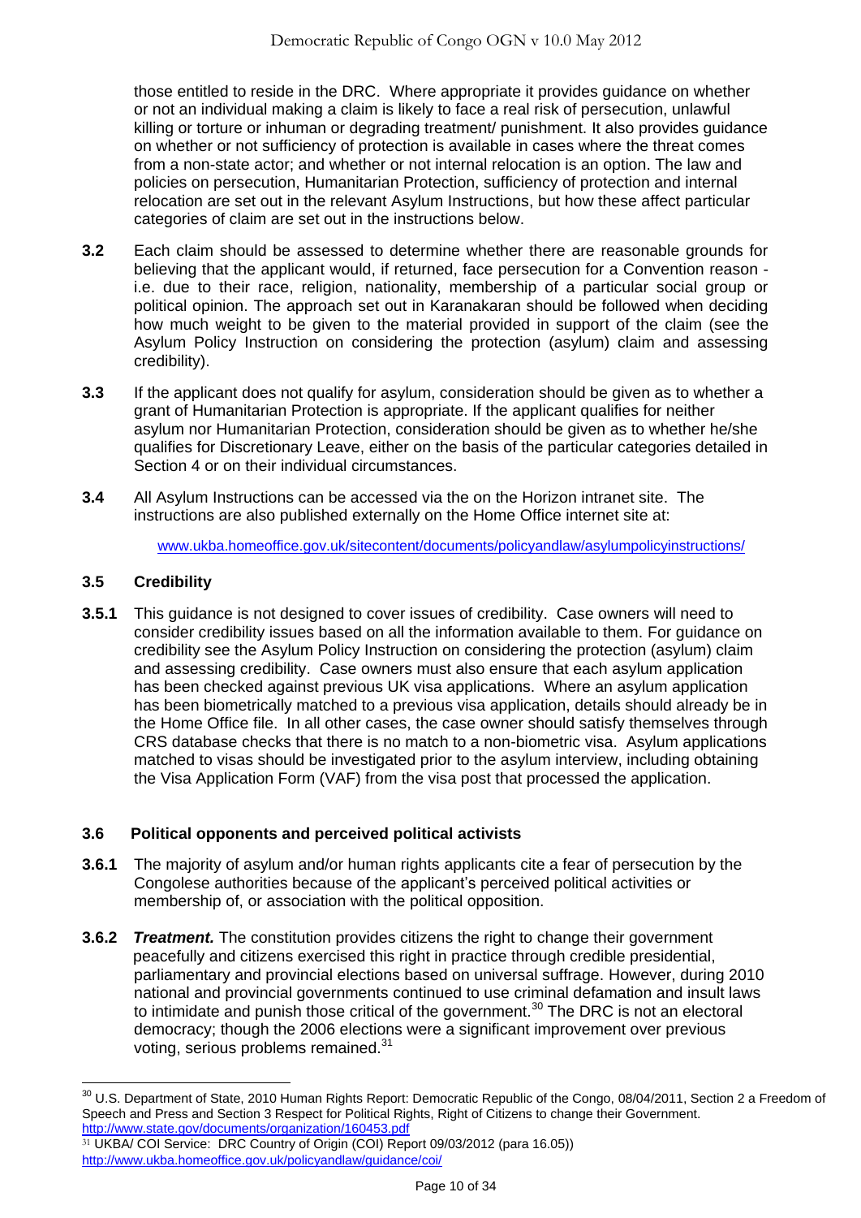those entitled to reside in the DRC. Where appropriate it provides guidance on whether or not an individual making a claim is likely to face a real risk of persecution, unlawful killing or torture or inhuman or degrading treatment/ punishment. It also provides guidance on whether or not sufficiency of protection is available in cases where the threat comes from a non-state actor; and whether or not internal relocation is an option. The law and policies on persecution, Humanitarian Protection, sufficiency of protection and internal relocation are set out in the relevant Asylum Instructions, but how these affect particular categories of claim are set out in the instructions below.

**3.2** Each claim should be assessed to determine whether there are reasonable grounds for believing that the applicant would, if returned, face persecution for a Convention reason - i.e. due to their race, religion, nationality, membership of a particular social group or political opinion. The approach set out in Karanakaran should be followed when deciding how much weight to be given to the material provided in support of the claim (see the Asylum Policy Instruction on considering the protection (asylum) claim and assessing credibility).

**3.3** If the applicant does not qualify for asylum, consideration should be given as to whether a grant of Humanitarian Protection is appropriate. If the applicant qualifies for neither asylum nor Humanitarian Protection, consideration should be given as to whether he/she qualifies for Discretionary Leave, either on the basis of the particular categories detailed in Section 4 or on their individual circumstances.

**3.4** All Asylum Instructions can be accessed via the on the Horizon intranet site. The instructions are also published externally on the Home Office internet site at:

www.ukba.homeoffice.gov.uk/sitecontent/documents/policyandlaw/asylumpolicyinstructions/

### 3.5 Credibility

**3.5.1** This guidance is not designed to cover issues of credibility. Case owners will need to consider credibility issues based on all the information available to them. For guidance on credibility see the Asylum Policy Instruction on considering the protection (asylum) claim and assessing credibility. Case owners must also ensure that each asylum application has been checked against previous UK visa applications. Where an asylum application has been biometrically matched to a previous visa application, details should already be in the Home Office file. In all other cases, the case owner should satisfy themselves through CRS database checks that there is no match to a non-biometric visa. Asylum applications matched to visas should be investigated prior to the asylum interview, including obtaining the Visa Application Form (VAF) from the visa post that processed the application.

### 3.6 Political opponents and perceived political activists

**3.6.1** The majority of asylum and/or human rights applicants cite a fear of persecution by the Congolese authorities because of the applicant's perceived political activities or membership of, or association with the political opposition.

**3.6.2** ***Treatment.*** The constitution provides citizens the right to change their government peacefully and citizens exercised this right in practice through credible presidential, parliamentary and provincial elections based on universal suffrage. However, during 2010 national and provincial governments continued to use criminal defamation and insult laws to intimidate and punish those critical of the government.[30] The DRC is not an electoral democracy; though the 2006 elections were a significant improvement over previous voting, serious problems remained.[31]

---

[30] U.S. Department of State, 2010 Human Rights Report: Democratic Republic of the Congo, 08/04/2011, Section 2 a Freedom of Speech and Press and Section 3 Respect for Political Rights, Right of Citizens to change their Government. http://www.state.gov/documents/organization/160453.pdf

[31] UKBA/ COI Service: DRC Country of Origin (COI) Report 09/03/2012 (para 16.05)) http://www.ukba.homeoffice.gov.uk/policyandlaw/guidance/coi/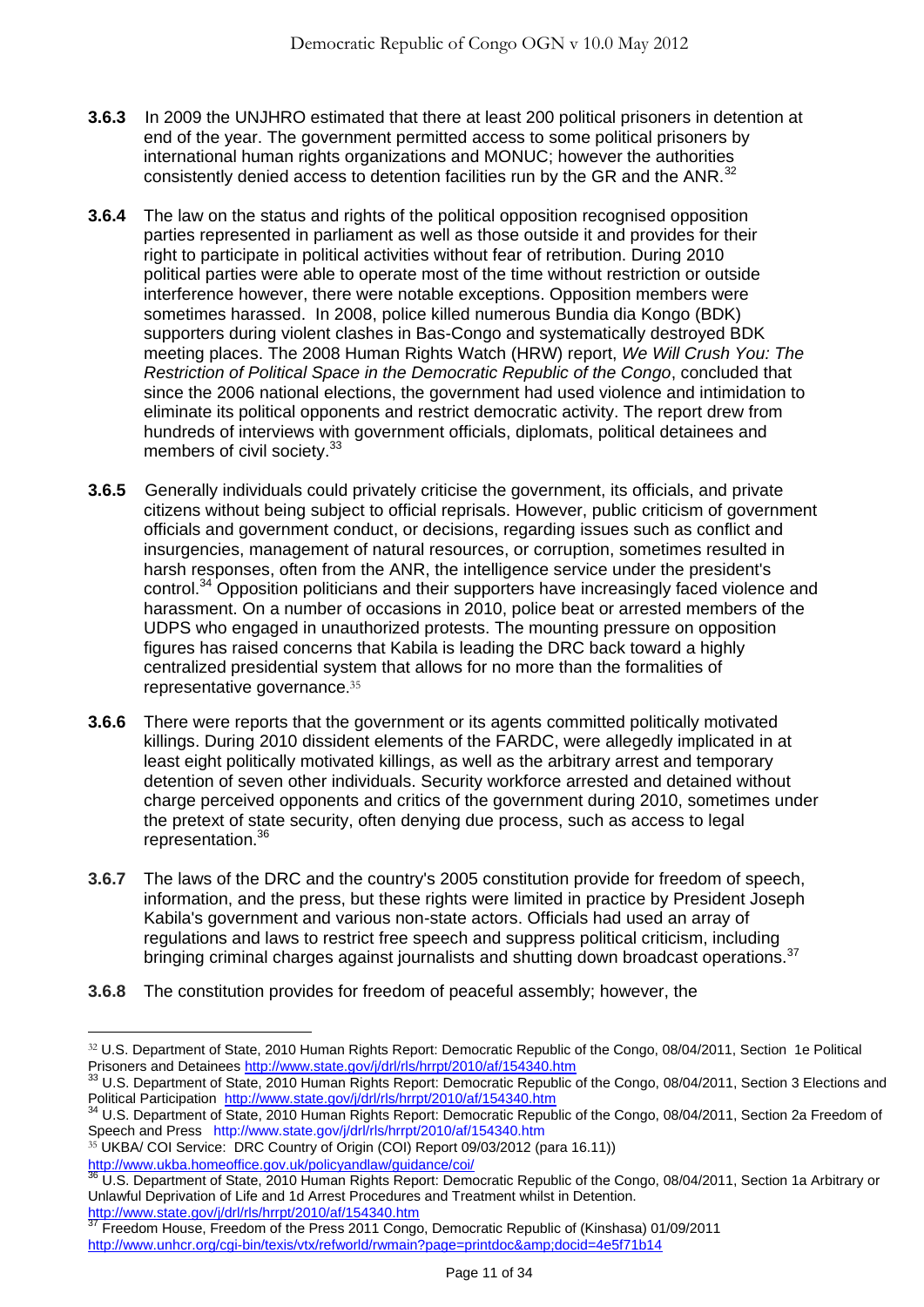**3.6.3** In 2009 the UNJHRO estimated that there at least 200 political prisoners in detention at end of the year. The government permitted access to some political prisoners by international human rights organizations and MONUC; however the authorities consistently denied access to detention facilities run by the GR and the ANR.[32]

**3.6.4** The law on the status and rights of the political opposition recognised opposition parties represented in parliament as well as those outside it and provides for their right to participate in political activities without fear of retribution. During 2010 political parties were able to operate most of the time without restriction or outside interference however, there were notable exceptions. Opposition members were sometimes harassed. In 2008, police killed numerous Bundia dia Kongo (BDK) supporters during violent clashes in Bas-Congo and systematically destroyed BDK meeting places. The 2008 Human Rights Watch (HRW) report, *We Will Crush You: The Restriction of Political Space in the Democratic Republic of the Congo*, concluded that since the 2006 national elections, the government had used violence and intimidation to eliminate its political opponents and restrict democratic activity. The report drew from hundreds of interviews with government officials, diplomats, political detainees and members of civil society.[33]

**3.6.5** Generally individuals could privately criticise the government, its officials, and private citizens without being subject to official reprisals. However, public criticism of government officials and government conduct, or decisions, regarding issues such as conflict and insurgencies, management of natural resources, or corruption, sometimes resulted in harsh responses, often from the ANR, the intelligence service under the president's control.[34] Opposition politicians and their supporters have increasingly faced violence and harassment. On a number of occasions in 2010, police beat or arrested members of the UDPS who engaged in unauthorized protests. The mounting pressure on opposition figures has raised concerns that Kabila is leading the DRC back toward a highly centralized presidential system that allows for no more than the formalities of representative governance.[35]

**3.6.6** There were reports that the government or its agents committed politically motivated killings. During 2010 dissident elements of the FARDC, were allegedly implicated in at least eight politically motivated killings, as well as the arbitrary arrest and temporary detention of seven other individuals. Security workforce arrested and detained without charge perceived opponents and critics of the government during 2010, sometimes under the pretext of state security, often denying due process, such as access to legal representation.[36]

**3.6.7** The laws of the DRC and the country's 2005 constitution provide for freedom of speech, information, and the press, but these rights were limited in practice by President Joseph Kabila's government and various non-state actors. Officials had used an array of regulations and laws to restrict free speech and suppress political criticism, including bringing criminal charges against journalists and shutting down broadcast operations.[37]

**3.6.8** The constitution provides for freedom of peaceful assembly; however, the

---

[32] U.S. Department of State, 2010 Human Rights Report: Democratic Republic of the Congo, 08/04/2011, Section 1e Political Prisoners and Detainees http://www.state.gov/j/drl/rls/hrrpt/2010/af/154340.htm

[33] U.S. Department of State, 2010 Human Rights Report: Democratic Republic of the Congo, 08/04/2011, Section 3 Elections and Political Participation http://www.state.gov/j/drl/rls/hrrpt/2010/af/154340.htm

[34] U.S. Department of State, 2010 Human Rights Report: Democratic Republic of the Congo, 08/04/2011, Section 2a Freedom of Speech and Press http://www.state.gov/j/drl/rls/hrrpt/2010/af/154340.htm

[35] UKBA/ COI Service: DRC Country of Origin (COI) Report 09/03/2012 (para 16.11)) http://www.ukba.homeoffice.gov.uk/policyandlaw/guidance/coi/

[36] U.S. Department of State, 2010 Human Rights Report: Democratic Republic of the Congo, 08/04/2011, Section 1a Arbitrary or Unlawful Deprivation of Life and 1d Arrest Procedures and Treatment whilst in Detention. http://www.state.gov/j/drl/rls/hrrpt/2010/af/154340.htm

[37] Freedom House, Freedom of the Press 2011 Congo, Democratic Republic of (Kinshasa) 01/09/2011 http://www.unhcr.org/cgi-bin/texis/vtx/refworld/rwmain?page=printdoc&amp;docid=4e5f71b14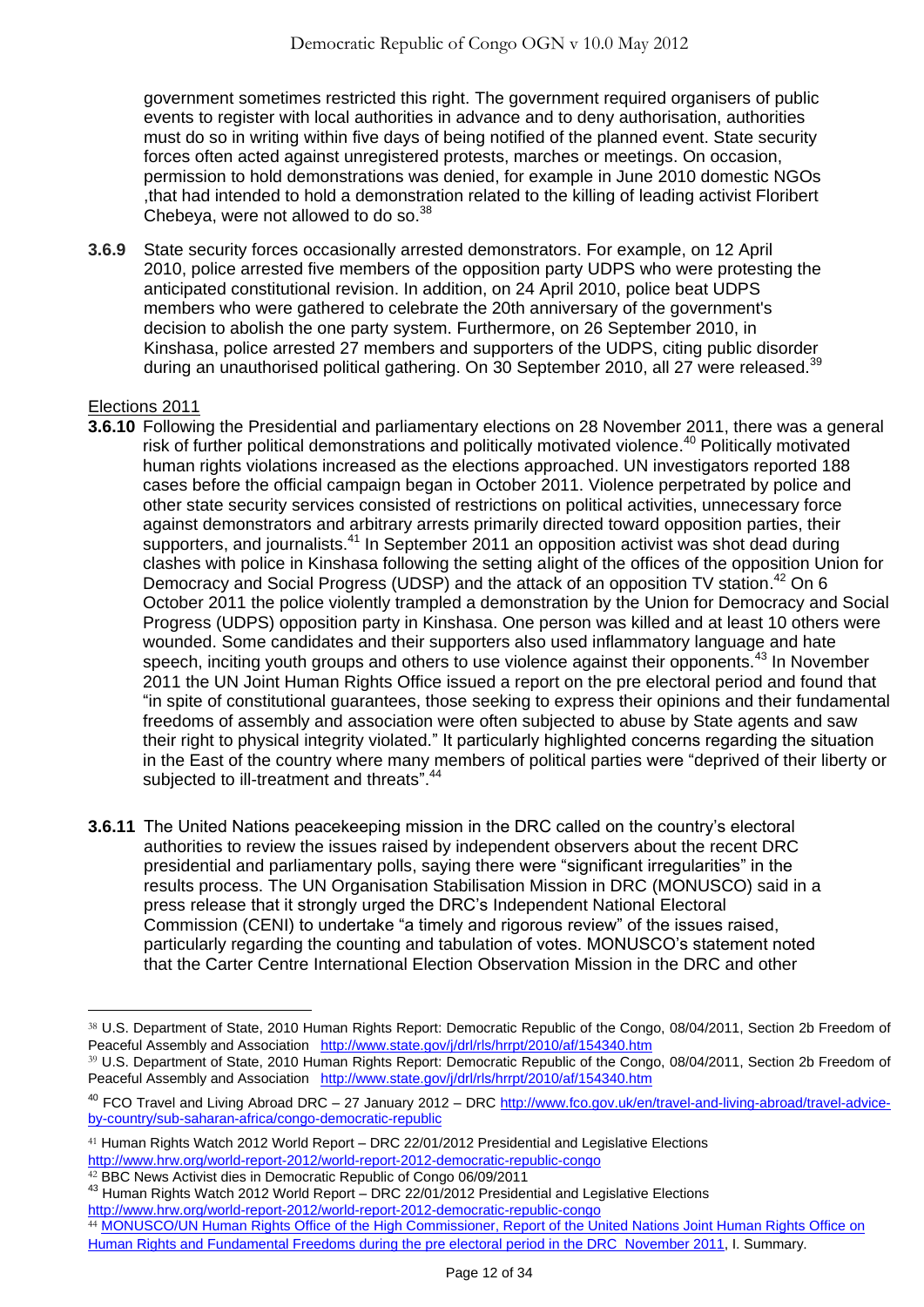government sometimes restricted this right. The government required organisers of public events to register with local authorities in advance and to deny authorisation, authorities must do so in writing within five days of being notified of the planned event. State security forces often acted against unregistered protests, marches or meetings. On occasion, permission to hold demonstrations was denied, for example in June 2010 domestic NGOs ,that had intended to hold a demonstration related to the killing of leading activist Floribert Chebeya, were not allowed to do so.[38]

**3.6.9** State security forces occasionally arrested demonstrators. For example, on 12 April 2010, police arrested five members of the opposition party UDPS who were protesting the anticipated constitutional revision. In addition, on 24 April 2010, police beat UDPS members who were gathered to celebrate the 20th anniversary of the government's decision to abolish the one party system. Furthermore, on 26 September 2010, in Kinshasa, police arrested 27 members and supporters of the UDPS, citing public disorder during an unauthorised political gathering. On 30 September 2010, all 27 were released.[39]

Elections 2011

**3.6.10** Following the Presidential and parliamentary elections on 28 November 2011, there was a general risk of further political demonstrations and politically motivated violence.[40] Politically motivated human rights violations increased as the elections approached. UN investigators reported 188 cases before the official campaign began in October 2011. Violence perpetrated by police and other state security services consisted of restrictions on political activities, unnecessary force against demonstrators and arbitrary arrests primarily directed toward opposition parties, their supporters, and journalists.[41] In September 2011 an opposition activist was shot dead during clashes with police in Kinshasa following the setting alight of the offices of the opposition Union for Democracy and Social Progress (UDSP) and the attack of an opposition TV station.[42] On 6 October 2011 the police violently trampled a demonstration by the Union for Democracy and Social Progress (UDPS) opposition party in Kinshasa. One person was killed and at least 10 others were wounded. Some candidates and their supporters also used inflammatory language and hate speech, inciting youth groups and others to use violence against their opponents.[43] In November 2011 the UN Joint Human Rights Office issued a report on the pre electoral period and found that "in spite of constitutional guarantees, those seeking to express their opinions and their fundamental freedoms of assembly and association were often subjected to abuse by State agents and saw their right to physical integrity violated." It particularly highlighted concerns regarding the situation in the East of the country where many members of political parties were "deprived of their liberty or subjected to ill-treatment and threats".[44]

**3.6.11** The United Nations peacekeeping mission in the DRC called on the country's electoral authorities to review the issues raised by independent observers about the recent DRC presidential and parliamentary polls, saying there were "significant irregularities" in the results process. The UN Organisation Stabilisation Mission in DRC (MONUSCO) said in a press release that it strongly urged the DRC's Independent National Electoral Commission (CENI) to undertake "a timely and rigorous review" of the issues raised, particularly regarding the counting and tabulation of votes. MONUSCO's statement noted that the Carter Centre International Election Observation Mission in the DRC and other

---

[38] U.S. Department of State, 2010 Human Rights Report: Democratic Republic of the Congo, 08/04/2011, Section 2b Freedom of Peaceful Assembly and Association http://www.state.gov/j/drl/rls/hrrpt/2010/af/154340.htm

[39] U.S. Department of State, 2010 Human Rights Report: Democratic Republic of the Congo, 08/04/2011, Section 2b Freedom of Peaceful Assembly and Association http://www.state.gov/j/drl/rls/hrrpt/2010/af/154340.htm

[40] FCO Travel and Living Abroad DRC – 27 January 2012 – DRC http://www.fco.gov.uk/en/travel-and-living-abroad/travel-advice-by-country/sub-saharan-africa/congo-democratic-republic

[41] Human Rights Watch 2012 World Report – DRC 22/01/2012 Presidential and Legislative Elections http://www.hrw.org/world-report-2012/world-report-2012-democratic-republic-congo

[42] BBC News Activist dies in Democratic Republic of Congo 06/09/2011

[43] Human Rights Watch 2012 World Report – DRC 22/01/2012 Presidential and Legislative Elections http://www.hrw.org/world-report-2012/world-report-2012-democratic-republic-congo

[44] MONUSCO/UN Human Rights Office of the High Commissioner, Report of the United Nations Joint Human Rights Office on Human Rights and Fundamental Freedoms during the pre electoral period in the DRC November 2011, I. Summary.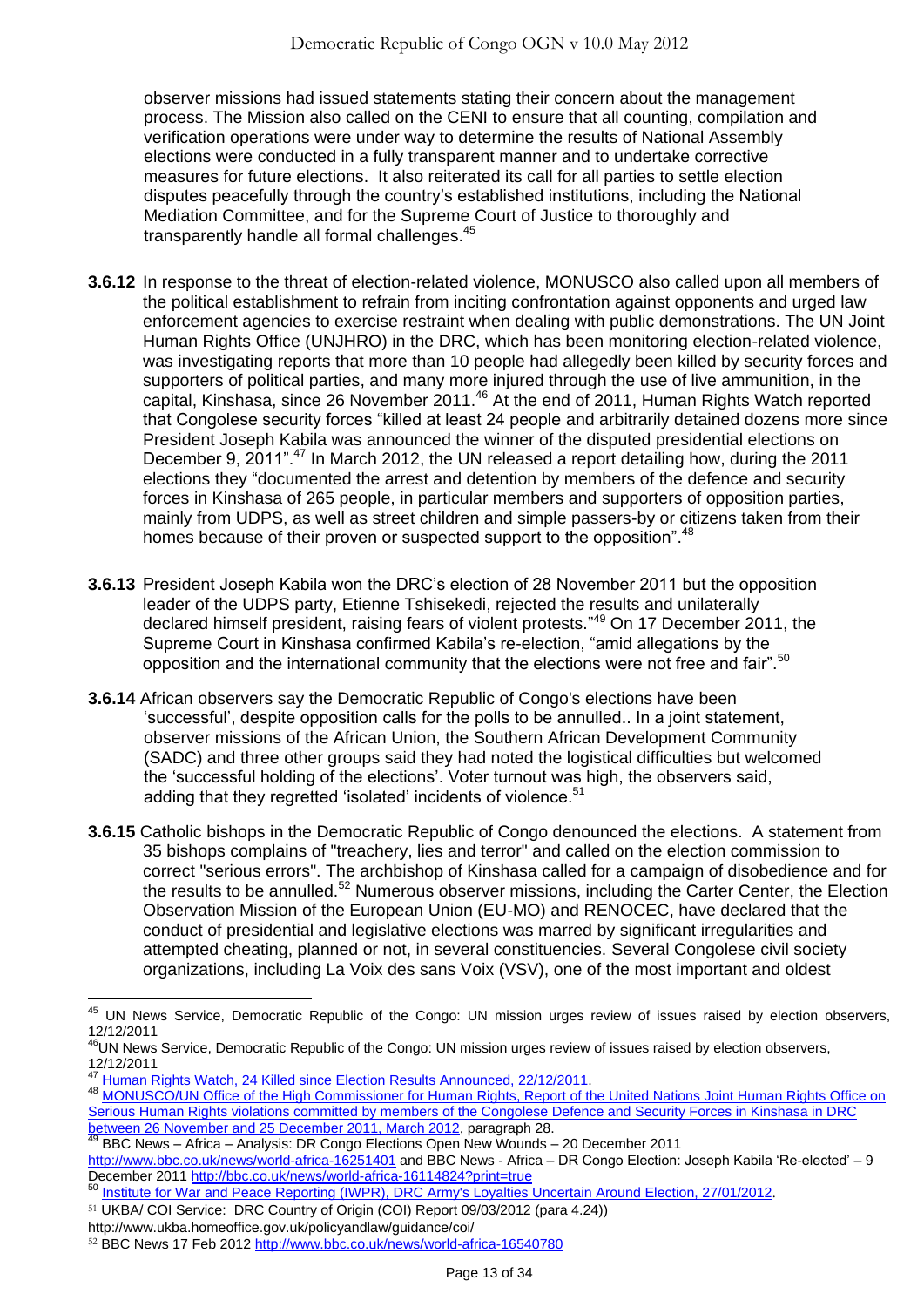observer missions had issued statements stating their concern about the management process. The Mission also called on the CENI to ensure that all counting, compilation and verification operations were under way to determine the results of National Assembly elections were conducted in a fully transparent manner and to undertake corrective measures for future elections. It also reiterated its call for all parties to settle election disputes peacefully through the country's established institutions, including the National Mediation Committee, and for the Supreme Court of Justice to thoroughly and transparently handle all formal challenges.[45]

**3.6.12** In response to the threat of election-related violence, MONUSCO also called upon all members of the political establishment to refrain from inciting confrontation against opponents and urged law enforcement agencies to exercise restraint when dealing with public demonstrations. The UN Joint Human Rights Office (UNJHRO) in the DRC, which has been monitoring election-related violence, was investigating reports that more than 10 people had allegedly been killed by security forces and supporters of political parties, and many more injured through the use of live ammunition, in the capital, Kinshasa, since 26 November 2011.[46] At the end of 2011, Human Rights Watch reported that Congolese security forces "killed at least 24 people and arbitrarily detained dozens more since President Joseph Kabila was announced the winner of the disputed presidential elections on December 9, 2011".[47] In March 2012, the UN released a report detailing how, during the 2011 elections they "documented the arrest and detention by members of the defence and security forces in Kinshasa of 265 people, in particular members and supporters of opposition parties, mainly from UDPS, as well as street children and simple passers-by or citizens taken from their homes because of their proven or suspected support to the opposition".[48]

**3.6.13** President Joseph Kabila won the DRC's election of 28 November 2011 but the opposition leader of the UDPS party, Etienne Tshisekedi, rejected the results and unilaterally declared himself president, raising fears of violent protests."[49] On 17 December 2011, the Supreme Court in Kinshasa confirmed Kabila's re-election, "amid allegations by the opposition and the international community that the elections were not free and fair".[50]

**3.6.14** African observers say the Democratic Republic of Congo's elections have been 'successful', despite opposition calls for the polls to be annulled.. In a joint statement, observer missions of the African Union, the Southern African Development Community (SADC) and three other groups said they had noted the logistical difficulties but welcomed the 'successful holding of the elections'. Voter turnout was high, the observers said, adding that they regretted 'isolated' incidents of violence.[51]

**3.6.15** Catholic bishops in the Democratic Republic of Congo denounced the elections. A statement from 35 bishops complains of "treachery, lies and terror" and called on the election commission to correct "serious errors". The archbishop of Kinshasa called for a campaign of disobedience and for the results to be annulled.[52] Numerous observer missions, including the Carter Center, the Election Observation Mission of the European Union (EU-MO) and RENOCEC, have declared that the conduct of presidential and legislative elections was marred by significant irregularities and attempted cheating, planned or not, in several constituencies. Several Congolese civil society organizations, including La Voix des sans Voix (VSV), one of the most important and oldest

---

[45] UN News Service, Democratic Republic of the Congo: UN mission urges review of issues raised by election observers, 12/12/2011

[46] UN News Service, Democratic Republic of the Congo: UN mission urges review of issues raised by election observers, 12/12/2011

[47] Human Rights Watch, 24 Killed since Election Results Announced, 22/12/2011.

[48] MONUSCO/UN Office of the High Commissioner for Human Rights, Report of the United Nations Joint Human Rights Office on Serious Human Rights violations committed by members of the Congolese Defence and Security Forces in Kinshasa in DRC between 26 November and 25 December 2011, March 2012, paragraph 28.

[49] BBC News – Africa – Analysis: DR Congo Elections Open New Wounds – 20 December 2011 http://www.bbc.co.uk/news/world-africa-16251401 and BBC News - Africa – DR Congo Election: Joseph Kabila 'Re-elected' – 9 December 2011 http://bbc.co.uk/news/world-africa-16114824?print=true

[50] Institute for War and Peace Reporting (IWPR), DRC Army's Loyalties Uncertain Around Election, 27/01/2012.

[51] UKBA/ COI Service: DRC Country of Origin (COI) Report 09/03/2012 (para 4.24)) http://www.ukba.homeoffice.gov.uk/policyandlaw/guidance/coi/

[52] BBC News 17 Feb 2012 http://www.bbc.co.uk/news/world-africa-16540780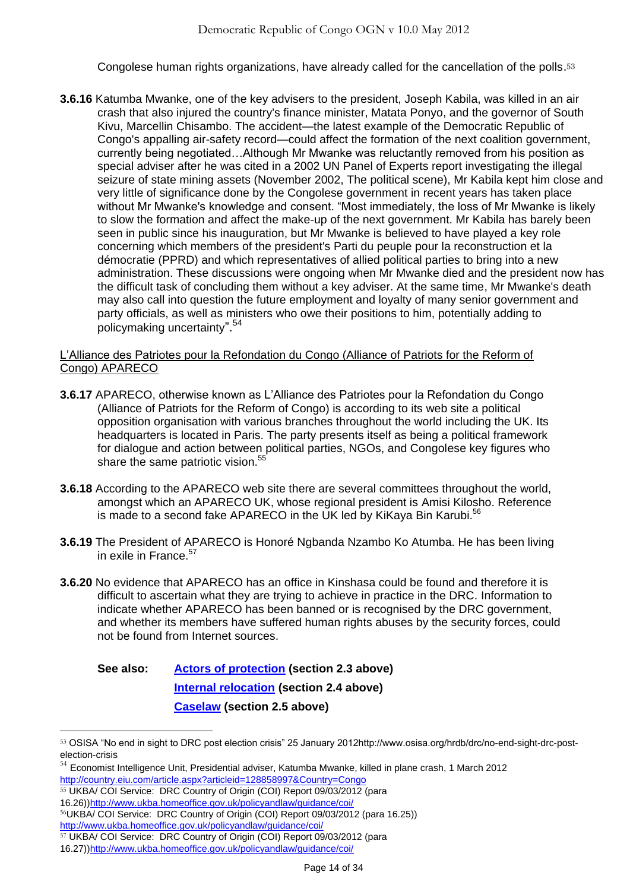Congolese human rights organizations, have already called for the cancellation of the polls.[53]

**3.6.16** Katumba Mwanke, one of the key advisers to the president, Joseph Kabila, was killed in an air crash that also injured the country's finance minister, Matata Ponyo, and the governor of South Kivu, Marcellin Chisambo. The accident—the latest example of the Democratic Republic of Congo's appalling air-safety record—could affect the formation of the next coalition government, currently being negotiated…Although Mr Mwanke was reluctantly removed from his position as special adviser after he was cited in a 2002 UN Panel of Experts report investigating the illegal seizure of state mining assets (November 2002, The political scene), Mr Kabila kept him close and very little of significance done by the Congolese government in recent years has taken place without Mr Mwanke's knowledge and consent. "Most immediately, the loss of Mr Mwanke is likely to slow the formation and affect the make-up of the next government. Mr Kabila has barely been seen in public since his inauguration, but Mr Mwanke is believed to have played a key role concerning which members of the president's Parti du peuple pour la reconstruction et la démocratie (PPRD) and which representatives of allied political parties to bring into a new administration. These discussions were ongoing when Mr Mwanke died and the president now has the difficult task of concluding them without a key adviser. At the same time, Mr Mwanke's death may also call into question the future employment and loyalty of many senior government and party officials, as well as ministers who owe their positions to him, potentially adding to policymaking uncertainty".[54]

<u>L'Alliance des Patriotes pour la Refondation du Congo (Alliance of Patriots for the Reform of Congo) APARECO</u>

**3.6.17** APARECO, otherwise known as L'Alliance des Patriotes pour la Refondation du Congo (Alliance of Patriots for the Reform of Congo) is according to its web site a political opposition organisation with various branches throughout the world including the UK. Its headquarters is located in Paris. The party presents itself as being a political framework for dialogue and action between political parties, NGOs, and Congolese key figures who share the same patriotic vision.[55]

**3.6.18** According to the APARECO web site there are several committees throughout the world, amongst which an APARECO UK, whose regional president is Amisi Kilosho. Reference is made to a second fake APARECO in the UK led by KiKaya Bin Karubi.[56]

**3.6.19** The President of APARECO is Honoré Ngbanda Nzambo Ko Atumba. He has been living in exile in France.[57]

**3.6.20** No evidence that APARECO has an office in Kinshasa could be found and therefore it is difficult to ascertain what they are trying to achieve in practice in the DRC. Information to indicate whether APARECO has been banned or is recognised by the DRC government, and whether its members have suffered human rights abuses by the security forces, could not be found from Internet sources.

**See also:** **Actors of protection (section 2.3 above)**
**Internal relocation (section 2.4 above)**
**Caselaw (section 2.5 above)**

---

[53] OSISA "No end in sight to DRC post election crisis" 25 January 2012http://www.osisa.org/hrdb/drc/no-end-sight-drc-post-election-crisis

[54] Economist Intelligence Unit, Presidential adviser, Katumba Mwanke, killed in plane crash, 1 March 2012 http://country.eiu.com/article.aspx?articleid=128858997&Country=Congo

[55] UKBA/ COI Service: DRC Country of Origin (COI) Report 09/03/2012 (para 16.26))http://www.ukba.homeoffice.gov.uk/policyandlaw/guidance/coi/

[56] UKBA/ COI Service: DRC Country of Origin (COI) Report 09/03/2012 (para 16.25)) http://www.ukba.homeoffice.gov.uk/policyandlaw/guidance/coi/

[57] UKBA/ COI Service: DRC Country of Origin (COI) Report 09/03/2012 (para 16.27))http://www.ukba.homeoffice.gov.uk/policyandlaw/guidance/coi/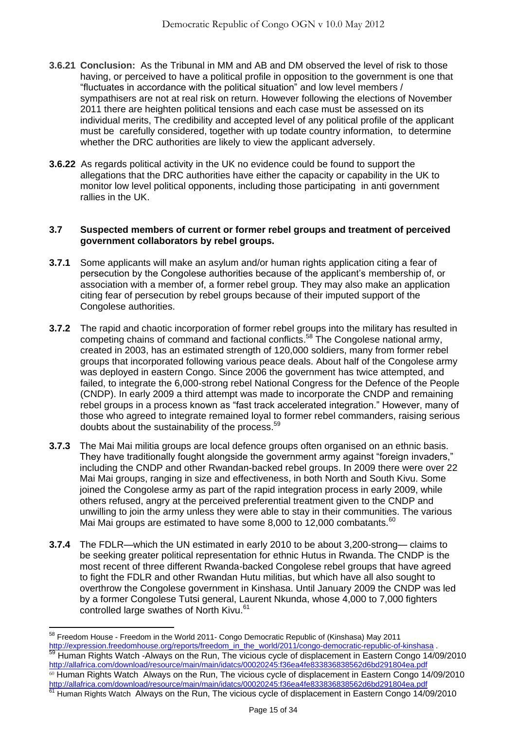**3.6.21 Conclusion:** As the Tribunal in MM and AB and DM observed the level of risk to those having, or perceived to have a political profile in opposition to the government is one that "fluctuates in accordance with the political situation" and low level members / sympathisers are not at real risk on return. However following the elections of November 2011 there are heighten political tensions and each case must be assessed on its individual merits, The credibility and accepted level of any political profile of the applicant must be carefully considered, together with up todate country information, to determine whether the DRC authorities are likely to view the applicant adversely.

**3.6.22** As regards political activity in the UK no evidence could be found to support the allegations that the DRC authorities have either the capacity or capability in the UK to monitor low level political opponents, including those participating in anti government rallies in the UK.

### 3.7 Suspected members of current or former rebel groups and treatment of perceived government collaborators by rebel groups.

**3.7.1** Some applicants will make an asylum and/or human rights application citing a fear of persecution by the Congolese authorities because of the applicant's membership of, or association with a member of, a former rebel group. They may also make an application citing fear of persecution by rebel groups because of their imputed support of the Congolese authorities.

**3.7.2** The rapid and chaotic incorporation of former rebel groups into the military has resulted in competing chains of command and factional conflicts.[58] The Congolese national army, created in 2003, has an estimated strength of 120,000 soldiers, many from former rebel groups that incorporated following various peace deals. About half of the Congolese army was deployed in eastern Congo. Since 2006 the government has twice attempted, and failed, to integrate the 6,000-strong rebel National Congress for the Defence of the People (CNDP). In early 2009 a third attempt was made to incorporate the CNDP and remaining rebel groups in a process known as "fast track accelerated integration." However, many of those who agreed to integrate remained loyal to former rebel commanders, raising serious doubts about the sustainability of the process.[59]

**3.7.3** The Mai Mai militia groups are local defence groups often organised on an ethnic basis. They have traditionally fought alongside the government army against "foreign invaders," including the CNDP and other Rwandan-backed rebel groups. In 2009 there were over 22 Mai Mai groups, ranging in size and effectiveness, in both North and South Kivu. Some joined the Congolese army as part of the rapid integration process in early 2009, while others refused, angry at the perceived preferential treatment given to the CNDP and unwilling to join the army unless they were able to stay in their communities. The various Mai Mai groups are estimated to have some 8,000 to 12,000 combatants.[60]

**3.7.4** The FDLR—which the UN estimated in early 2010 to be about 3,200-strong— claims to be seeking greater political representation for ethnic Hutus in Rwanda. The CNDP is the most recent of three different Rwanda-backed Congolese rebel groups that have agreed to fight the FDLR and other Rwandan Hutu militias, but which have all also sought to overthrow the Congolese government in Kinshasa. Until January 2009 the CNDP was led by a former Congolese Tutsi general, Laurent Nkunda, whose 4,000 to 7,000 fighters controlled large swathes of North Kivu.[61]

---

[58] Freedom House - Freedom in the World 2011- Congo Democratic Republic of (Kinshasa) May 2011 http://expression.freedomhouse.org/reports/freedom_in_the_world/2011/congo-democratic-republic-of-kinshasa .

[59] Human Rights Watch -Always on the Run, The vicious cycle of displacement in Eastern Congo 14/09/2010 http://allafrica.com/download/resource/main/main/idatcs/00020245:f36ea4fe833836838562d6bd291804ea.pdf

[60] Human Rights Watch Always on the Run, The vicious cycle of displacement in Eastern Congo 14/09/2010 http://allafrica.com/download/resource/main/main/idatcs/00020245:f36ea4fe833836838562d6bd291804ea.pdf

[61] Human Rights Watch Always on the Run, The vicious cycle of displacement in Eastern Congo 14/09/2010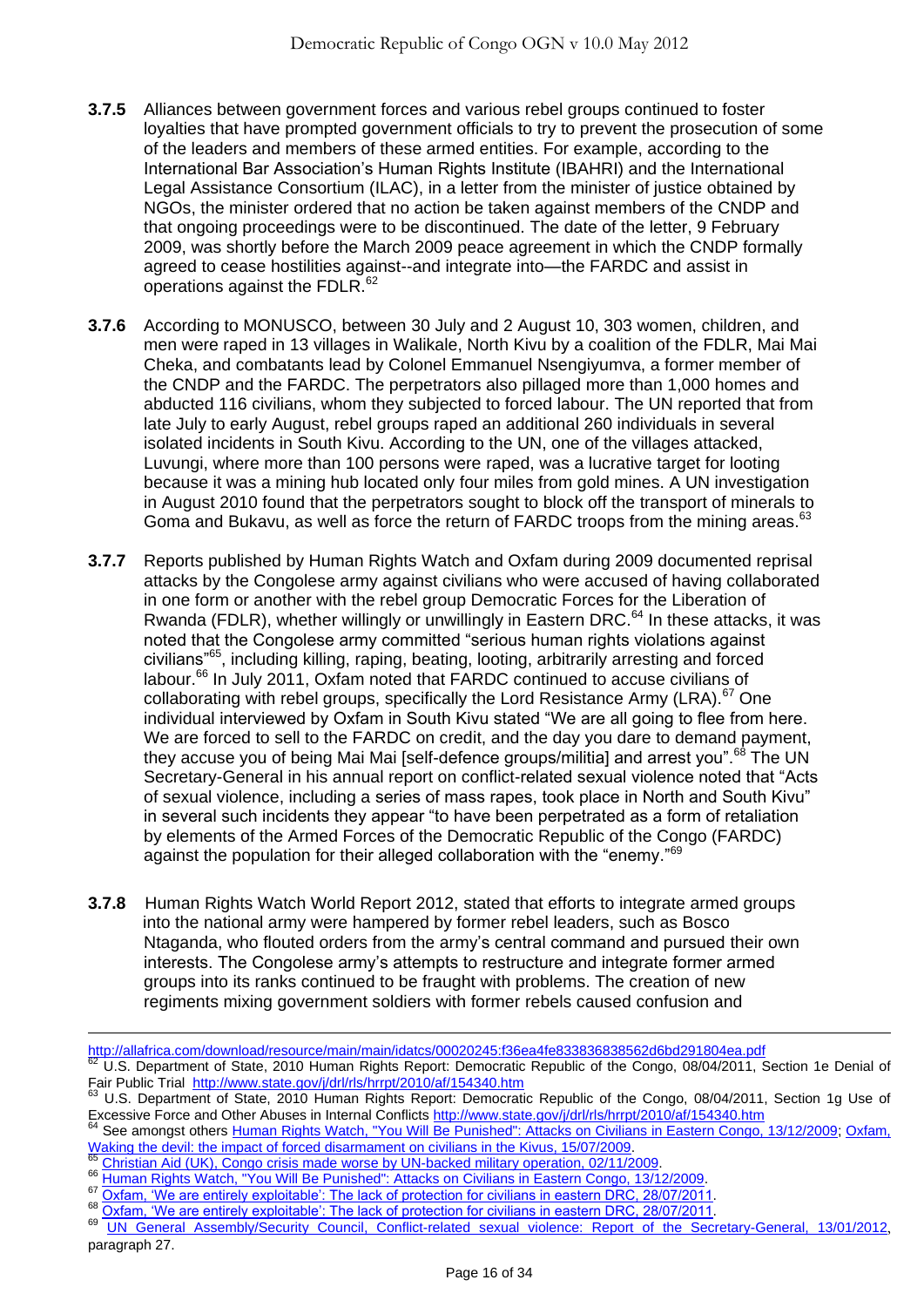**3.7.5** Alliances between government forces and various rebel groups continued to foster loyalties that have prompted government officials to try to prevent the prosecution of some of the leaders and members of these armed entities. For example, according to the International Bar Association's Human Rights Institute (IBAHRI) and the International Legal Assistance Consortium (ILAC), in a letter from the minister of justice obtained by NGOs, the minister ordered that no action be taken against members of the CNDP and that ongoing proceedings were to be discontinued. The date of the letter, 9 February 2009, was shortly before the March 2009 peace agreement in which the CNDP formally agreed to cease hostilities against--and integrate into—the FARDC and assist in operations against the FDLR.[62]

**3.7.6** According to MONUSCO, between 30 July and 2 August 10, 303 women, children, and men were raped in 13 villages in Walikale, North Kivu by a coalition of the FDLR, Mai Mai Cheka, and combatants lead by Colonel Emmanuel Nsengiyumva, a former member of the CNDP and the FARDC. The perpetrators also pillaged more than 1,000 homes and abducted 116 civilians, whom they subjected to forced labour. The UN reported that from late July to early August, rebel groups raped an additional 260 individuals in several isolated incidents in South Kivu. According to the UN, one of the villages attacked, Luvungi, where more than 100 persons were raped, was a lucrative target for looting because it was a mining hub located only four miles from gold mines. A UN investigation in August 2010 found that the perpetrators sought to block off the transport of minerals to Goma and Bukavu, as well as force the return of FARDC troops from the mining areas.[63]

**3.7.7** Reports published by Human Rights Watch and Oxfam during 2009 documented reprisal attacks by the Congolese army against civilians who were accused of having collaborated in one form or another with the rebel group Democratic Forces for the Liberation of Rwanda (FDLR), whether willingly or unwillingly in Eastern DRC.[64] In these attacks, it was noted that the Congolese army committed "serious human rights violations against civilians"[65], including killing, raping, beating, looting, arbitrarily arresting and forced labour.[66] In July 2011, Oxfam noted that FARDC continued to accuse civilians of collaborating with rebel groups, specifically the Lord Resistance Army (LRA).[67] One individual interviewed by Oxfam in South Kivu stated "We are all going to flee from here. We are forced to sell to the FARDC on credit, and the day you dare to demand payment, they accuse you of being Mai Mai [self-defence groups/militia] and arrest you".[68] The UN Secretary-General in his annual report on conflict-related sexual violence noted that "Acts of sexual violence, including a series of mass rapes, took place in North and South Kivu" in several such incidents they appear "to have been perpetrated as a form of retaliation by elements of the Armed Forces of the Democratic Republic of the Congo (FARDC) against the population for their alleged collaboration with the "enemy."[69]

**3.7.8** Human Rights Watch World Report 2012, stated that efforts to integrate armed groups into the national army were hampered by former rebel leaders, such as Bosco Ntaganda, who flouted orders from the army's central command and pursued their own interests. The Congolese army's attempts to restructure and integrate former armed groups into its ranks continued to be fraught with problems. The creation of new regiments mixing government soldiers with former rebels caused confusion and

---

http://allafrica.com/download/resource/main/main/idatcs/00020245:f36ea4fe833836838562d6bd291804ea.pdf

[62] U.S. Department of State, 2010 Human Rights Report: Democratic Republic of the Congo, 08/04/2011, Section 1e Denial of Fair Public Trial http://www.state.gov/j/drl/rls/hrrpt/2010/af/154340.htm

[63] U.S. Department of State, 2010 Human Rights Report: Democratic Republic of the Congo, 08/04/2011, Section 1g Use of Excessive Force and Other Abuses in Internal Conflicts http://www.state.gov/j/drl/rls/hrrpt/2010/af/154340.htm

[64] See amongst others Human Rights Watch, "You Will Be Punished": Attacks on Civilians in Eastern Congo, 13/12/2009; Oxfam, Waking the devil: the impact of forced disarmament on civilians in the Kivus, 15/07/2009.

[65] Christian Aid (UK), Congo crisis made worse by UN-backed military operation, 02/11/2009.

[66] Human Rights Watch, "You Will Be Punished": Attacks on Civilians in Eastern Congo, 13/12/2009.

[67] Oxfam, 'We are entirely exploitable': The lack of protection for civilians in eastern DRC, 28/07/2011.

[68] Oxfam, 'We are entirely exploitable': The lack of protection for civilians in eastern DRC, 28/07/2011.

[69] UN General Assembly/Security Council, Conflict-related sexual violence: Report of the Secretary-General, 13/01/2012, paragraph 27.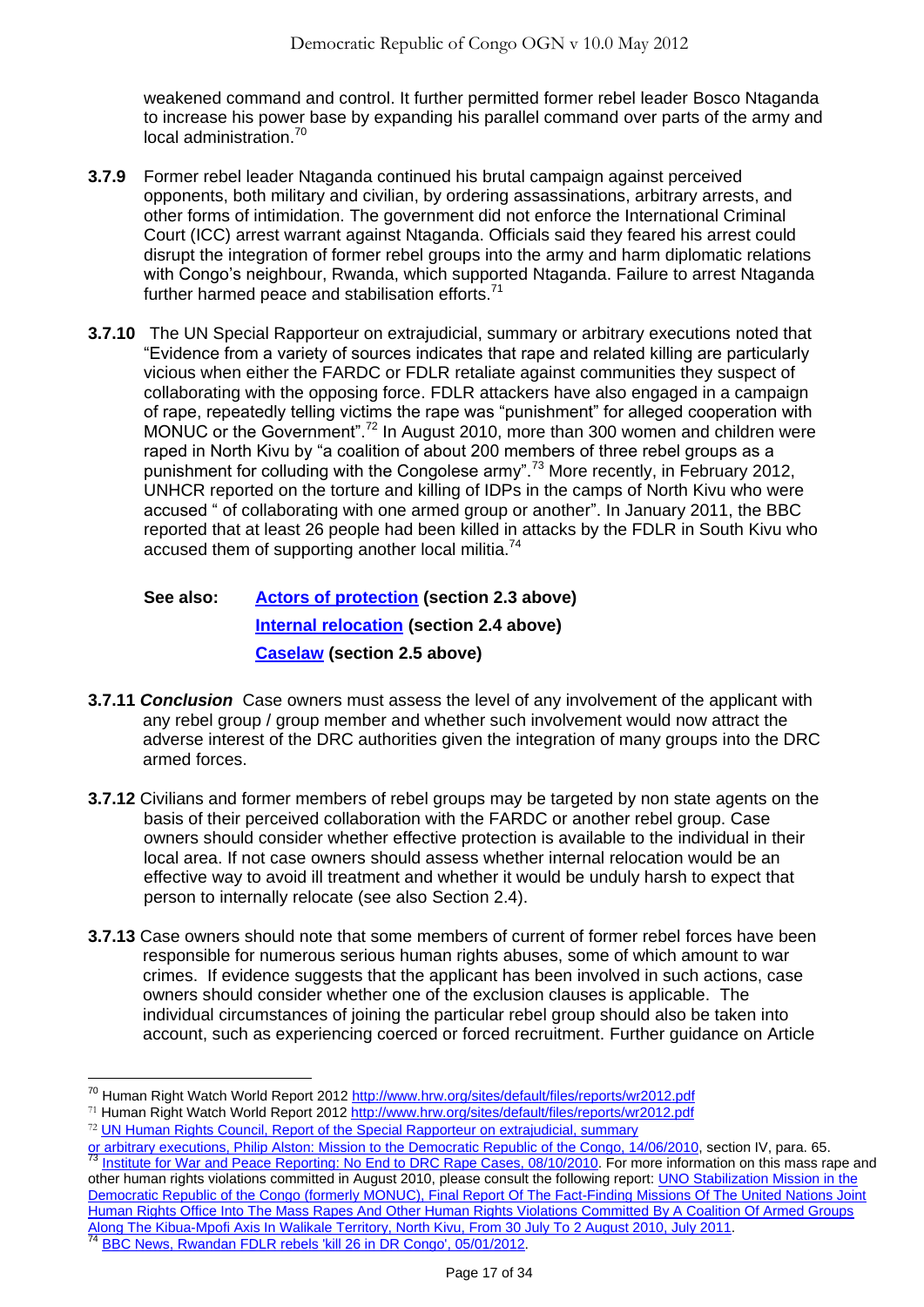weakened command and control. It further permitted former rebel leader Bosco Ntaganda to increase his power base by expanding his parallel command over parts of the army and local administration.[70]

**3.7.9** Former rebel leader Ntaganda continued his brutal campaign against perceived opponents, both military and civilian, by ordering assassinations, arbitrary arrests, and other forms of intimidation. The government did not enforce the International Criminal Court (ICC) arrest warrant against Ntaganda. Officials said they feared his arrest could disrupt the integration of former rebel groups into the army and harm diplomatic relations with Congo's neighbour, Rwanda, which supported Ntaganda. Failure to arrest Ntaganda further harmed peace and stabilisation efforts.[71]

**3.7.10** The UN Special Rapporteur on extrajudicial, summary or arbitrary executions noted that "Evidence from a variety of sources indicates that rape and related killing are particularly vicious when either the FARDC or FDLR retaliate against communities they suspect of collaborating with the opposing force. FDLR attackers have also engaged in a campaign of rape, repeatedly telling victims the rape was "punishment" for alleged cooperation with MONUC or the Government".[72] In August 2010, more than 300 women and children were raped in North Kivu by "a coalition of about 200 members of three rebel groups as a punishment for colluding with the Congolese army".[73] More recently, in February 2012, UNHCR reported on the torture and killing of IDPs in the camps of North Kivu who were accused " of collaborating with one armed group or another". In January 2011, the BBC reported that at least 26 people had been killed in attacks by the FDLR in South Kivu who accused them of supporting another local militia.[74]

**See also:** **Actors of protection (section 2.3 above)**
**Internal relocation (section 2.4 above)**
**Caselaw (section 2.5 above)**

**3.7.11** ***Conclusion*** Case owners must assess the level of any involvement of the applicant with any rebel group / group member and whether such involvement would now attract the adverse interest of the DRC authorities given the integration of many groups into the DRC armed forces.

**3.7.12** Civilians and former members of rebel groups may be targeted by non state agents on the basis of their perceived collaboration with the FARDC or another rebel group. Case owners should consider whether effective protection is available to the individual in their local area. If not case owners should assess whether internal relocation would be an effective way to avoid ill treatment and whether it would be unduly harsh to expect that person to internally relocate (see also Section 2.4).

**3.7.13** Case owners should note that some members of current of former rebel forces have been responsible for numerous serious human rights abuses, some of which amount to war crimes. If evidence suggests that the applicant has been involved in such actions, case owners should consider whether one of the exclusion clauses is applicable. The individual circumstances of joining the particular rebel group should also be taken into account, such as experiencing coerced or forced recruitment. Further guidance on Article

---

[70] Human Right Watch World Report 2012 http://www.hrw.org/sites/default/files/reports/wr2012.pdf

[71] Human Right Watch World Report 2012 http://www.hrw.org/sites/default/files/reports/wr2012.pdf

[72] UN Human Rights Council, Report of the Special Rapporteur on extrajudicial, summary or arbitrary executions, Philip Alston: Mission to the Democratic Republic of the Congo, 14/06/2010, section IV, para. 65.

[73] Institute for War and Peace Reporting: No End to DRC Rape Cases, 08/10/2010. For more information on this mass rape and other human rights violations committed in August 2010, please consult the following report: UNO Stabilization Mission in the Democratic Republic of the Congo (formerly MONUC), Final Report Of The Fact-Finding Missions Of The United Nations Joint Human Rights Office Into The Mass Rapes And Other Human Rights Violations Committed By A Coalition Of Armed Groups Along The Kibua-Mpofi Axis In Walikale Territory, North Kivu, From 30 July To 2 August 2010, July 2011.

[74] BBC News, Rwandan FDLR rebels 'kill 26 in DR Congo', 05/01/2012.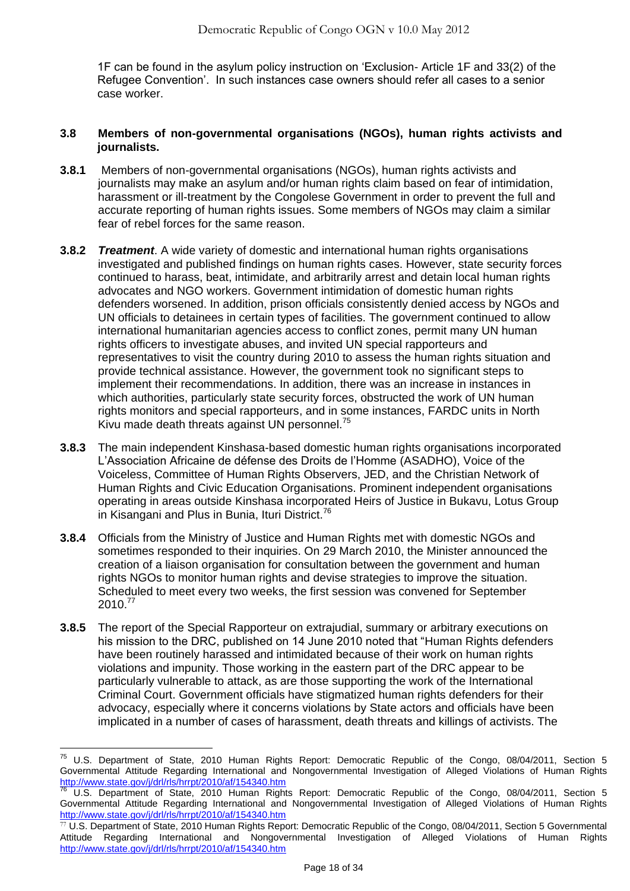1F can be found in the asylum policy instruction on 'Exclusion- Article 1F and 33(2) of the Refugee Convention'. In such instances case owners should refer all cases to a senior case worker.

### 3.8 Members of non-governmental organisations (NGOs), human rights activists and journalists.

**3.8.1** Members of non-governmental organisations (NGOs), human rights activists and journalists may make an asylum and/or human rights claim based on fear of intimidation, harassment or ill-treatment by the Congolese Government in order to prevent the full and accurate reporting of human rights issues. Some members of NGOs may claim a similar fear of rebel forces for the same reason.

**3.8.2** ***Treatment***. A wide variety of domestic and international human rights organisations investigated and published findings on human rights cases. However, state security forces continued to harass, beat, intimidate, and arbitrarily arrest and detain local human rights advocates and NGO workers. Government intimidation of domestic human rights defenders worsened. In addition, prison officials consistently denied access by NGOs and UN officials to detainees in certain types of facilities. The government continued to allow international humanitarian agencies access to conflict zones, permit many UN human rights officers to investigate abuses, and invited UN special rapporteurs and representatives to visit the country during 2010 to assess the human rights situation and provide technical assistance. However, the government took no significant steps to implement their recommendations. In addition, there was an increase in instances in which authorities, particularly state security forces, obstructed the work of UN human rights monitors and special rapporteurs, and in some instances, FARDC units in North Kivu made death threats against UN personnel.[75]

**3.8.3** The main independent Kinshasa-based domestic human rights organisations incorporated L'Association Africaine de défense des Droits de l'Homme (ASADHO), Voice of the Voiceless, Committee of Human Rights Observers, JED, and the Christian Network of Human Rights and Civic Education Organisations. Prominent independent organisations operating in areas outside Kinshasa incorporated Heirs of Justice in Bukavu, Lotus Group in Kisangani and Plus in Bunia, Ituri District.[76]

**3.8.4** Officials from the Ministry of Justice and Human Rights met with domestic NGOs and sometimes responded to their inquiries. On 29 March 2010, the Minister announced the creation of a liaison organisation for consultation between the government and human rights NGOs to monitor human rights and devise strategies to improve the situation. Scheduled to meet every two weeks, the first session was convened for September 2010.[77]

**3.8.5** The report of the Special Rapporteur on extrajudicial, summary or arbitrary executions on his mission to the DRC, published on 14 June 2010 noted that "Human Rights defenders have been routinely harassed and intimidated because of their work on human rights violations and impunity. Those working in the eastern part of the DRC appear to be particularly vulnerable to attack, as are those supporting the work of the International Criminal Court. Government officials have stigmatized human rights defenders for their advocacy, especially where it concerns violations by State actors and officials have been implicated in a number of cases of harassment, death threats and killings of activists. The

---

[75] U.S. Department of State, 2010 Human Rights Report: Democratic Republic of the Congo, 08/04/2011, Section 5 Governmental Attitude Regarding International and Nongovernmental Investigation of Alleged Violations of Human Rights http://www.state.gov/j/drl/rls/hrrpt/2010/af/154340.htm

[76] U.S. Department of State, 2010 Human Rights Report: Democratic Republic of the Congo, 08/04/2011, Section 5 Governmental Attitude Regarding International and Nongovernmental Investigation of Alleged Violations of Human Rights http://www.state.gov/j/drl/rls/hrrpt/2010/af/154340.htm

[77] U.S. Department of State, 2010 Human Rights Report: Democratic Republic of the Congo, 08/04/2011, Section 5 Governmental Attitude Regarding International and Nongovernmental Investigation of Alleged Violations of Human Rights http://www.state.gov/j/drl/rls/hrrpt/2010/af/154340.htm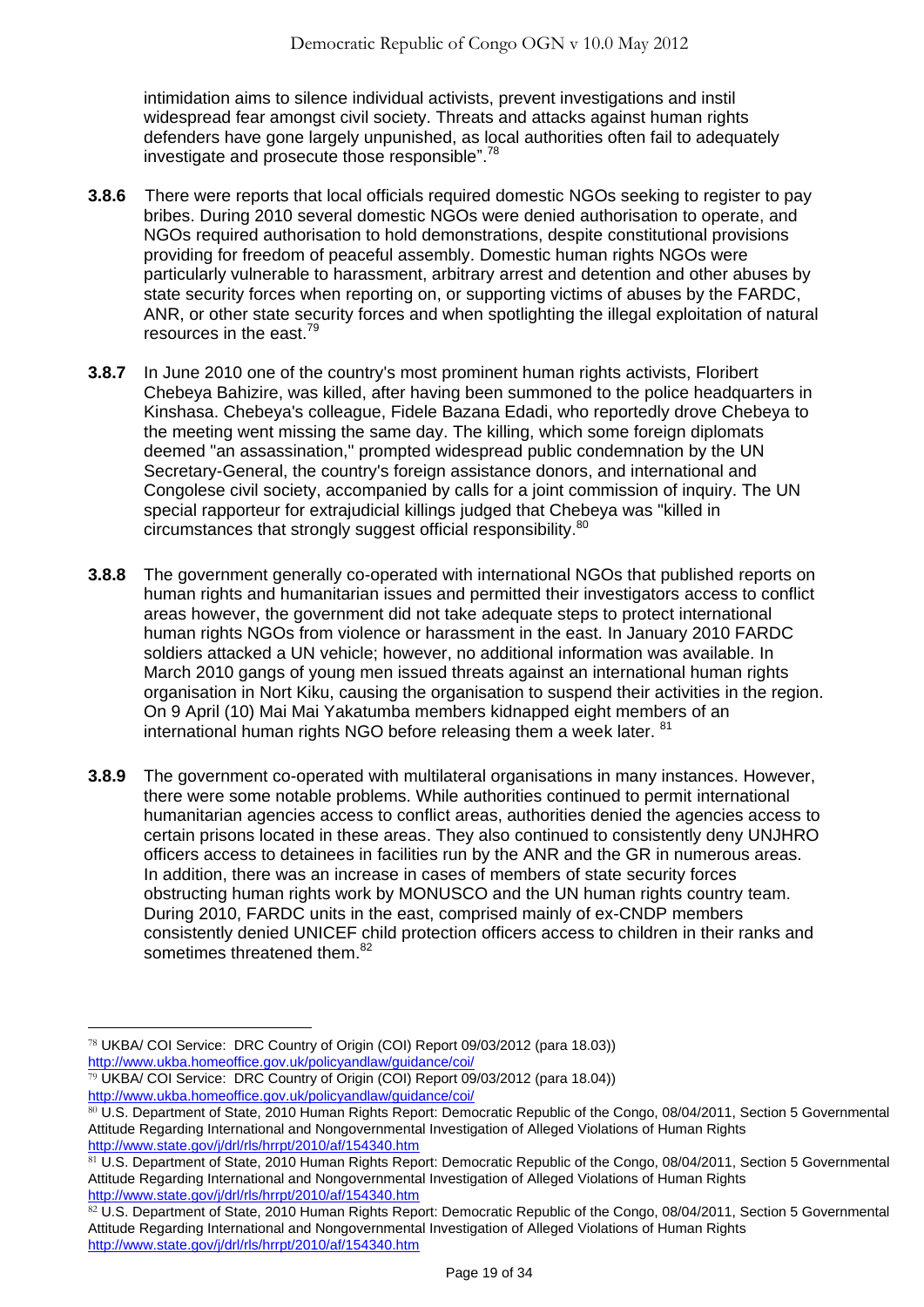intimidation aims to silence individual activists, prevent investigations and instil widespread fear amongst civil society. Threats and attacks against human rights defenders have gone largely unpunished, as local authorities often fail to adequately investigate and prosecute those responsible".[78]

**3.8.6** There were reports that local officials required domestic NGOs seeking to register to pay bribes. During 2010 several domestic NGOs were denied authorisation to operate, and NGOs required authorisation to hold demonstrations, despite constitutional provisions providing for freedom of peaceful assembly. Domestic human rights NGOs were particularly vulnerable to harassment, arbitrary arrest and detention and other abuses by state security forces when reporting on, or supporting victims of abuses by the FARDC, ANR, or other state security forces and when spotlighting the illegal exploitation of natural resources in the east.[79]

**3.8.7** In June 2010 one of the country's most prominent human rights activists, Floribert Chebeya Bahizire, was killed, after having been summoned to the police headquarters in Kinshasa. Chebeya's colleague, Fidele Bazana Edadi, who reportedly drove Chebeya to the meeting went missing the same day. The killing, which some foreign diplomats deemed "an assassination," prompted widespread public condemnation by the UN Secretary-General, the country's foreign assistance donors, and international and Congolese civil society, accompanied by calls for a joint commission of inquiry. The UN special rapporteur for extrajudicial killings judged that Chebeya was "killed in circumstances that strongly suggest official responsibility.[80]

**3.8.8** The government generally co-operated with international NGOs that published reports on human rights and humanitarian issues and permitted their investigators access to conflict areas however, the government did not take adequate steps to protect international human rights NGOs from violence or harassment in the east. In January 2010 FARDC soldiers attacked a UN vehicle; however, no additional information was available. In March 2010 gangs of young men issued threats against an international human rights organisation in Nort Kiku, causing the organisation to suspend their activities in the region. On 9 April (10) Mai Mai Yakatumba members kidnapped eight members of an international human rights NGO before releasing them a week later. [81]

**3.8.9** The government co-operated with multilateral organisations in many instances. However, there were some notable problems. While authorities continued to permit international humanitarian agencies access to conflict areas, authorities denied the agencies access to certain prisons located in these areas. They also continued to consistently deny UNJHRO officers access to detainees in facilities run by the ANR and the GR in numerous areas. In addition, there was an increase in cases of members of state security forces obstructing human rights work by MONUSCO and the UN human rights country team. During 2010, FARDC units in the east, comprised mainly of ex-CNDP members consistently denied UNICEF child protection officers access to children in their ranks and sometimes threatened them.[82]

---

[78] UKBA/ COI Service: DRC Country of Origin (COI) Report 09/03/2012 (para 18.03)) http://www.ukba.homeoffice.gov.uk/policyandlaw/guidance/coi/

[79] UKBA/ COI Service: DRC Country of Origin (COI) Report 09/03/2012 (para 18.04)) http://www.ukba.homeoffice.gov.uk/policyandlaw/guidance/coi/

[80] U.S. Department of State, 2010 Human Rights Report: Democratic Republic of the Congo, 08/04/2011, Section 5 Governmental Attitude Regarding International and Nongovernmental Investigation of Alleged Violations of Human Rights http://www.state.gov/j/drl/rls/hrrpt/2010/af/154340.htm

[81] U.S. Department of State, 2010 Human Rights Report: Democratic Republic of the Congo, 08/04/2011, Section 5 Governmental Attitude Regarding International and Nongovernmental Investigation of Alleged Violations of Human Rights http://www.state.gov/j/drl/rls/hrrpt/2010/af/154340.htm

[82] U.S. Department of State, 2010 Human Rights Report: Democratic Republic of the Congo, 08/04/2011, Section 5 Governmental Attitude Regarding International and Nongovernmental Investigation of Alleged Violations of Human Rights http://www.state.gov/j/drl/rls/hrrpt/2010/af/154340.htm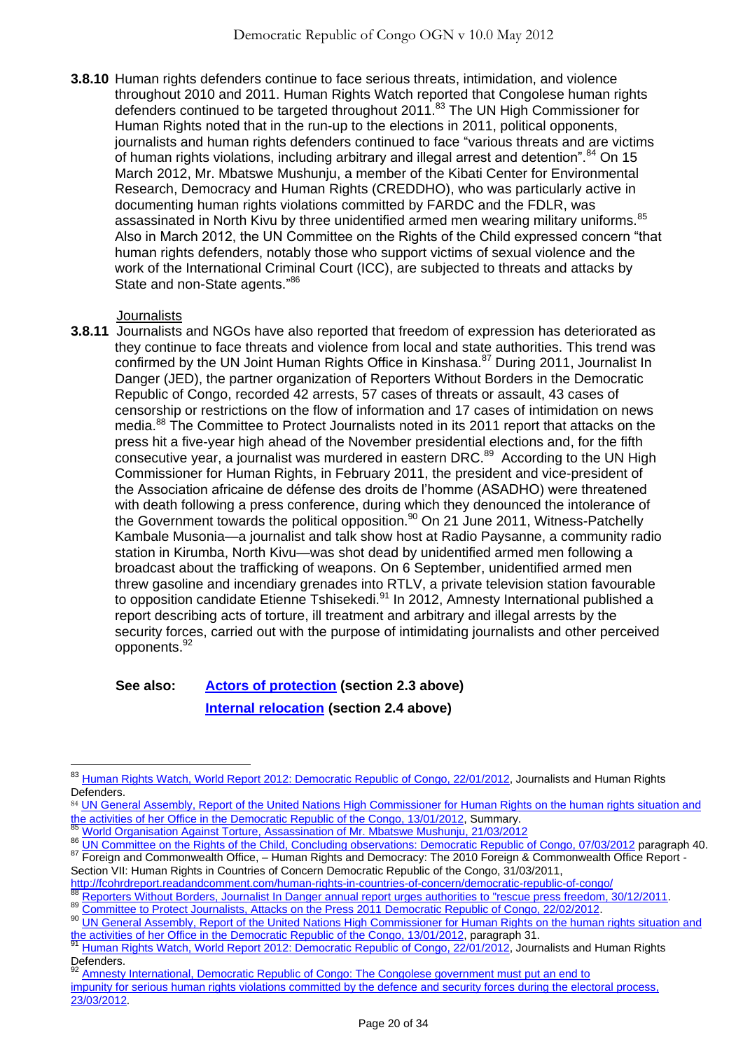**3.8.10** Human rights defenders continue to face serious threats, intimidation, and violence throughout 2010 and 2011. Human Rights Watch reported that Congolese human rights defenders continued to be targeted throughout 2011.[83] The UN High Commissioner for Human Rights noted that in the run-up to the elections in 2011, political opponents, journalists and human rights defenders continued to face "various threats and are victims of human rights violations, including arbitrary and illegal arrest and detention".[84] On 15 March 2012, Mr. Mbatswe Mushunju, a member of the Kibati Center for Environmental Research, Democracy and Human Rights (CREDDHO), who was particularly active in documenting human rights violations committed by FARDC and the FDLR, was assassinated in North Kivu by three unidentified armed men wearing military uniforms.[85] Also in March 2012, the UN Committee on the Rights of the Child expressed concern "that human rights defenders, notably those who support victims of sexual violence and the work of the International Criminal Court (ICC), are subjected to threats and attacks by State and non-State agents."[86]

Journalists

**3.8.11** Journalists and NGOs have also reported that freedom of expression has deteriorated as they continue to face threats and violence from local and state authorities. This trend was confirmed by the UN Joint Human Rights Office in Kinshasa.[87] During 2011, Journalist In Danger (JED), the partner organization of Reporters Without Borders in the Democratic Republic of Congo, recorded 42 arrests, 57 cases of threats or assault, 43 cases of censorship or restrictions on the flow of information and 17 cases of intimidation on news media.[88] The Committee to Protect Journalists noted in its 2011 report that attacks on the press hit a five-year high ahead of the November presidential elections and, for the fifth consecutive year, a journalist was murdered in eastern DRC.[89] According to the UN High Commissioner for Human Rights, in February 2011, the president and vice-president of the Association africaine de défense des droits de l'homme (ASADHO) were threatened with death following a press conference, during which they denounced the intolerance of the Government towards the political opposition.[90] On 21 June 2011, Witness-Patchelly Kambale Musonia—a journalist and talk show host at Radio Paysanne, a community radio station in Kirumba, North Kivu—was shot dead by unidentified armed men following a broadcast about the trafficking of weapons. On 6 September, unidentified armed men threw gasoline and incendiary grenades into RTLV, a private television station favourable to opposition candidate Etienne Tshisekedi.[91] In 2012, Amnesty International published a report describing acts of torture, ill treatment and arbitrary and illegal arrests by the security forces, carried out with the purpose of intimidating journalists and other perceived opponents.[92]

**See also:** **Actors of protection (section 2.3 above)**
**Internal relocation (section 2.4 above)**

---

[83] Human Rights Watch, World Report 2012: Democratic Republic of Congo, 22/01/2012, Journalists and Human Rights Defenders.

[84] UN General Assembly, Report of the United Nations High Commissioner for Human Rights on the human rights situation and the activities of her Office in the Democratic Republic of the Congo, 13/01/2012, Summary.

[85] World Organisation Against Torture, Assassination of Mr. Mbatswe Mushunju, 21/03/2012

[86] UN Committee on the Rights of the Child, Concluding observations: Democratic Republic of Congo, 07/03/2012 paragraph 40.

[87] Foreign and Commonwealth Office, – Human Rights and Democracy: The 2010 Foreign & Commonwealth Office Report - Section VII: Human Rights in Countries of Concern Democratic Republic of the Congo, 31/03/2011, http://fcohrdreport.readandcomment.com/human-rights-in-countries-of-concern/democratic-republic-of-congo/

[88] Reporters Without Borders, Journalist In Danger annual report urges authorities to "rescue press freedom, 30/12/2011.

[89] Committee to Protect Journalists, Attacks on the Press 2011 Democratic Republic of Congo, 22/02/2012.

[90] UN General Assembly, Report of the United Nations High Commissioner for Human Rights on the human rights situation and the activities of her Office in the Democratic Republic of the Congo, 13/01/2012, paragraph 31.

[91] Human Rights Watch, World Report 2012: Democratic Republic of Congo, 22/01/2012, Journalists and Human Rights Defenders.

[92] Amnesty International, Democratic Republic of Congo: The Congolese government must put an end to impunity for serious human rights violations committed by the defence and security forces during the electoral process, 23/03/2012.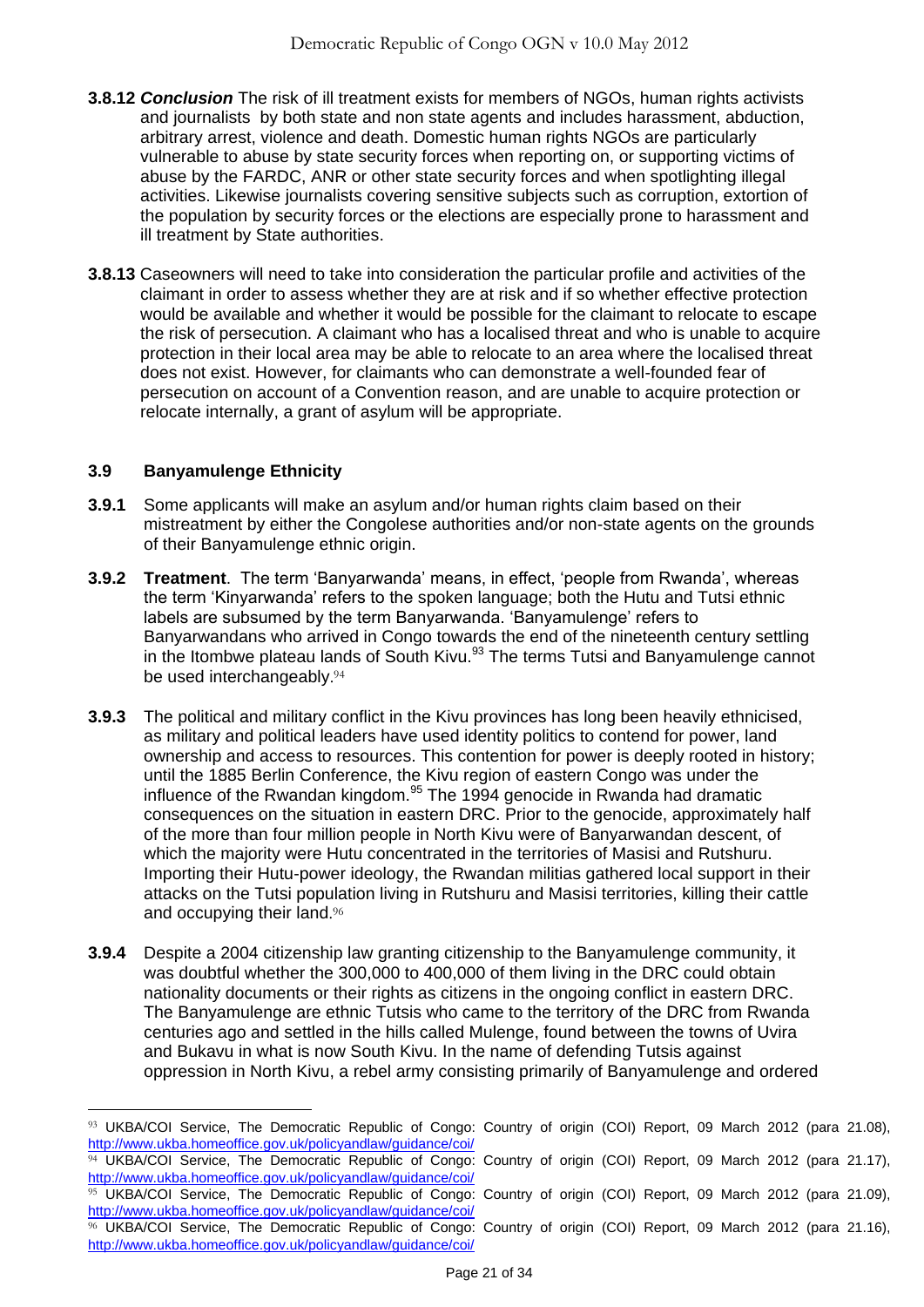**3.8.12** ***Conclusion*** The risk of ill treatment exists for members of NGOs, human rights activists and journalists by both state and non state agents and includes harassment, abduction, arbitrary arrest, violence and death. Domestic human rights NGOs are particularly vulnerable to abuse by state security forces when reporting on, or supporting victims of abuse by the FARDC, ANR or other state security forces and when spotlighting illegal activities. Likewise journalists covering sensitive subjects such as corruption, extortion of the population by security forces or the elections are especially prone to harassment and ill treatment by State authorities.

**3.8.13** Caseowners will need to take into consideration the particular profile and activities of the claimant in order to assess whether they are at risk and if so whether effective protection would be available and whether it would be possible for the claimant to relocate to escape the risk of persecution. A claimant who has a localised threat and who is unable to acquire protection in their local area may be able to relocate to an area where the localised threat does not exist. However, for claimants who can demonstrate a well-founded fear of persecution on account of a Convention reason, and are unable to acquire protection or relocate internally, a grant of asylum will be appropriate.

### 3.9 Banyamulenge Ethnicity

**3.9.1** Some applicants will make an asylum and/or human rights claim based on their mistreatment by either the Congolese authorities and/or non-state agents on the grounds of their Banyamulenge ethnic origin.

**3.9.2** **Treatment**. The term 'Banyarwanda' means, in effect, 'people from Rwanda', whereas the term 'Kinyarwanda' refers to the spoken language; both the Hutu and Tutsi ethnic labels are subsumed by the term Banyarwanda. 'Banyamulenge' refers to Banyarwandans who arrived in Congo towards the end of the nineteenth century settling in the Itombwe plateau lands of South Kivu.[93] The terms Tutsi and Banyamulenge cannot be used interchangeably.[94]

**3.9.3** The political and military conflict in the Kivu provinces has long been heavily ethnicised, as military and political leaders have used identity politics to contend for power, land ownership and access to resources. This contention for power is deeply rooted in history; until the 1885 Berlin Conference, the Kivu region of eastern Congo was under the influence of the Rwandan kingdom.[95] The 1994 genocide in Rwanda had dramatic consequences on the situation in eastern DRC. Prior to the genocide, approximately half of the more than four million people in North Kivu were of Banyarwandan descent, of which the majority were Hutu concentrated in the territories of Masisi and Rutshuru. Importing their Hutu-power ideology, the Rwandan militias gathered local support in their attacks on the Tutsi population living in Rutshuru and Masisi territories, killing their cattle and occupying their land.[96]

**3.9.4** Despite a 2004 citizenship law granting citizenship to the Banyamulenge community, it was doubtful whether the 300,000 to 400,000 of them living in the DRC could obtain nationality documents or their rights as citizens in the ongoing conflict in eastern DRC. The Banyamulenge are ethnic Tutsis who came to the territory of the DRC from Rwanda centuries ago and settled in the hills called Mulenge, found between the towns of Uvira and Bukavu in what is now South Kivu. In the name of defending Tutsis against oppression in North Kivu, a rebel army consisting primarily of Banyamulenge and ordered

---

[93] UKBA/COI Service, The Democratic Republic of Congo: Country of origin (COI) Report, 09 March 2012 (para 21.08), http://www.ukba.homeoffice.gov.uk/policyandlaw/guidance/coi/

[94] UKBA/COI Service, The Democratic Republic of Congo: Country of origin (COI) Report, 09 March 2012 (para 21.17), http://www.ukba.homeoffice.gov.uk/policyandlaw/guidance/coi/

[95] UKBA/COI Service, The Democratic Republic of Congo: Country of origin (COI) Report, 09 March 2012 (para 21.09), http://www.ukba.homeoffice.gov.uk/policyandlaw/guidance/coi/

[96] UKBA/COI Service, The Democratic Republic of Congo: Country of origin (COI) Report, 09 March 2012 (para 21.16), http://www.ukba.homeoffice.gov.uk/policyandlaw/guidance/coi/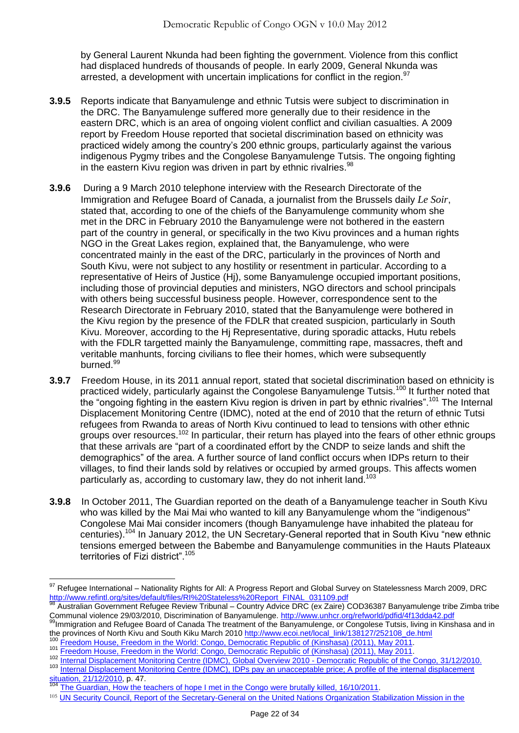by General Laurent Nkunda had been fighting the government. Violence from this conflict had displaced hundreds of thousands of people. In early 2009, General Nkunda was arrested, a development with uncertain implications for conflict in the region.[97]

**3.9.5** Reports indicate that Banyamulenge and ethnic Tutsis were subject to discrimination in the DRC. The Banyamulenge suffered more generally due to their residence in the eastern DRC, which is an area of ongoing violent conflict and civilian casualties. A 2009 report by Freedom House reported that societal discrimination based on ethnicity was practiced widely among the country's 200 ethnic groups, particularly against the various indigenous Pygmy tribes and the Congolese Banyamulenge Tutsis. The ongoing fighting in the eastern Kivu region was driven in part by ethnic rivalries.[98]

**3.9.6** During a 9 March 2010 telephone interview with the Research Directorate of the Immigration and Refugee Board of Canada, a journalist from the Brussels daily *Le Soir*, stated that, according to one of the chiefs of the Banyamulenge community whom she met in the DRC in February 2010 the Banyamulenge were not bothered in the eastern part of the country in general, or specifically in the two Kivu provinces and a human rights NGO in the Great Lakes region, explained that, the Banyamulenge, who were concentrated mainly in the east of the DRC, particularly in the provinces of North and South Kivu, were not subject to any hostility or resentment in particular. According to a representative of Heirs of Justice (Hj), some Banyamulenge occupied important positions, including those of provincial deputies and ministers, NGO directors and school principals with others being successful business people. However, correspondence sent to the Research Directorate in February 2010, stated that the Banyamulenge were bothered in the Kivu region by the presence of the FDLR that created suspicion, particularly in South Kivu. Moreover, according to the Hj Representative, during sporadic attacks, Hutu rebels with the FDLR targetted mainly the Banyamulenge, committing rape, massacres, theft and veritable manhunts, forcing civilians to flee their homes, which were subsequently burned.[99]

**3.9.7** Freedom House, in its 2011 annual report, stated that societal discrimination based on ethnicity is practiced widely, particularly against the Congolese Banyamulenge Tutsis.[100] It further noted that the "ongoing fighting in the eastern Kivu region is driven in part by ethnic rivalries".[101] The Internal Displacement Monitoring Centre (IDMC), noted at the end of 2010 that the return of ethnic Tutsi refugees from Rwanda to areas of North Kivu continued to lead to tensions with other ethnic groups over resources.[102] In particular, their return has played into the fears of other ethnic groups that these arrivals are "part of a coordinated effort by the CNDP to seize lands and shift the demographics" of the area. A further source of land conflict occurs when IDPs return to their villages, to find their lands sold by relatives or occupied by armed groups. This affects women particularly as, according to customary law, they do not inherit land.[103]

**3.9.8** In October 2011, The Guardian reported on the death of a Banyamulenge teacher in South Kivu who was killed by the Mai Mai who wanted to kill any Banyamulenge whom the "indigenous" Congolese Mai Mai consider incomers (though Banyamulenge have inhabited the plateau for centuries).[104] In January 2012, the UN Secretary-General reported that in South Kivu "new ethnic tensions emerged between the Babembe and Banyamulenge communities in the Hauts Plateaux territories of Fizi district".[105]

---

[97] Refugee International – Nationality Rights for All: A Progress Report and Global Survey on Statelessness March 2009, DRC http://www.refintl.org/sites/default/files/RI%20Stateless%20Report_FINAL_031109.pdf

[98] Australian Government Refugee Review Tribunal – Country Advice DRC (ex Zaire) COD36387 Banyamulenge tribe Zimba tribe Communal violence 29/03/2010, Discrimination of Banyamulenge. http://www.unhcr.org/refworld/pdfid/4f13dda42.pdf

[99] Immigration and Refugee Board of Canada The treatment of the Banyamulenge, or Congolese Tutsis, living in Kinshasa and in the provinces of North Kivu and South Kiku March 2010 http://www.ecoi.net/local_link/138127/252108_de.html

[100] Freedom House, Freedom in the World: Congo, Democratic Republic of (Kinshasa) (2011), May 2011.

[101] Freedom House, Freedom in the World: Congo, Democratic Republic of (Kinshasa) (2011), May 2011.

[102] Internal Displacement Monitoring Centre (IDMC), Global Overview 2010 - Democratic Republic of the Congo, 31/12/2010.

[103] Internal Displacement Monitoring Centre (IDMC), IDPs pay an unacceptable price; A profile of the internal displacement situation, 21/12/2010, p. 47.

[104] The Guardian, How the teachers of hope I met in the Congo were brutally killed, 16/10/2011.

[105] UN Security Council, Report of the Secretary-General on the United Nations Organization Stabilization Mission in the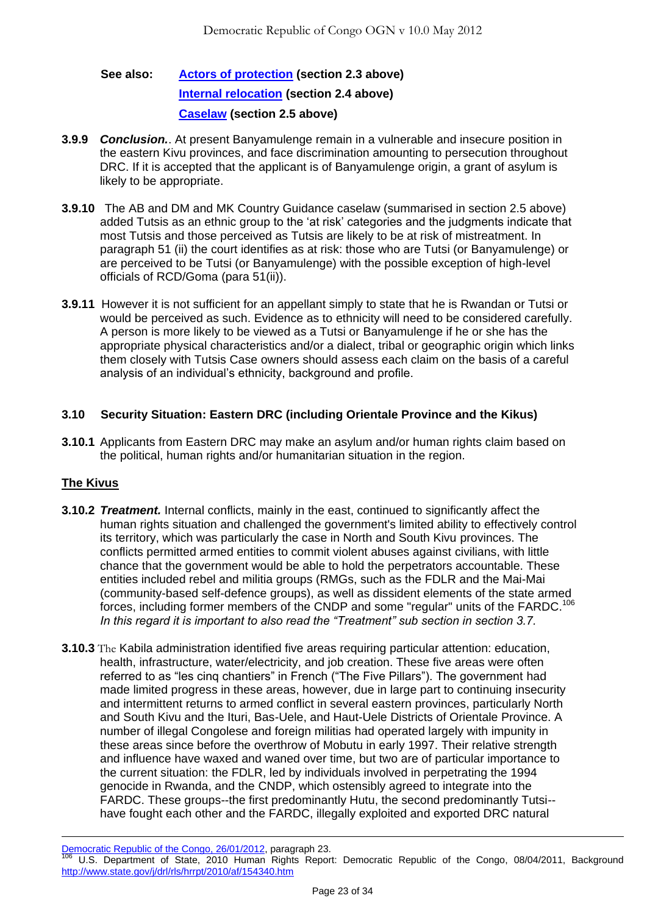**See also:** **[Actors of protection](#) (section 2.3 above)**
**[Internal relocation](#) (section 2.4 above)**
**[Caselaw](#) (section 2.5 above)**

**3.9.9** ***Conclusion.***. At present Banyamulenge remain in a vulnerable and insecure position in the eastern Kivu provinces, and face discrimination amounting to persecution throughout DRC. If it is accepted that the applicant is of Banyamulenge origin, a grant of asylum is likely to be appropriate.

**3.9.10** The AB and DM and MK Country Guidance caselaw (summarised in section 2.5 above) added Tutsis as an ethnic group to the 'at risk' categories and the judgments indicate that most Tutsis and those perceived as Tutsis are likely to be at risk of mistreatment. In paragraph 51 (ii) the court identifies as at risk: those who are Tutsi (or Banyamulenge) or are perceived to be Tutsi (or Banyamulenge) with the possible exception of high-level officials of RCD/Goma (para 51(ii)).

**3.9.11** However it is not sufficient for an appellant simply to state that he is Rwandan or Tutsi or would be perceived as such. Evidence as to ethnicity will need to be considered carefully. A person is more likely to be viewed as a Tutsi or Banyamulenge if he or she has the appropriate physical characteristics and/or a dialect, tribal or geographic origin which links them closely with Tutsis Case owners should assess each claim on the basis of a careful analysis of an individual's ethnicity, background and profile.

### 3.10 Security Situation: Eastern DRC (including Orientale Province and the Kikus)

**3.10.1** Applicants from Eastern DRC may make an asylum and/or human rights claim based on the political, human rights and/or humanitarian situation in the region.

#### The Kivus

**3.10.2** ***Treatment.*** Internal conflicts, mainly in the east, continued to significantly affect the human rights situation and challenged the government's limited ability to effectively control its territory, which was particularly the case in North and South Kivu provinces. The conflicts permitted armed entities to commit violent abuses against civilians, with little chance that the government would be able to hold the perpetrators accountable. These entities included rebel and militia groups (RMGs, such as the FDLR and the Mai-Mai (community-based self-defence groups), as well as dissident elements of the state armed forces, including former members of the CNDP and some "regular" units of the FARDC.[106] *In this regard it is important to also read the "Treatment" sub section in section 3.7.*

**3.10.3** The Kabila administration identified five areas requiring particular attention: education, health, infrastructure, water/electricity, and job creation. These five areas were often referred to as "les cinq chantiers" in French ("The Five Pillars"). The government had made limited progress in these areas, however, due in large part to continuing insecurity and intermittent returns to armed conflict in several eastern provinces, particularly North and South Kivu and the Ituri, Bas-Uele, and Haut-Uele Districts of Orientale Province. A number of illegal Congolese and foreign militias had operated largely with impunity in these areas since before the overthrow of Mobutu in early 1997. Their relative strength and influence have waxed and waned over time, but two are of particular importance to the current situation: the FDLR, led by individuals involved in perpetrating the 1994 genocide in Rwanda, and the CNDP, which ostensibly agreed to integrate into the FARDC. These groups--the first predominantly Hutu, the second predominantly Tutsi--have fought each other and the FARDC, illegally exploited and exported DRC natural

---

[Democratic Republic of the Congo, 26/01/2012](#), paragraph 23.

[106] U.S. Department of State, 2010 Human Rights Report: Democratic Republic of the Congo, 08/04/2011, Background http://www.state.gov/j/drl/rls/hrrpt/2010/af/154340.htm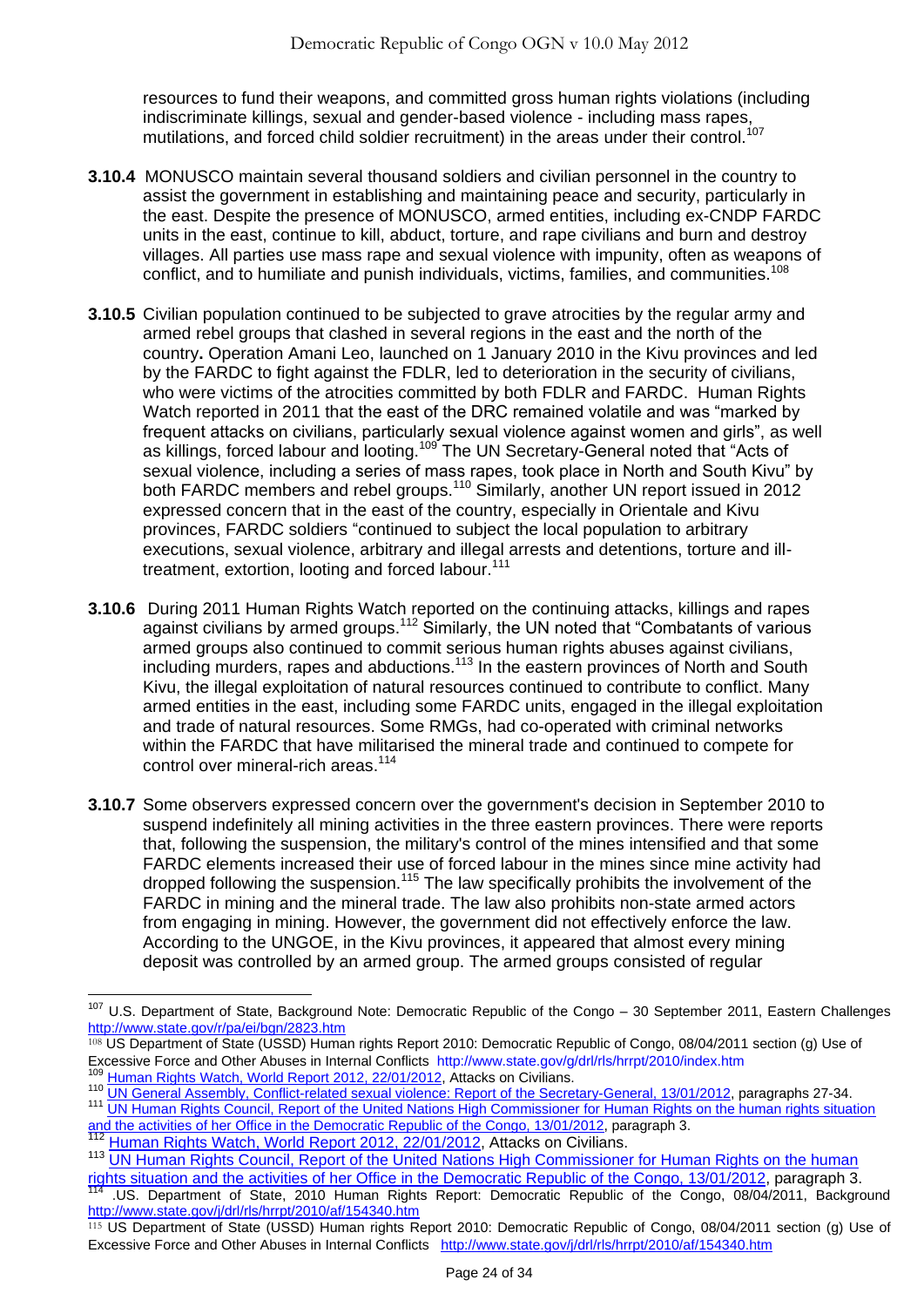resources to fund their weapons, and committed gross human rights violations (including indiscriminate killings, sexual and gender-based violence - including mass rapes, mutilations, and forced child soldier recruitment) in the areas under their control.[107]

**3.10.4** MONUSCO maintain several thousand soldiers and civilian personnel in the country to assist the government in establishing and maintaining peace and security, particularly in the east. Despite the presence of MONUSCO, armed entities, including ex-CNDP FARDC units in the east, continue to kill, abduct, torture, and rape civilians and burn and destroy villages. All parties use mass rape and sexual violence with impunity, often as weapons of conflict, and to humiliate and punish individuals, victims, families, and communities.[108]

**3.10.5** Civilian population continued to be subjected to grave atrocities by the regular army and armed rebel groups that clashed in several regions in the east and the north of the country**.** Operation Amani Leo, launched on 1 January 2010 in the Kivu provinces and led by the FARDC to fight against the FDLR, led to deterioration in the security of civilians, who were victims of the atrocities committed by both FDLR and FARDC. Human Rights Watch reported in 2011 that the east of the DRC remained volatile and was "marked by frequent attacks on civilians, particularly sexual violence against women and girls", as well as killings, forced labour and looting.[109] The UN Secretary-General noted that "Acts of sexual violence, including a series of mass rapes, took place in North and South Kivu" by both FARDC members and rebel groups.[110] Similarly, another UN report issued in 2012 expressed concern that in the east of the country, especially in Orientale and Kivu provinces, FARDC soldiers "continued to subject the local population to arbitrary executions, sexual violence, arbitrary and illegal arrests and detentions, torture and ill-treatment, extortion, looting and forced labour.[111]

**3.10.6** During 2011 Human Rights Watch reported on the continuing attacks, killings and rapes against civilians by armed groups.[112] Similarly, the UN noted that "Combatants of various armed groups also continued to commit serious human rights abuses against civilians, including murders, rapes and abductions.[113] In the eastern provinces of North and South Kivu, the illegal exploitation of natural resources continued to contribute to conflict. Many armed entities in the east, including some FARDC units, engaged in the illegal exploitation and trade of natural resources. Some RMGs, had co-operated with criminal networks within the FARDC that have militarised the mineral trade and continued to compete for control over mineral-rich areas.[114]

**3.10.7** Some observers expressed concern over the government's decision in September 2010 to suspend indefinitely all mining activities in the three eastern provinces. There were reports that, following the suspension, the military's control of the mines intensified and that some FARDC elements increased their use of forced labour in the mines since mine activity had dropped following the suspension.[115] The law specifically prohibits the involvement of the FARDC in mining and the mineral trade. The law also prohibits non-state armed actors from engaging in mining. However, the government did not effectively enforce the law. According to the UNGOE, in the Kivu provinces, it appeared that almost every mining deposit was controlled by an armed group. The armed groups consisted of regular

---

[107] U.S. Department of State, Background Note: Democratic Republic of the Congo – 30 September 2011, Eastern Challenges http://www.state.gov/r/pa/ei/bgn/2823.htm

[108] US Department of State (USSD) Human rights Report 2010: Democratic Republic of Congo, 08/04/2011 section (g) Use of Excessive Force and Other Abuses in Internal Conflicts http://www.state.gov/g/drl/rls/hrrpt/2010/index.htm

[109] Human Rights Watch, World Report 2012, 22/01/2012, Attacks on Civilians.

[110] UN General Assembly, Conflict-related sexual violence: Report of the Secretary-General, 13/01/2012, paragraphs 27-34.

[111] UN Human Rights Council, Report of the United Nations High Commissioner for Human Rights on the human rights situation and the activities of her Office in the Democratic Republic of the Congo, 13/01/2012, paragraph 3.

[112] Human Rights Watch, World Report 2012, 22/01/2012, Attacks on Civilians.

[113] UN Human Rights Council, Report of the United Nations High Commissioner for Human Rights on the human rights situation and the activities of her Office in the Democratic Republic of the Congo, 13/01/2012, paragraph 3.

[114] .US. Department of State, 2010 Human Rights Report: Democratic Republic of the Congo, 08/04/2011, Background http://www.state.gov/j/drl/rls/hrrpt/2010/af/154340.htm

[115] US Department of State (USSD) Human rights Report 2010: Democratic Republic of Congo, 08/04/2011 section (g) Use of Excessive Force and Other Abuses in Internal Conflicts http://www.state.gov/j/drl/rls/hrrpt/2010/af/154340.htm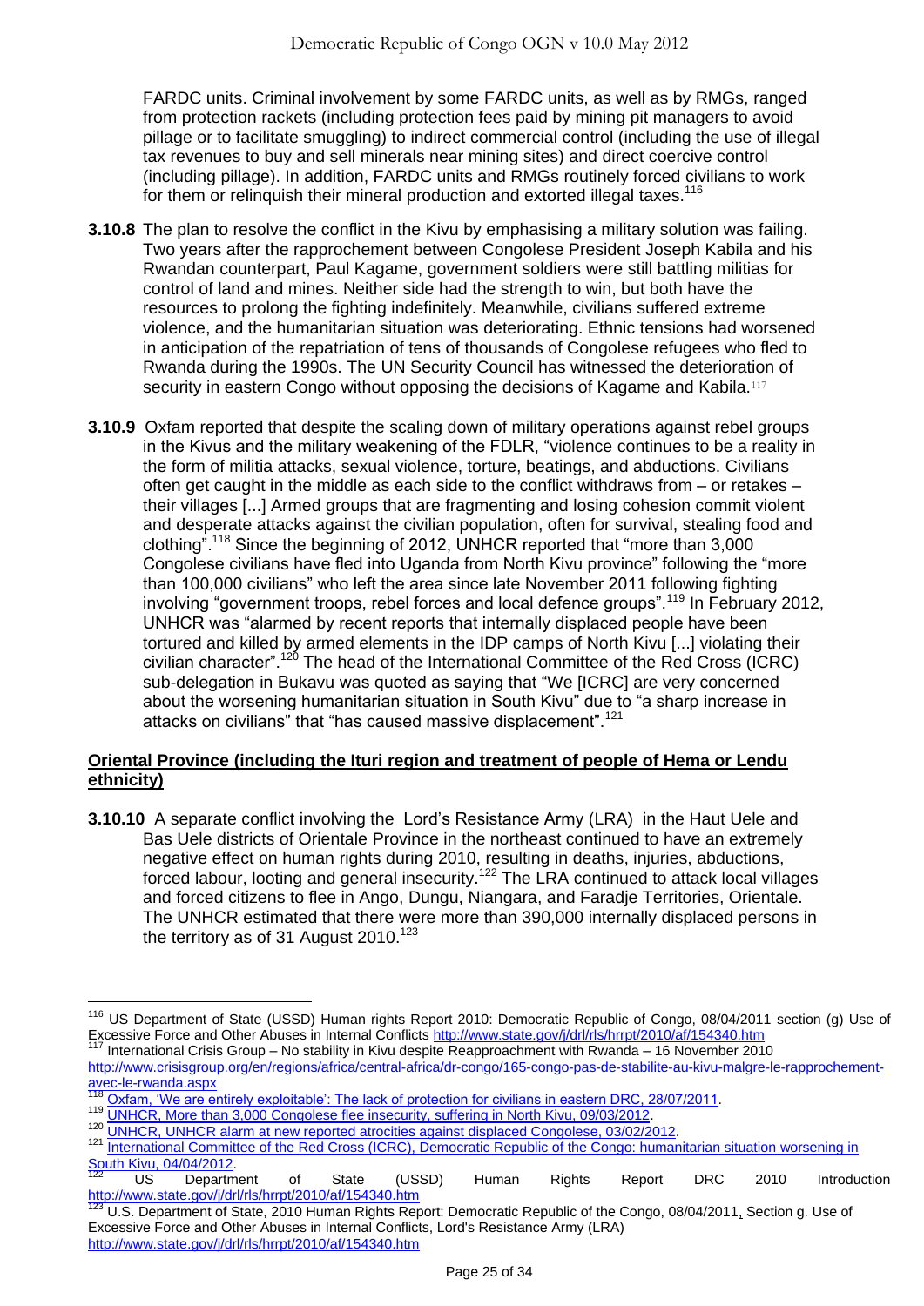FARDC units. Criminal involvement by some FARDC units, as well as by RMGs, ranged from protection rackets (including protection fees paid by mining pit managers to avoid pillage or to facilitate smuggling) to indirect commercial control (including the use of illegal tax revenues to buy and sell minerals near mining sites) and direct coercive control (including pillage). In addition, FARDC units and RMGs routinely forced civilians to work for them or relinquish their mineral production and extorted illegal taxes.[116]

**3.10.8** The plan to resolve the conflict in the Kivu by emphasising a military solution was failing. Two years after the rapprochement between Congolese President Joseph Kabila and his Rwandan counterpart, Paul Kagame, government soldiers were still battling militias for control of land and mines. Neither side had the strength to win, but both have the resources to prolong the fighting indefinitely. Meanwhile, civilians suffered extreme violence, and the humanitarian situation was deteriorating. Ethnic tensions had worsened in anticipation of the repatriation of tens of thousands of Congolese refugees who fled to Rwanda during the 1990s. The UN Security Council has witnessed the deterioration of security in eastern Congo without opposing the decisions of Kagame and Kabila.[117]

**3.10.9** Oxfam reported that despite the scaling down of military operations against rebel groups in the Kivus and the military weakening of the FDLR, "violence continues to be a reality in the form of militia attacks, sexual violence, torture, beatings, and abductions. Civilians often get caught in the middle as each side to the conflict withdraws from – or retakes – their villages [...] Armed groups that are fragmenting and losing cohesion commit violent and desperate attacks against the civilian population, often for survival, stealing food and clothing".[118] Since the beginning of 2012, UNHCR reported that "more than 3,000 Congolese civilians have fled into Uganda from North Kivu province" following the "more than 100,000 civilians" who left the area since late November 2011 following fighting involving "government troops, rebel forces and local defence groups".[119] In February 2012, UNHCR was "alarmed by recent reports that internally displaced people have been tortured and killed by armed elements in the IDP camps of North Kivu [...] violating their civilian character".[120] The head of the International Committee of the Red Cross (ICRC) sub-delegation in Bukavu was quoted as saying that "We [ICRC] are very concerned about the worsening humanitarian situation in South Kivu" due to "a sharp increase in attacks on civilians" that "has caused massive displacement".[121]

**Oriental Province (including the Ituri region and treatment of people of Hema or Lendu ethnicity)**

**3.10.10** A separate conflict involving the Lord's Resistance Army (LRA) in the Haut Uele and Bas Uele districts of Orientale Province in the northeast continued to have an extremely negative effect on human rights during 2010, resulting in deaths, injuries, abductions, forced labour, looting and general insecurity.[122] The LRA continued to attack local villages and forced citizens to flee in Ango, Dungu, Niangara, and Faradje Territories, Orientale. The UNHCR estimated that there were more than 390,000 internally displaced persons in the territory as of 31 August 2010.[123]

---

[116] US Department of State (USSD) Human rights Report 2010: Democratic Republic of Congo, 08/04/2011 section (g) Use of Excessive Force and Other Abuses in Internal Conflicts http://www.state.gov/j/drl/rls/hrrpt/2010/af/154340.htm

[117] International Crisis Group – No stability in Kivu despite Reapproachment with Rwanda – 16 November 2010 http://www.crisisgroup.org/en/regions/africa/central-africa/dr-congo/165-congo-pas-de-stabilite-au-kivu-malgre-le-rapprochement-avec-le-rwanda.aspx

[118] Oxfam, 'We are entirely exploitable': The lack of protection for civilians in eastern DRC, 28/07/2011.

[119] UNHCR, More than 3,000 Congolese flee insecurity, suffering in North Kivu, 09/03/2012.

[120] UNHCR, UNHCR alarm at new reported atrocities against displaced Congolese, 03/02/2012.

[121] International Committee of the Red Cross (ICRC), Democratic Republic of the Congo: humanitarian situation worsening in South Kivu, 04/04/2012.

[122] US Department of State (USSD) Human Rights Report DRC 2010 Introduction http://www.state.gov/j/drl/rls/hrrpt/2010/af/154340.htm

[123] U.S. Department of State, 2010 Human Rights Report: Democratic Republic of the Congo, 08/04/2011, Section g. Use of Excessive Force and Other Abuses in Internal Conflicts, Lord's Resistance Army (LRA) http://www.state.gov/j/drl/rls/hrrpt/2010/af/154340.htm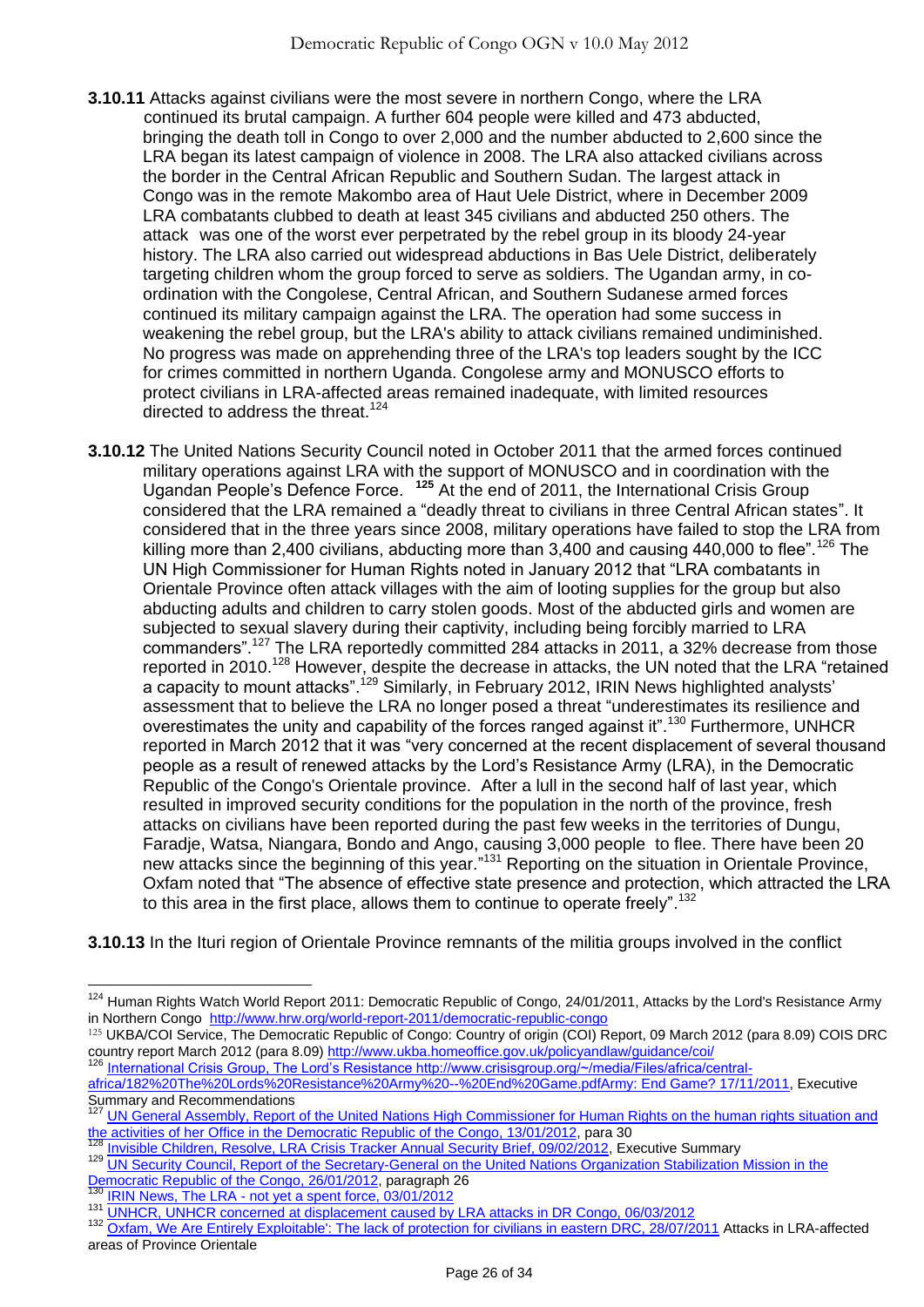**3.10.11** Attacks against civilians were the most severe in northern Congo, where the LRA continued its brutal campaign. A further 604 people were killed and 473 abducted, bringing the death toll in Congo to over 2,000 and the number abducted to 2,600 since the LRA began its latest campaign of violence in 2008. The LRA also attacked civilians across the border in the Central African Republic and Southern Sudan. The largest attack in Congo was in the remote Makombo area of Haut Uele District, where in December 2009 LRA combatants clubbed to death at least 345 civilians and abducted 250 others. The attack was one of the worst ever perpetrated by the rebel group in its bloody 24-year history. The LRA also carried out widespread abductions in Bas Uele District, deliberately targeting children whom the group forced to serve as soldiers. The Ugandan army, in co-ordination with the Congolese, Central African, and Southern Sudanese armed forces continued its military campaign against the LRA. The operation had some success in weakening the rebel group, but the LRA's ability to attack civilians remained undiminished. No progress was made on apprehending three of the LRA's top leaders sought by the ICC for crimes committed in northern Uganda. Congolese army and MONUSCO efforts to protect civilians in LRA-affected areas remained inadequate, with limited resources directed to address the threat.[124]

**3.10.12** The United Nations Security Council noted in October 2011 that the armed forces continued military operations against LRA with the support of MONUSCO and in coordination with the Ugandan People's Defence Force. [125] At the end of 2011, the International Crisis Group considered that the LRA remained a "deadly threat to civilians in three Central African states". It considered that in the three years since 2008, military operations have failed to stop the LRA from killing more than 2,400 civilians, abducting more than 3,400 and causing 440,000 to flee".[126] The UN High Commissioner for Human Rights noted in January 2012 that "LRA combatants in Orientale Province often attack villages with the aim of looting supplies for the group but also abducting adults and children to carry stolen goods. Most of the abducted girls and women are subjected to sexual slavery during their captivity, including being forcibly married to LRA commanders".[127] The LRA reportedly committed 284 attacks in 2011, a 32% decrease from those reported in 2010.[128] However, despite the decrease in attacks, the UN noted that the LRA "retained a capacity to mount attacks".[129] Similarly, in February 2012, IRIN News highlighted analysts' assessment that to believe the LRA no longer posed a threat "underestimates its resilience and overestimates the unity and capability of the forces ranged against it".[130] Furthermore, UNHCR reported in March 2012 that it was "very concerned at the recent displacement of several thousand people as a result of renewed attacks by the Lord's Resistance Army (LRA), in the Democratic Republic of the Congo's Orientale province. After a lull in the second half of last year, which resulted in improved security conditions for the population in the north of the province, fresh attacks on civilians have been reported during the past few weeks in the territories of Dungu, Faradje, Watsa, Niangara, Bondo and Ango, causing 3,000 people to flee. There have been 20 new attacks since the beginning of this year."[131] Reporting on the situation in Orientale Province, Oxfam noted that "The absence of effective state presence and protection, which attracted the LRA to this area in the first place, allows them to continue to operate freely".[132]

**3.10.13** In the Ituri region of Orientale Province remnants of the militia groups involved in the conflict

---

[124] Human Rights Watch World Report 2011: Democratic Republic of Congo, 24/01/2011, Attacks by the Lord's Resistance Army in Northern Congo http://www.hrw.org/world-report-2011/democratic-republic-congo

[125] UKBA/COI Service, The Democratic Republic of Congo: Country of origin (COI) Report, 09 March 2012 (para 8.09) COIS DRC country report March 2012 (para 8.09) http://www.ukba.homeoffice.gov.uk/policyandlaw/guidance/coi/

[126] International Crisis Group, The Lord's Resistance http://www.crisisgroup.org/~/media/Files/africa/central-africa/182%20The%20Lords%20Resistance%20Army%20--%20End%20Game.pdfArmy: End Game? 17/11/2011, Executive Summary and Recommendations

[127] UN General Assembly, Report of the United Nations High Commissioner for Human Rights on the human rights situation and the activities of her Office in the Democratic Republic of the Congo, 13/01/2012, para 30

[128] Invisible Children, Resolve, LRA Crisis Tracker Annual Security Brief, 09/02/2012, Executive Summary

[129] UN Security Council, Report of the Secretary-General on the United Nations Organization Stabilization Mission in the Democratic Republic of the Congo, 26/01/2012, paragraph 26

[130] IRIN News, The LRA - not yet a spent force, 03/01/2012

[131] UNHCR, UNHCR concerned at displacement caused by LRA attacks in DR Congo, 06/03/2012

[132] Oxfam, We Are Entirely Exploitable': The lack of protection for civilians in eastern DRC, 28/07/2011 Attacks in LRA-affected areas of Province Orientale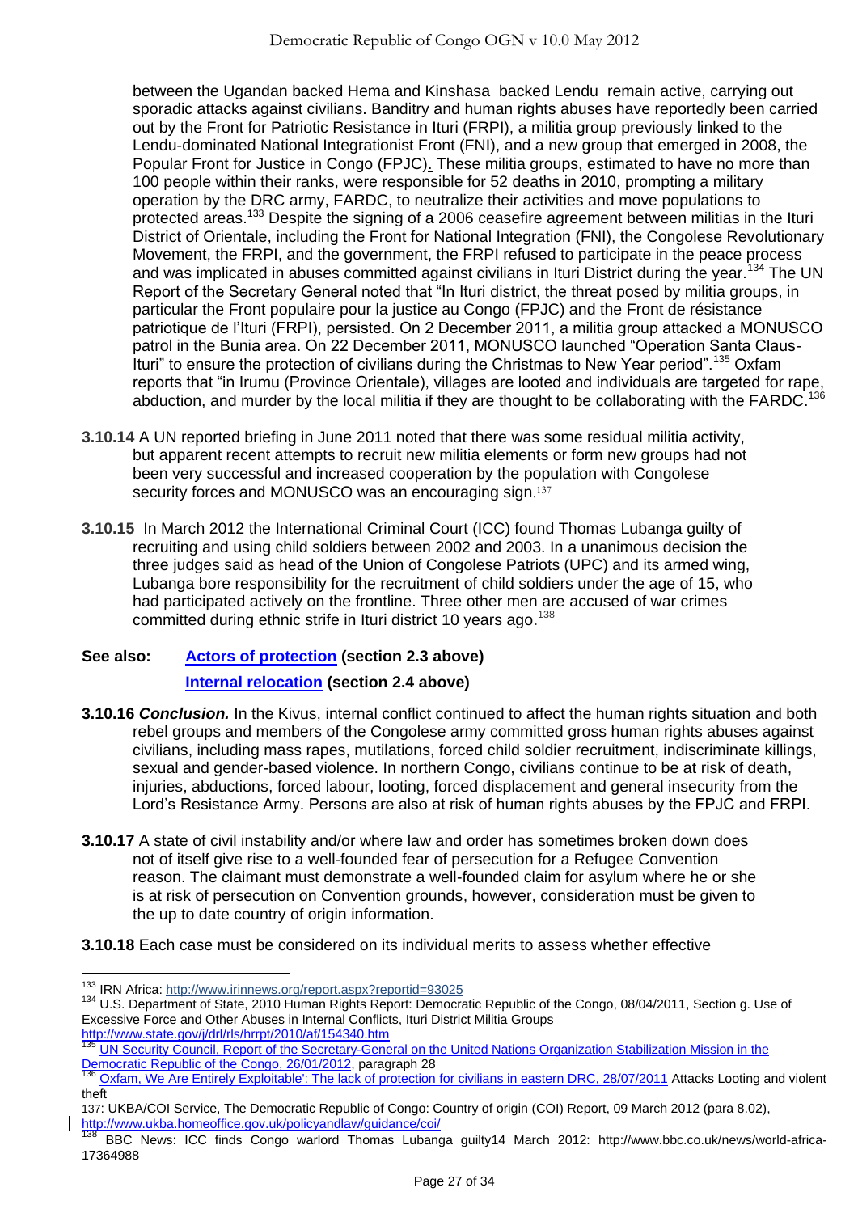between the Ugandan backed Hema and Kinshasa backed Lendu remain active, carrying out sporadic attacks against civilians. Banditry and human rights abuses have reportedly been carried out by the Front for Patriotic Resistance in Ituri (FRPI), a militia group previously linked to the Lendu-dominated National Integrationist Front (FNI), and a new group that emerged in 2008, the Popular Front for Justice in Congo (FPJC). These militia groups, estimated to have no more than 100 people within their ranks, were responsible for 52 deaths in 2010, prompting a military operation by the DRC army, FARDC, to neutralize their activities and move populations to protected areas.[133] Despite the signing of a 2006 ceasefire agreement between militias in the Ituri District of Orientale, including the Front for National Integration (FNI), the Congolese Revolutionary Movement, the FRPI, and the government, the FRPI refused to participate in the peace process and was implicated in abuses committed against civilians in Ituri District during the year.[134] The UN Report of the Secretary General noted that "In Ituri district, the threat posed by militia groups, in particular the Front populaire pour la justice au Congo (FPJC) and the Front de résistance patriotique de l'Ituri (FRPI), persisted. On 2 December 2011, a militia group attacked a MONUSCO patrol in the Bunia area. On 22 December 2011, MONUSCO launched "Operation Santa Claus-Ituri" to ensure the protection of civilians during the Christmas to New Year period".[135] Oxfam reports that "in Irumu (Province Orientale), villages are looted and individuals are targeted for rape, abduction, and murder by the local militia if they are thought to be collaborating with the FARDC.[136]

**3.10.14** A UN reported briefing in June 2011 noted that there was some residual militia activity, but apparent recent attempts to recruit new militia elements or form new groups had not been very successful and increased cooperation by the population with Congolese security forces and MONUSCO was an encouraging sign.[137]

**3.10.15** In March 2012 the International Criminal Court (ICC) found Thomas Lubanga guilty of recruiting and using child soldiers between 2002 and 2003. In a unanimous decision the three judges said as head of the Union of Congolese Patriots (UPC) and its armed wing, Lubanga bore responsibility for the recruitment of child soldiers under the age of 15, who had participated actively on the frontline. Three other men are accused of war crimes committed during ethnic strife in Ituri district 10 years ago.[138]

**See also: Actors of protection (section 2.3 above)**

**Internal relocation (section 2.4 above)**

**3.10.16** ***Conclusion.*** In the Kivus, internal conflict continued to affect the human rights situation and both rebel groups and members of the Congolese army committed gross human rights abuses against civilians, including mass rapes, mutilations, forced child soldier recruitment, indiscriminate killings, sexual and gender-based violence. In northern Congo, civilians continue to be at risk of death, injuries, abductions, forced labour, looting, forced displacement and general insecurity from the Lord's Resistance Army. Persons are also at risk of human rights abuses by the FPJC and FRPI.

**3.10.17** A state of civil instability and/or where law and order has sometimes broken down does not of itself give rise to a well-founded fear of persecution for a Refugee Convention reason. The claimant must demonstrate a well-founded claim for asylum where he or she is at risk of persecution on Convention grounds, however, consideration must be given to the up to date country of origin information.

**3.10.18** Each case must be considered on its individual merits to assess whether effective

---

[133] IRN Africa: http://www.irinnews.org/report.aspx?reportid=93025

[134] U.S. Department of State, 2010 Human Rights Report: Democratic Republic of the Congo, 08/04/2011, Section g. Use of Excessive Force and Other Abuses in Internal Conflicts, Ituri District Militia Groups http://www.state.gov/j/drl/rls/hrrpt/2010/af/154340.htm

[135] UN Security Council, Report of the Secretary-General on the United Nations Organization Stabilization Mission in the Democratic Republic of the Congo, 26/01/2012, paragraph 28

[136] Oxfam, We Are Entirely Exploitable': The lack of protection for civilians in eastern DRC, 28/07/2011 Attacks Looting and violent theft

137: UKBA/COI Service, The Democratic Republic of Congo: Country of origin (COI) Report, 09 March 2012 (para 8.02), http://www.ukba.homeoffice.gov.uk/policyandlaw/guidance/coi/

[138] BBC News: ICC finds Congo warlord Thomas Lubanga guilty14 March 2012: http://www.bbc.co.uk/news/world-africa-17364988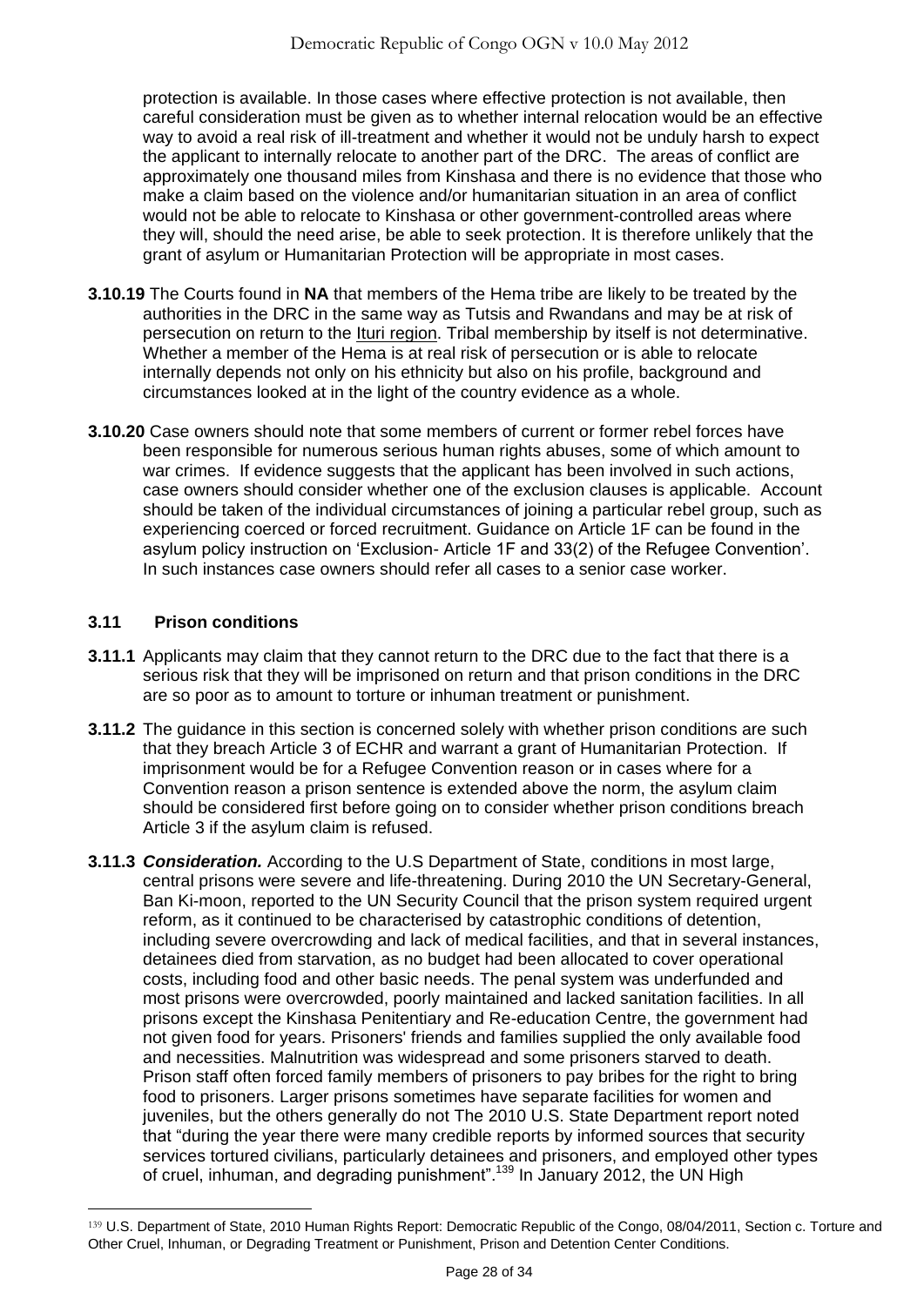protection is available. In those cases where effective protection is not available, then careful consideration must be given as to whether internal relocation would be an effective way to avoid a real risk of ill-treatment and whether it would not be unduly harsh to expect the applicant to internally relocate to another part of the DRC. The areas of conflict are approximately one thousand miles from Kinshasa and there is no evidence that those who make a claim based on the violence and/or humanitarian situation in an area of conflict would not be able to relocate to Kinshasa or other government-controlled areas where they will, should the need arise, be able to seek protection. It is therefore unlikely that the grant of asylum or Humanitarian Protection will be appropriate in most cases.

**3.10.19** The Courts found in **NA** that members of the Hema tribe are likely to be treated by the authorities in the DRC in the same way as Tutsis and Rwandans and may be at risk of persecution on return to the Ituri region. Tribal membership by itself is not determinative. Whether a member of the Hema is at real risk of persecution or is able to relocate internally depends not only on his ethnicity but also on his profile, background and circumstances looked at in the light of the country evidence as a whole.

**3.10.20** Case owners should note that some members of current or former rebel forces have been responsible for numerous serious human rights abuses, some of which amount to war crimes. If evidence suggests that the applicant has been involved in such actions, case owners should consider whether one of the exclusion clauses is applicable. Account should be taken of the individual circumstances of joining a particular rebel group, such as experiencing coerced or forced recruitment. Guidance on Article 1F can be found in the asylum policy instruction on 'Exclusion- Article 1F and 33(2) of the Refugee Convention'. In such instances case owners should refer all cases to a senior case worker.

### 3.11 Prison conditions

**3.11.1** Applicants may claim that they cannot return to the DRC due to the fact that there is a serious risk that they will be imprisoned on return and that prison conditions in the DRC are so poor as to amount to torture or inhuman treatment or punishment.

**3.11.2** The guidance in this section is concerned solely with whether prison conditions are such that they breach Article 3 of ECHR and warrant a grant of Humanitarian Protection. If imprisonment would be for a Refugee Convention reason or in cases where for a Convention reason a prison sentence is extended above the norm, the asylum claim should be considered first before going on to consider whether prison conditions breach Article 3 if the asylum claim is refused.

**3.11.3** ***Consideration.*** According to the U.S Department of State, conditions in most large, central prisons were severe and life-threatening. During 2010 the UN Secretary-General, Ban Ki-moon, reported to the UN Security Council that the prison system required urgent reform, as it continued to be characterised by catastrophic conditions of detention, including severe overcrowding and lack of medical facilities, and that in several instances, detainees died from starvation, as no budget had been allocated to cover operational costs, including food and other basic needs. The penal system was underfunded and most prisons were overcrowded, poorly maintained and lacked sanitation facilities. In all prisons except the Kinshasa Penitentiary and Re-education Centre, the government had not given food for years. Prisoners' friends and families supplied the only available food and necessities. Malnutrition was widespread and some prisoners starved to death. Prison staff often forced family members of prisoners to pay bribes for the right to bring food to prisoners. Larger prisons sometimes have separate facilities for women and juveniles, but the others generally do not The 2010 U.S. State Department report noted that "during the year there were many credible reports by informed sources that security services tortured civilians, particularly detainees and prisoners, and employed other types of cruel, inhuman, and degrading punishment".[139] In January 2012, the UN High

---

[139] U.S. Department of State, 2010 Human Rights Report: Democratic Republic of the Congo, 08/04/2011, Section c. Torture and Other Cruel, Inhuman, or Degrading Treatment or Punishment, Prison and Detention Center Conditions.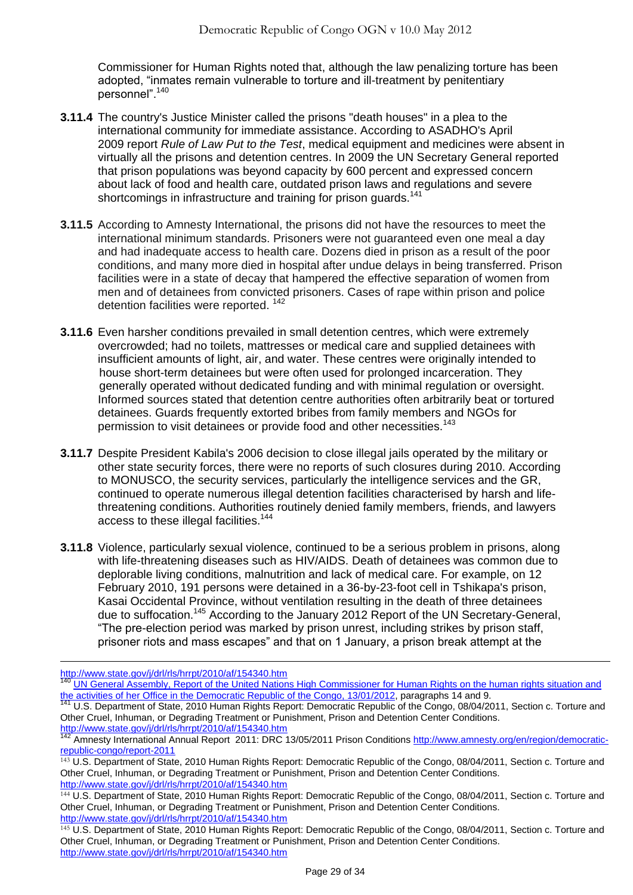Commissioner for Human Rights noted that, although the law penalizing torture has been adopted, "inmates remain vulnerable to torture and ill-treatment by penitentiary personnel".[140]

**3.11.4** The country's Justice Minister called the prisons "death houses" in a plea to the international community for immediate assistance. According to ASADHO's April 2009 report *Rule of Law Put to the Test*, medical equipment and medicines were absent in virtually all the prisons and detention centres. In 2009 the UN Secretary General reported that prison populations was beyond capacity by 600 percent and expressed concern about lack of food and health care, outdated prison laws and regulations and severe shortcomings in infrastructure and training for prison guards.[141]

**3.11.5** According to Amnesty International, the prisons did not have the resources to meet the international minimum standards. Prisoners were not guaranteed even one meal a day and had inadequate access to health care. Dozens died in prison as a result of the poor conditions, and many more died in hospital after undue delays in being transferred. Prison facilities were in a state of decay that hampered the effective separation of women from men and of detainees from convicted prisoners. Cases of rape within prison and police detention facilities were reported. [142]

**3.11.6** Even harsher conditions prevailed in small detention centres, which were extremely overcrowded; had no toilets, mattresses or medical care and supplied detainees with insufficient amounts of light, air, and water. These centres were originally intended to house short-term detainees but were often used for prolonged incarceration. They generally operated without dedicated funding and with minimal regulation or oversight. Informed sources stated that detention centre authorities often arbitrarily beat or tortured detainees. Guards frequently extorted bribes from family members and NGOs for permission to visit detainees or provide food and other necessities.[143]

**3.11.7** Despite President Kabila's 2006 decision to close illegal jails operated by the military or other state security forces, there were no reports of such closures during 2010. According to MONUSCO, the security services, particularly the intelligence services and the GR, continued to operate numerous illegal detention facilities characterised by harsh and life-threatening conditions. Authorities routinely denied family members, friends, and lawyers access to these illegal facilities.[144]

**3.11.8** Violence, particularly sexual violence, continued to be a serious problem in prisons, along with life-threatening diseases such as HIV/AIDS. Death of detainees was common due to deplorable living conditions, malnutrition and lack of medical care. For example, on 12 February 2010, 191 persons were detained in a 36-by-23-foot cell in Tshikapa's prison, Kasai Occidental Province, without ventilation resulting in the death of three detainees due to suffocation.[145] According to the January 2012 Report of the UN Secretary-General, "The pre-election period was marked by prison unrest, including strikes by prison staff, prisoner riots and mass escapes" and that on 1 January, a prison break attempt at the

---

http://www.state.gov/j/drl/rls/hrrpt/2010/af/154340.htm

[140] UN General Assembly, Report of the United Nations High Commissioner for Human Rights on the human rights situation and the activities of her Office in the Democratic Republic of the Congo, 13/01/2012, paragraphs 14 and 9.

[141] U.S. Department of State, 2010 Human Rights Report: Democratic Republic of the Congo, 08/04/2011, Section c. Torture and Other Cruel, Inhuman, or Degrading Treatment or Punishment, Prison and Detention Center Conditions. http://www.state.gov/j/drl/rls/hrrpt/2010/af/154340.htm

[142] Amnesty International Annual Report 2011: DRC 13/05/2011 Prison Conditions http://www.amnesty.org/en/region/democratic-republic-congo/report-2011

[143] U.S. Department of State, 2010 Human Rights Report: Democratic Republic of the Congo, 08/04/2011, Section c. Torture and Other Cruel, Inhuman, or Degrading Treatment or Punishment, Prison and Detention Center Conditions. http://www.state.gov/j/drl/rls/hrrpt/2010/af/154340.htm

[144] U.S. Department of State, 2010 Human Rights Report: Democratic Republic of the Congo, 08/04/2011, Section c. Torture and Other Cruel, Inhuman, or Degrading Treatment or Punishment, Prison and Detention Center Conditions. http://www.state.gov/j/drl/rls/hrrpt/2010/af/154340.htm

[145] U.S. Department of State, 2010 Human Rights Report: Democratic Republic of the Congo, 08/04/2011, Section c. Torture and Other Cruel, Inhuman, or Degrading Treatment or Punishment, Prison and Detention Center Conditions. http://www.state.gov/j/drl/rls/hrrpt/2010/af/154340.htm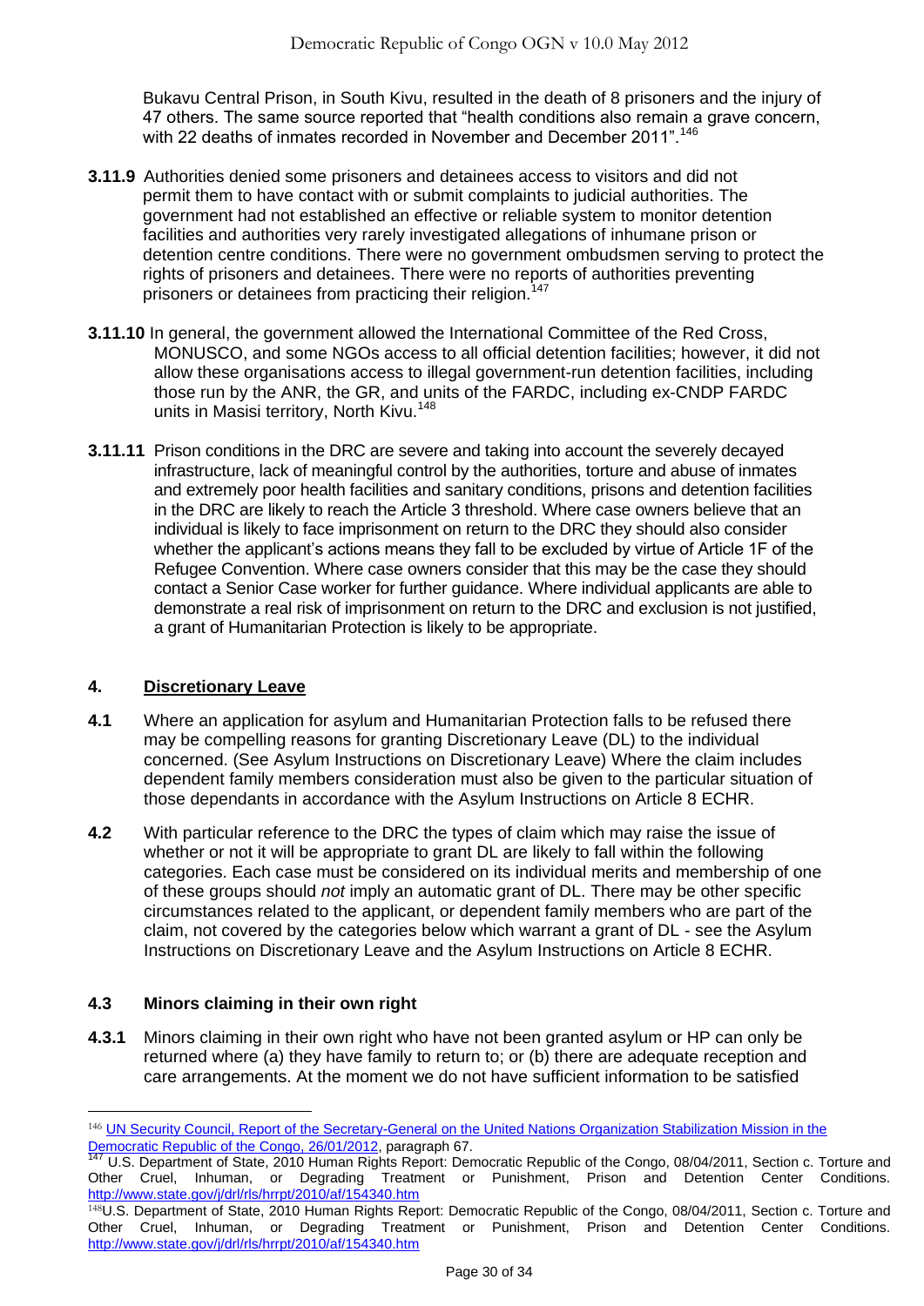Bukavu Central Prison, in South Kivu, resulted in the death of 8 prisoners and the injury of 47 others. The same source reported that "health conditions also remain a grave concern, with 22 deaths of inmates recorded in November and December 2011".[146]

**3.11.9** Authorities denied some prisoners and detainees access to visitors and did not permit them to have contact with or submit complaints to judicial authorities. The government had not established an effective or reliable system to monitor detention facilities and authorities very rarely investigated allegations of inhumane prison or detention centre conditions. There were no government ombudsmen serving to protect the rights of prisoners and detainees. There were no reports of authorities preventing prisoners or detainees from practicing their religion.[147]

**3.11.10** In general, the government allowed the International Committee of the Red Cross, MONUSCO, and some NGOs access to all official detention facilities; however, it did not allow these organisations access to illegal government-run detention facilities, including those run by the ANR, the GR, and units of the FARDC, including ex-CNDP FARDC units in Masisi territory, North Kivu.[148]

**3.11.11** Prison conditions in the DRC are severe and taking into account the severely decayed infrastructure, lack of meaningful control by the authorities, torture and abuse of inmates and extremely poor health facilities and sanitary conditions, prisons and detention facilities in the DRC are likely to reach the Article 3 threshold. Where case owners believe that an individual is likely to face imprisonment on return to the DRC they should also consider whether the applicant's actions means they fall to be excluded by virtue of Article 1F of the Refugee Convention. Where case owners consider that this may be the case they should contact a Senior Case worker for further guidance. Where individual applicants are able to demonstrate a real risk of imprisonment on return to the DRC and exclusion is not justified, a grant of Humanitarian Protection is likely to be appropriate.

## 4. Discretionary Leave

**4.1** Where an application for asylum and Humanitarian Protection falls to be refused there may be compelling reasons for granting Discretionary Leave (DL) to the individual concerned. (See Asylum Instructions on Discretionary Leave) Where the claim includes dependent family members consideration must also be given to the particular situation of those dependants in accordance with the Asylum Instructions on Article 8 ECHR.

**4.2** With particular reference to the DRC the types of claim which may raise the issue of whether or not it will be appropriate to grant DL are likely to fall within the following categories. Each case must be considered on its individual merits and membership of one of these groups should *not* imply an automatic grant of DL. There may be other specific circumstances related to the applicant, or dependent family members who are part of the claim, not covered by the categories below which warrant a grant of DL - see the Asylum Instructions on Discretionary Leave and the Asylum Instructions on Article 8 ECHR.

### 4.3 Minors claiming in their own right

**4.3.1** Minors claiming in their own right who have not been granted asylum or HP can only be returned where (a) they have family to return to; or (b) there are adequate reception and care arrangements. At the moment we do not have sufficient information to be satisfied

---

[146] UN Security Council, Report of the Secretary-General on the United Nations Organization Stabilization Mission in the Democratic Republic of the Congo, 26/01/2012, paragraph 67.

[147] U.S. Department of State, 2010 Human Rights Report: Democratic Republic of the Congo, 08/04/2011, Section c. Torture and Other Cruel, Inhuman, or Degrading Treatment or Punishment, Prison and Detention Center Conditions. http://www.state.gov/j/drl/rls/hrrpt/2010/af/154340.htm

[148] U.S. Department of State, 2010 Human Rights Report: Democratic Republic of the Congo, 08/04/2011, Section c. Torture and Other Cruel, Inhuman, or Degrading Treatment or Punishment, Prison and Detention Center Conditions. http://www.state.gov/j/drl/rls/hrrpt/2010/af/154340.htm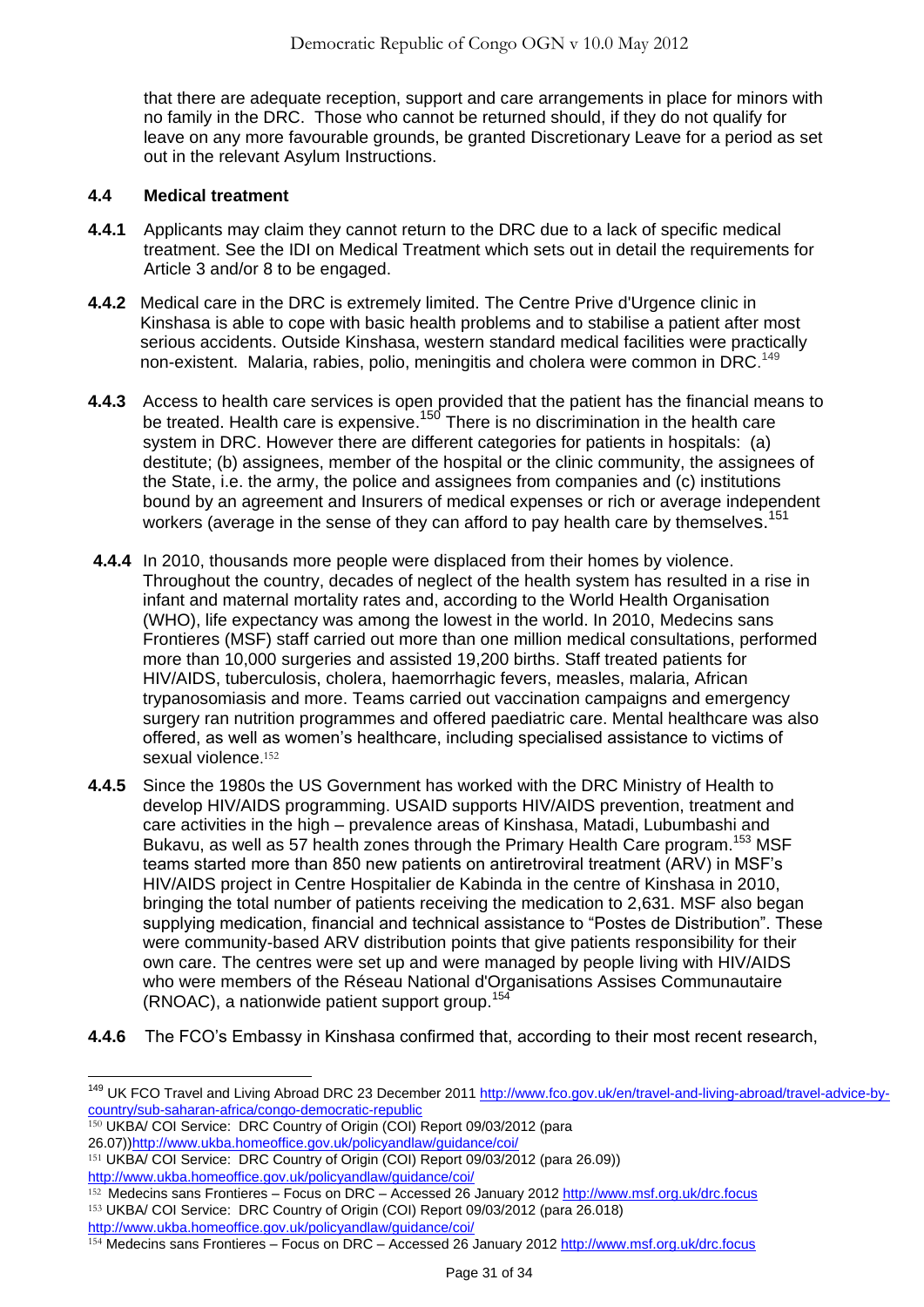that there are adequate reception, support and care arrangements in place for minors with no family in the DRC. Those who cannot be returned should, if they do not qualify for leave on any more favourable grounds, be granted Discretionary Leave for a period as set out in the relevant Asylum Instructions.

### 4.4 Medical treatment

**4.4.1** Applicants may claim they cannot return to the DRC due to a lack of specific medical treatment. See the IDI on Medical Treatment which sets out in detail the requirements for Article 3 and/or 8 to be engaged.

**4.4.2** Medical care in the DRC is extremely limited. The Centre Prive d'Urgence clinic in Kinshasa is able to cope with basic health problems and to stabilise a patient after most serious accidents. Outside Kinshasa, western standard medical facilities were practically non-existent. Malaria, rabies, polio, meningitis and cholera were common in DRC.[149]

**4.4.3** Access to health care services is open provided that the patient has the financial means to be treated. Health care is expensive.[150] There is no discrimination in the health care system in DRC. However there are different categories for patients in hospitals: (a) destitute; (b) assignees, member of the hospital or the clinic community, the assignees of the State, i.e. the army, the police and assignees from companies and (c) institutions bound by an agreement and Insurers of medical expenses or rich or average independent workers (average in the sense of they can afford to pay health care by themselves.[151]

**4.4.4** In 2010, thousands more people were displaced from their homes by violence. Throughout the country, decades of neglect of the health system has resulted in a rise in infant and maternal mortality rates and, according to the World Health Organisation (WHO), life expectancy was among the lowest in the world. In 2010, Medecins sans Frontieres (MSF) staff carried out more than one million medical consultations, performed more than 10,000 surgeries and assisted 19,200 births. Staff treated patients for HIV/AIDS, tuberculosis, cholera, haemorrhagic fevers, measles, malaria, African trypanosomiasis and more. Teams carried out vaccination campaigns and emergency surgery ran nutrition programmes and offered paediatric care. Mental healthcare was also offered, as well as women's healthcare, including specialised assistance to victims of sexual violence.[152]

**4.4.5** Since the 1980s the US Government has worked with the DRC Ministry of Health to develop HIV/AIDS programming. USAID supports HIV/AIDS prevention, treatment and care activities in the high – prevalence areas of Kinshasa, Matadi, Lubumbashi and Bukavu, as well as 57 health zones through the Primary Health Care program.[153] MSF teams started more than 850 new patients on antiretroviral treatment (ARV) in MSF's HIV/AIDS project in Centre Hospitalier de Kabinda in the centre of Kinshasa in 2010, bringing the total number of patients receiving the medication to 2,631. MSF also began supplying medication, financial and technical assistance to "Postes de Distribution". These were community-based ARV distribution points that give patients responsibility for their own care. The centres were set up and were managed by people living with HIV/AIDS who were members of the Réseau National d'Organisations Assises Communautaire (RNOAC), a nationwide patient support group.[154]

**4.4.6** The FCO's Embassy in Kinshasa confirmed that, according to their most recent research,

---

[149] UK FCO Travel and Living Abroad DRC 23 December 2011 http://www.fco.gov.uk/en/travel-and-living-abroad/travel-advice-by-country/sub-saharan-africa/congo-democratic-republic

[150] UKBA/ COI Service: DRC Country of Origin (COI) Report 09/03/2012 (para 26.07))http://www.ukba.homeoffice.gov.uk/policyandlaw/guidance/coi/

[151] UKBA/ COI Service: DRC Country of Origin (COI) Report 09/03/2012 (para 26.09)) http://www.ukba.homeoffice.gov.uk/policyandlaw/guidance/coi/

[152] Medecins sans Frontieres – Focus on DRC – Accessed 26 January 2012 http://www.msf.org.uk/drc.focus

[153] UKBA/ COI Service: DRC Country of Origin (COI) Report 09/03/2012 (para 26.018) http://www.ukba.homeoffice.gov.uk/policyandlaw/guidance/coi/

[154] Medecins sans Frontieres – Focus on DRC – Accessed 26 January 2012 http://www.msf.org.uk/drc.focus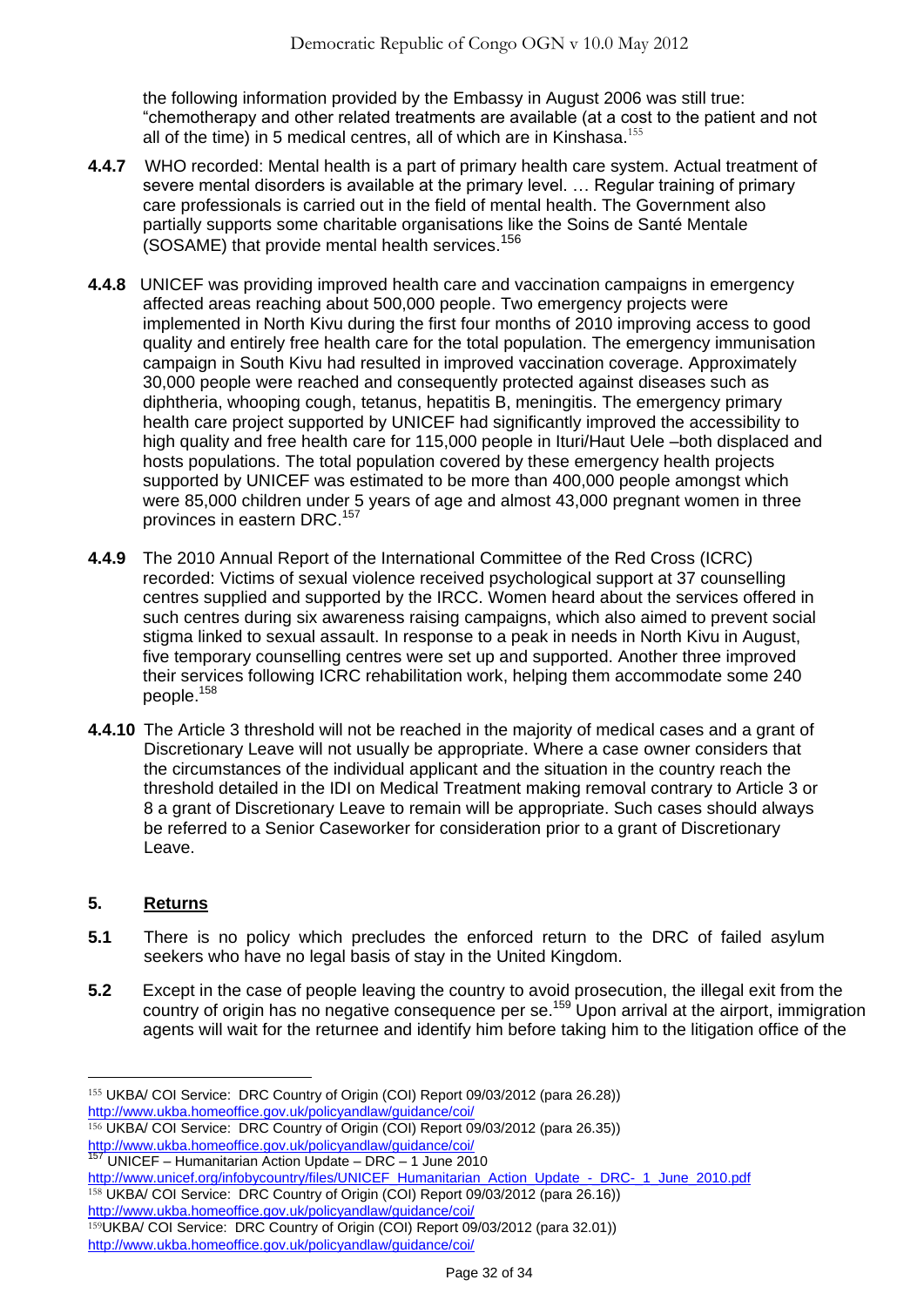the following information provided by the Embassy in August 2006 was still true: "chemotherapy and other related treatments are available (at a cost to the patient and not all of the time) in 5 medical centres, all of which are in Kinshasa.[155]

**4.4.7** WHO recorded: Mental health is a part of primary health care system. Actual treatment of severe mental disorders is available at the primary level. … Regular training of primary care professionals is carried out in the field of mental health. The Government also partially supports some charitable organisations like the Soins de Santé Mentale (SOSAME) that provide mental health services.[156]

**4.4.8** UNICEF was providing improved health care and vaccination campaigns in emergency affected areas reaching about 500,000 people. Two emergency projects were implemented in North Kivu during the first four months of 2010 improving access to good quality and entirely free health care for the total population. The emergency immunisation campaign in South Kivu had resulted in improved vaccination coverage. Approximately 30,000 people were reached and consequently protected against diseases such as diphtheria, whooping cough, tetanus, hepatitis B, meningitis. The emergency primary health care project supported by UNICEF had significantly improved the accessibility to high quality and free health care for 115,000 people in Ituri/Haut Uele –both displaced and hosts populations. The total population covered by these emergency health projects supported by UNICEF was estimated to be more than 400,000 people amongst which were 85,000 children under 5 years of age and almost 43,000 pregnant women in three provinces in eastern DRC.[157]

**4.4.9** The 2010 Annual Report of the International Committee of the Red Cross (ICRC) recorded: Victims of sexual violence received psychological support at 37 counselling centres supplied and supported by the IRCC. Women heard about the services offered in such centres during six awareness raising campaigns, which also aimed to prevent social stigma linked to sexual assault. In response to a peak in needs in North Kivu in August, five temporary counselling centres were set up and supported. Another three improved their services following ICRC rehabilitation work, helping them accommodate some 240 people.[158]

**4.4.10** The Article 3 threshold will not be reached in the majority of medical cases and a grant of Discretionary Leave will not usually be appropriate. Where a case owner considers that the circumstances of the individual applicant and the situation in the country reach the threshold detailed in the IDI on Medical Treatment making removal contrary to Article 3 or 8 a grant of Discretionary Leave to remain will be appropriate. Such cases should always be referred to a Senior Caseworker for consideration prior to a grant of Discretionary Leave.

## 5. Returns

**5.1** There is no policy which precludes the enforced return to the DRC of failed asylum seekers who have no legal basis of stay in the United Kingdom.

**5.2** Except in the case of people leaving the country to avoid prosecution, the illegal exit from the country of origin has no negative consequence per se.[159] Upon arrival at the airport, immigration agents will wait for the returnee and identify him before taking him to the litigation office of the

---

[155] UKBA/ COI Service: DRC Country of Origin (COI) Report 09/03/2012 (para 26.28)) http://www.ukba.homeoffice.gov.uk/policyandlaw/guidance/coi/

[156] UKBA/ COI Service: DRC Country of Origin (COI) Report 09/03/2012 (para 26.35)) http://www.ukba.homeoffice.gov.uk/policyandlaw/guidance/coi/

[157] UNICEF – Humanitarian Action Update – DRC – 1 June 2010 http://www.unicef.org/infobycountry/files/UNICEF_Humanitarian_Action_Update_-_DRC-_1_June_2010.pdf

[158] UKBA/ COI Service: DRC Country of Origin (COI) Report 09/03/2012 (para 26.16)) http://www.ukba.homeoffice.gov.uk/policyandlaw/guidance/coi/

[159] UKBA/ COI Service: DRC Country of Origin (COI) Report 09/03/2012 (para 32.01)) http://www.ukba.homeoffice.gov.uk/policyandlaw/guidance/coi/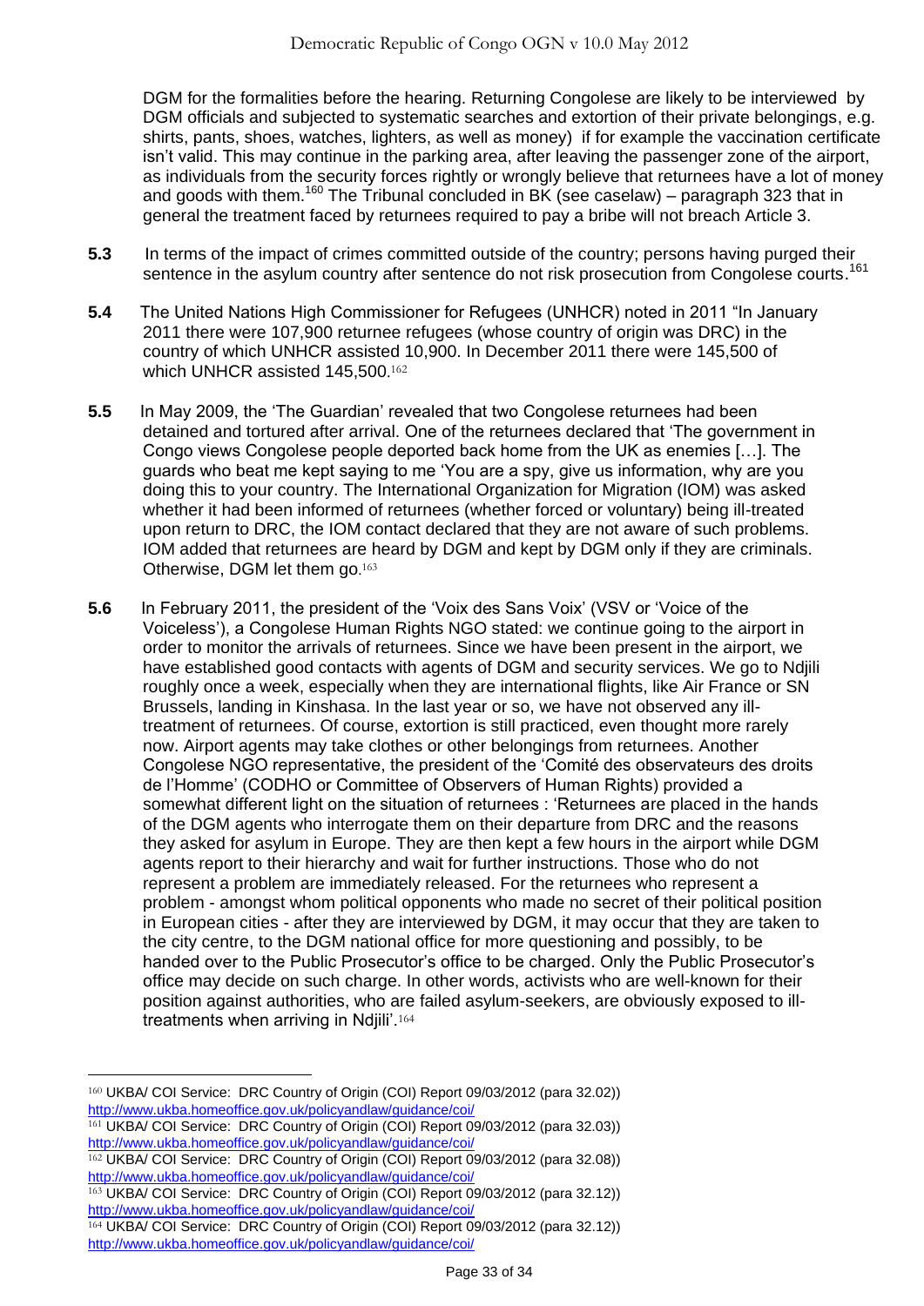DGM for the formalities before the hearing. Returning Congolese are likely to be interviewed by DGM officials and subjected to systematic searches and extortion of their private belongings, e.g. shirts, pants, shoes, watches, lighters, as well as money) if for example the vaccination certificate isn't valid. This may continue in the parking area, after leaving the passenger zone of the airport, as individuals from the security forces rightly or wrongly believe that returnees have a lot of money and goods with them.[160] The Tribunal concluded in BK (see caselaw) – paragraph 323 that in general the treatment faced by returnees required to pay a bribe will not breach Article 3.

**5.3** In terms of the impact of crimes committed outside of the country; persons having purged their sentence in the asylum country after sentence do not risk prosecution from Congolese courts.[161]

**5.4** The United Nations High Commissioner for Refugees (UNHCR) noted in 2011 "In January 2011 there were 107,900 returnee refugees (whose country of origin was DRC) in the country of which UNHCR assisted 10,900. In December 2011 there were 145,500 of which UNHCR assisted 145,500.[162]

**5.5** In May 2009, the 'The Guardian' revealed that two Congolese returnees had been detained and tortured after arrival. One of the returnees declared that 'The government in Congo views Congolese people deported back home from the UK as enemies […]. The guards who beat me kept saying to me 'You are a spy, give us information, why are you doing this to your country. The International Organization for Migration (IOM) was asked whether it had been informed of returnees (whether forced or voluntary) being ill-treated upon return to DRC, the IOM contact declared that they are not aware of such problems. IOM added that returnees are heard by DGM and kept by DGM only if they are criminals. Otherwise, DGM let them go.[163]

**5.6** In February 2011, the president of the 'Voix des Sans Voix' (VSV or 'Voice of the Voiceless'), a Congolese Human Rights NGO stated: we continue going to the airport in order to monitor the arrivals of returnees. Since we have been present in the airport, we have established good contacts with agents of DGM and security services. We go to Ndjili roughly once a week, especially when they are international flights, like Air France or SN Brussels, landing in Kinshasa. In the last year or so, we have not observed any ill-treatment of returnees. Of course, extortion is still practiced, even thought more rarely now. Airport agents may take clothes or other belongings from returnees. Another Congolese NGO representative, the president of the 'Comité des observateurs des droits de l'Homme' (CODHO or Committee of Observers of Human Rights) provided a somewhat different light on the situation of returnees : 'Returnees are placed in the hands of the DGM agents who interrogate them on their departure from DRC and the reasons they asked for asylum in Europe. They are then kept a few hours in the airport while DGM agents report to their hierarchy and wait for further instructions. Those who do not represent a problem are immediately released. For the returnees who represent a problem - amongst whom political opponents who made no secret of their political position in European cities - after they are interviewed by DGM, it may occur that they are taken to the city centre, to the DGM national office for more questioning and possibly, to be handed over to the Public Prosecutor's office to be charged. Only the Public Prosecutor's office may decide on such charge. In other words, activists who are well-known for their position against authorities, who are failed asylum-seekers, are obviously exposed to ill-treatments when arriving in Ndjili'.[164]

---

[160] UKBA/ COI Service: DRC Country of Origin (COI) Report 09/03/2012 (para 32.02)) http://www.ukba.homeoffice.gov.uk/policyandlaw/guidance/coi/

[161] UKBA/ COI Service: DRC Country of Origin (COI) Report 09/03/2012 (para 32.03)) http://www.ukba.homeoffice.gov.uk/policyandlaw/guidance/coi/

[162] UKBA/ COI Service: DRC Country of Origin (COI) Report 09/03/2012 (para 32.08)) http://www.ukba.homeoffice.gov.uk/policyandlaw/guidance/coi/

[163] UKBA/ COI Service: DRC Country of Origin (COI) Report 09/03/2012 (para 32.12)) http://www.ukba.homeoffice.gov.uk/policyandlaw/guidance/coi/

[164] UKBA/ COI Service: DRC Country of Origin (COI) Report 09/03/2012 (para 32.12)) http://www.ukba.homeoffice.gov.uk/policyandlaw/guidance/coi/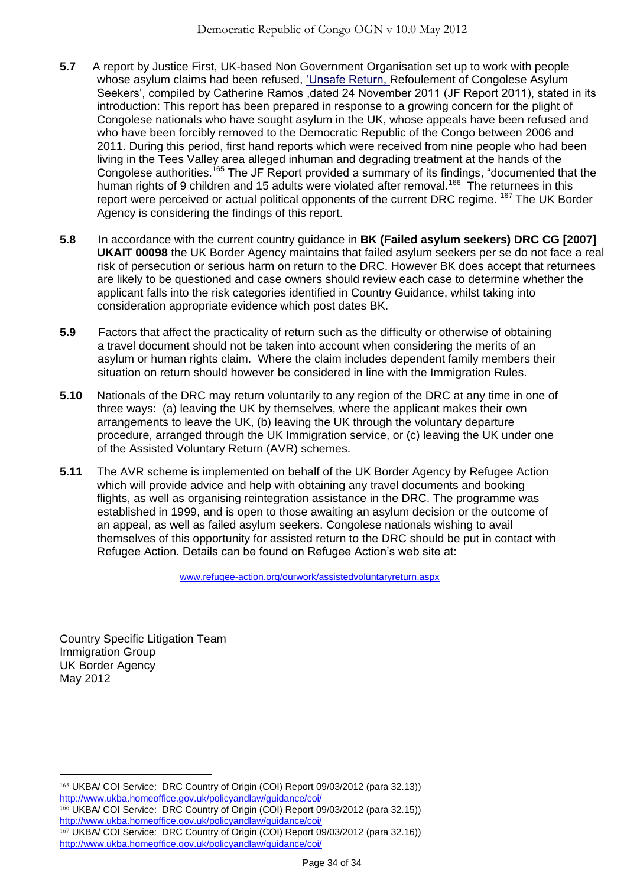**5.7** A report by Justice First, UK-based Non Government Organisation set up to work with people whose asylum claims had been refused, 'Unsafe Return, Refoulement of Congolese Asylum Seekers', compiled by Catherine Ramos ,dated 24 November 2011 (JF Report 2011), stated in its introduction: This report has been prepared in response to a growing concern for the plight of Congolese nationals who have sought asylum in the UK, whose appeals have been refused and who have been forcibly removed to the Democratic Republic of the Congo between 2006 and 2011. During this period, first hand reports which were received from nine people who had been living in the Tees Valley area alleged inhuman and degrading treatment at the hands of the Congolese authorities.[165] The JF Report provided a summary of its findings, "documented that the human rights of 9 children and 15 adults were violated after removal.[166] The returnees in this report were perceived or actual political opponents of the current DRC regime. [167] The UK Border Agency is considering the findings of this report.

**5.8** In accordance with the current country guidance in **BK (Failed asylum seekers) DRC CG [2007] UKAIT 00098** the UK Border Agency maintains that failed asylum seekers per se do not face a real risk of persecution or serious harm on return to the DRC. However BK does accept that returnees are likely to be questioned and case owners should review each case to determine whether the applicant falls into the risk categories identified in Country Guidance, whilst taking into consideration appropriate evidence which post dates BK.

**5.9** Factors that affect the practicality of return such as the difficulty or otherwise of obtaining a travel document should not be taken into account when considering the merits of an asylum or human rights claim. Where the claim includes dependent family members their situation on return should however be considered in line with the Immigration Rules.

**5.10** Nationals of the DRC may return voluntarily to any region of the DRC at any time in one of three ways: (a) leaving the UK by themselves, where the applicant makes their own arrangements to leave the UK, (b) leaving the UK through the voluntary departure procedure, arranged through the UK Immigration service, or (c) leaving the UK under one of the Assisted Voluntary Return (AVR) schemes.

**5.11** The AVR scheme is implemented on behalf of the UK Border Agency by Refugee Action which will provide advice and help with obtaining any travel documents and booking flights, as well as organising reintegration assistance in the DRC. The programme was established in 1999, and is open to those awaiting an asylum decision or the outcome of an appeal, as well as failed asylum seekers. Congolese nationals wishing to avail themselves of this opportunity for assisted return to the DRC should be put in contact with Refugee Action. Details can be found on Refugee Action's web site at:

www.refugee-action.org/ourwork/assistedvoluntaryreturn.aspx

Country Specific Litigation Team
Immigration Group
UK Border Agency
May 2012

---

[165] UKBA/ COI Service: DRC Country of Origin (COI) Report 09/03/2012 (para 32.13)) http://www.ukba.homeoffice.gov.uk/policyandlaw/guidance/coi/

[166] UKBA/ COI Service: DRC Country of Origin (COI) Report 09/03/2012 (para 32.15)) http://www.ukba.homeoffice.gov.uk/policyandlaw/guidance/coi/

[167] UKBA/ COI Service: DRC Country of Origin (COI) Report 09/03/2012 (para 32.16)) http://www.ukba.homeoffice.gov.uk/policyandlaw/guidance/coi/